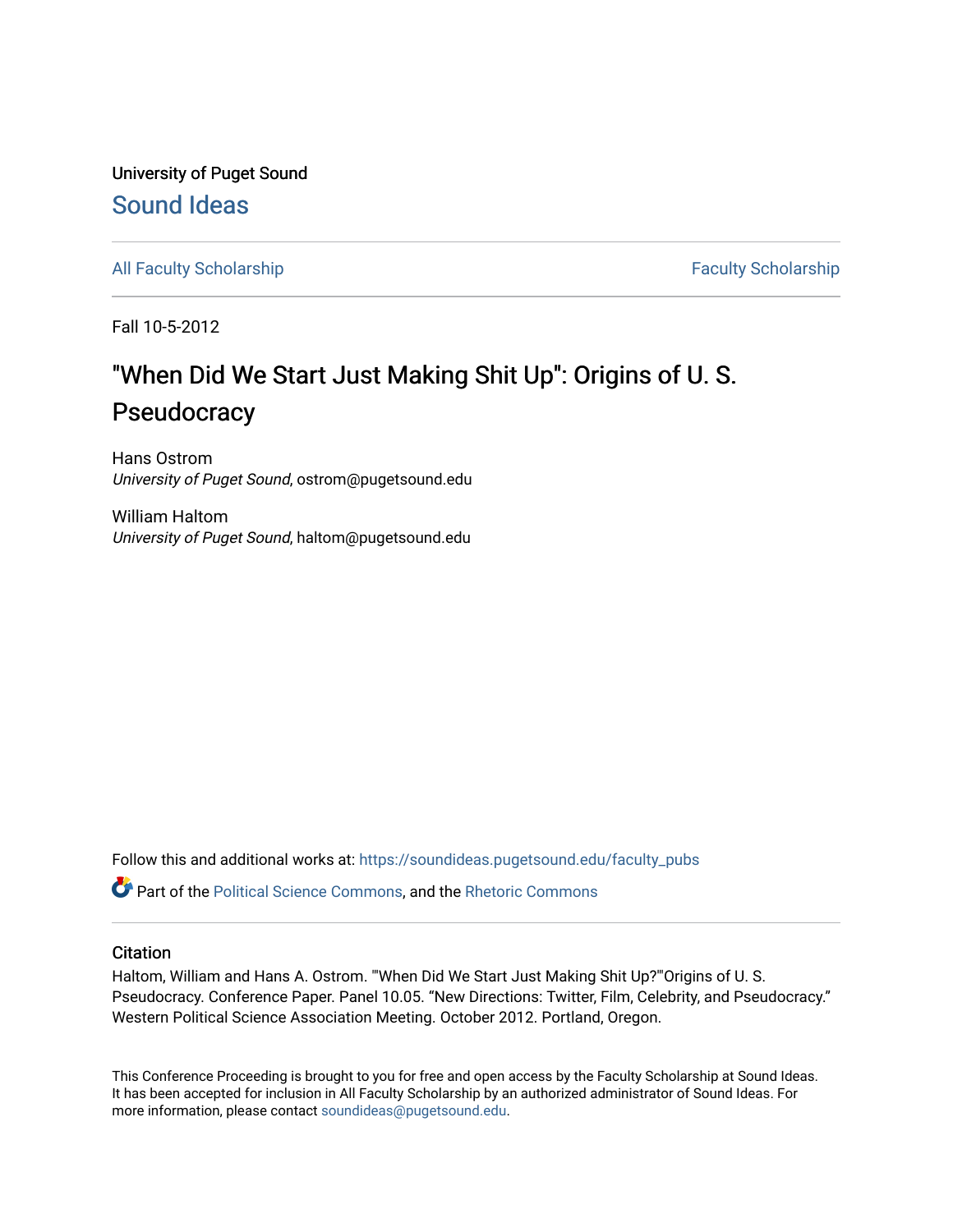University of Puget Sound

# Sound Ideas

All Faculty Scholarship | Faculty Scholarship

Fall 10-5-2012

# "When Did We Start Just Making Shit Up": Origins of U. S. Pseudocracy

Hans Ostrom
*University of Puget Sound*, ostrom@pugetsound.edu

William Haltom
*University of Puget Sound*, haltom@pugetsound.edu

Follow this and additional works at: https://soundideas.pugetsound.edu/faculty_pubs

Part of the Political Science Commons, and the Rhetoric Commons

## Citation

Haltom, William and Hans A. Ostrom. ""When Did We Start Just Making Shit Up?""Origins of U. S. Pseudocracy. Conference Paper. Panel 10.05. "New Directions: Twitter, Film, Celebrity, and Pseudocracy." Western Political Science Association Meeting. October 2012. Portland, Oregon.

This Conference Proceeding is brought to you for free and open access by the Faculty Scholarship at Sound Ideas. It has been accepted for inclusion in All Faculty Scholarship by an authorized administrator of Sound Ideas. For more information, please contact soundideas@pugetsound.edu.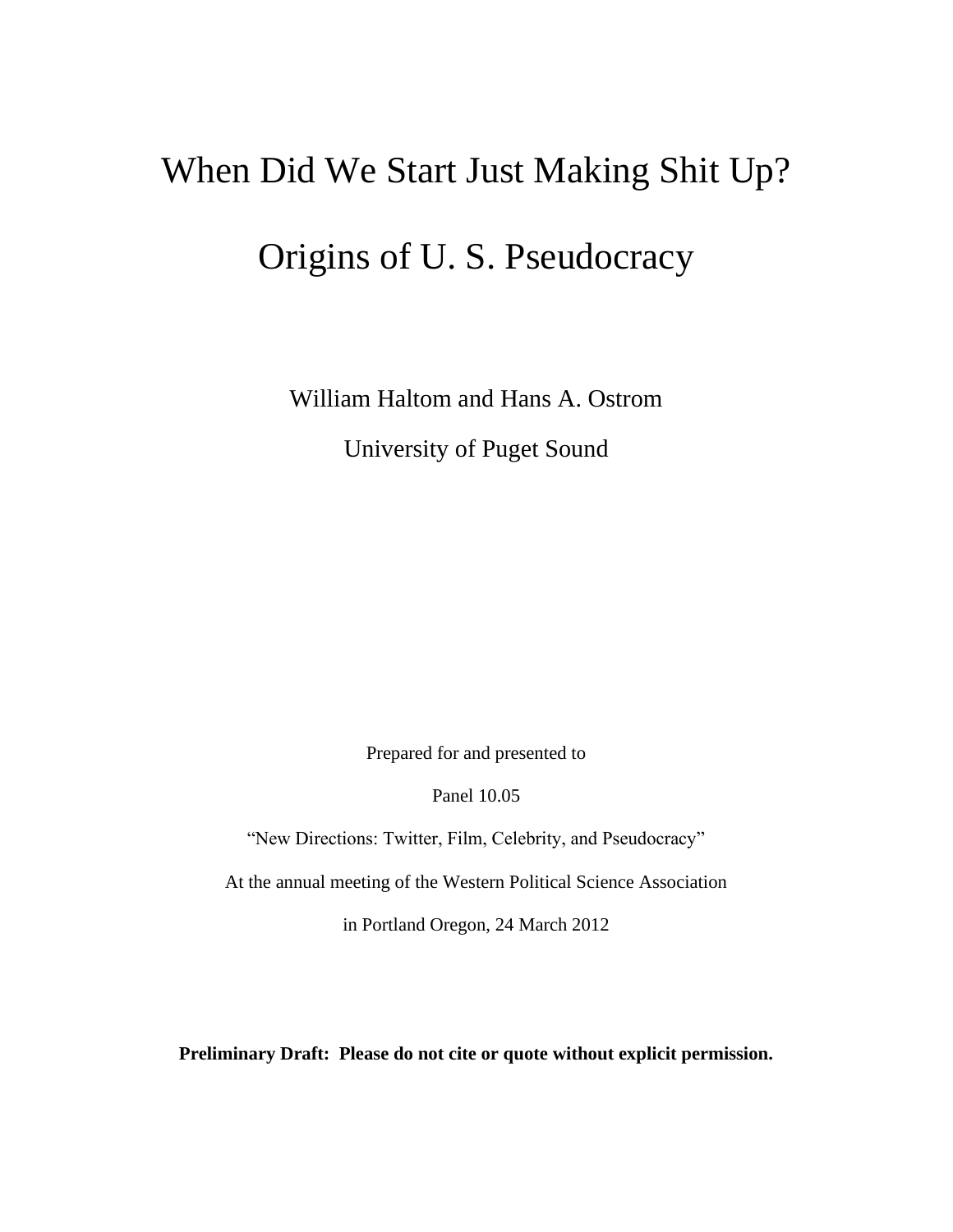# When Did We Start Just Making Shit Up?

# Origins of U. S. Pseudocracy

William Haltom and Hans A. Ostrom

University of Puget Sound

Prepared for and presented to

Panel 10.05

"New Directions: Twitter, Film, Celebrity, and Pseudocracy"

At the annual meeting of the Western Political Science Association

in Portland Oregon, 24 March 2012

**Preliminary Draft: Please do not cite or quote without explicit permission.**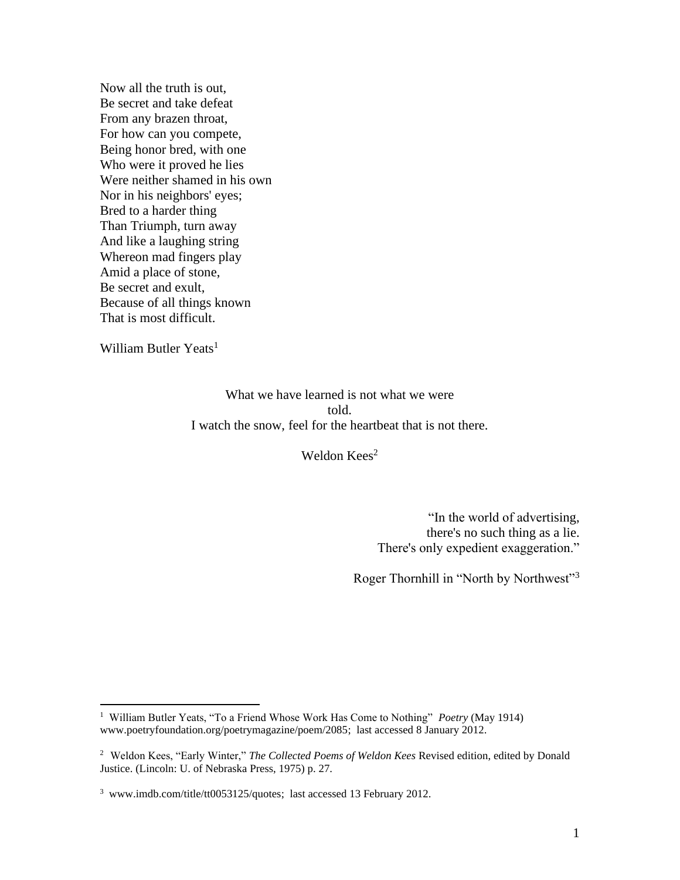Now all the truth is out,
Be secret and take defeat
From any brazen throat,
For how can you compete,
Being honor bred, with one
Who were it proved he lies
Were neither shamed in his own
Nor in his neighbors' eyes;
Bred to a harder thing
Than Triumph, turn away
And like a laughing string
Whereon mad fingers play
Amid a place of stone,
Be secret and exult,
Because of all things known
That is most difficult.

William Butler Yeats[1]

What we have learned is not what we were
told.
I watch the snow, feel for the heartbeat that is not there.

Weldon Kees[2]

"In the world of advertising,
there's no such thing as a lie.
There's only expedient exaggeration."

Roger Thornhill in "North by Northwest"[3]

---

[1] William Butler Yeats, "To a Friend Whose Work Has Come to Nothing" *Poetry* (May 1914) www.poetryfoundation.org/poetrymagazine/poem/2085; last accessed 8 January 2012.

[2] Weldon Kees, "Early Winter," *The Collected Poems of Weldon Kees* Revised edition, edited by Donald Justice. (Lincoln: U. of Nebraska Press, 1975) p. 27.

[3] www.imdb.com/title/tt0053125/quotes; last accessed 13 February 2012.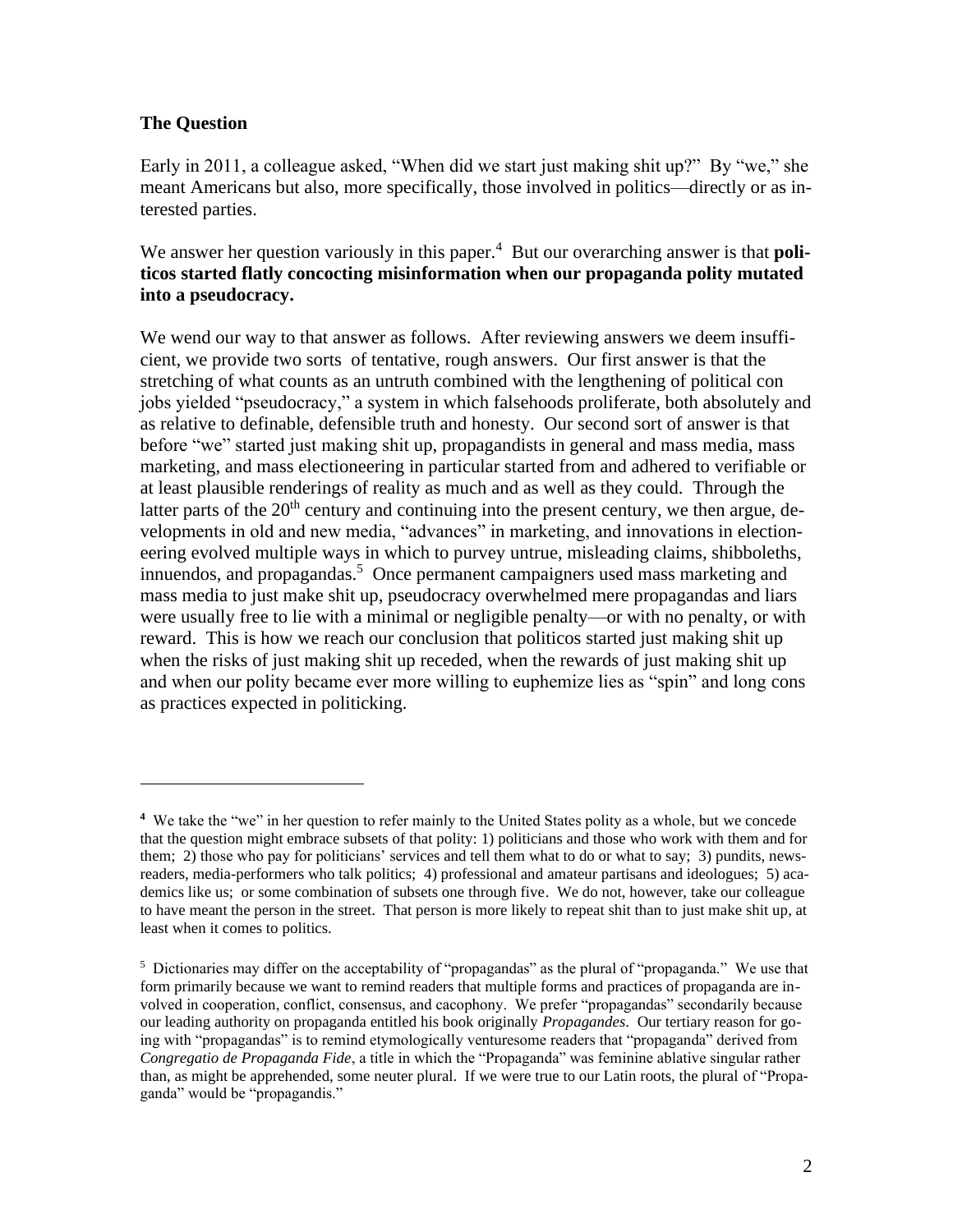### The Question

Early in 2011, a colleague asked, "When did we start just making shit up?" By "we," she meant Americans but also, more specifically, those involved in politics—directly or as interested parties.

We answer her question variously in this paper.[4] But our overarching answer is that **politicos started flatly concocting misinformation when our propaganda polity mutated into a pseudocracy.**

We wend our way to that answer as follows. After reviewing answers we deem insufficient, we provide two sorts of tentative, rough answers. Our first answer is that the stretching of what counts as an untruth combined with the lengthening of political con jobs yielded "pseudocracy," a system in which falsehoods proliferate, both absolutely and as relative to definable, defensible truth and honesty. Our second sort of answer is that before "we" started just making shit up, propagandists in general and mass media, mass marketing, and mass electioneering in particular started from and adhered to verifiable or at least plausible renderings of reality as much and as well as they could. Through the latter parts of the 20th century and continuing into the present century, we then argue, developments in old and new media, "advances" in marketing, and innovations in electioneering evolved multiple ways in which to purvey untrue, misleading claims, shibboleths, innuendos, and propagandas.[5] Once permanent campaigners used mass marketing and mass media to just make shit up, pseudocracy overwhelmed mere propagandas and liars were usually free to lie with a minimal or negligible penalty—or with no penalty, or with reward. This is how we reach our conclusion that politicos started just making shit up when the risks of just making shit up receded, when the rewards of just making shit up and when our polity became ever more willing to euphemize lies as "spin" and long cons as practices expected in politicking.

---

[4] We take the "we" in her question to refer mainly to the United States polity as a whole, but we concede that the question might embrace subsets of that polity: 1) politicians and those who work with them and for them; 2) those who pay for politicians' services and tell them what to do or what to say; 3) pundits, newsreaders, media-performers who talk politics; 4) professional and amateur partisans and ideologues; 5) academics like us; or some combination of subsets one through five. We do not, however, take our colleague to have meant the person in the street. That person is more likely to repeat shit than to just make shit up, at least when it comes to politics.

[5] Dictionaries may differ on the acceptability of "propagandas" as the plural of "propaganda." We use that form primarily because we want to remind readers that multiple forms and practices of propaganda are involved in cooperation, conflict, consensus, and cacophony. We prefer "propagandas" secondarily because our leading authority on propaganda entitled his book originally *Propagandes*. Our tertiary reason for going with "propagandas" is to remind etymologically venturesome readers that "propaganda" derived from *Congregatio de Propaganda Fide*, a title in which the "Propaganda" was feminine ablative singular rather than, as might be apprehended, some neuter plural. If we were true to our Latin roots, the plural of "Propaganda" would be "propagandis."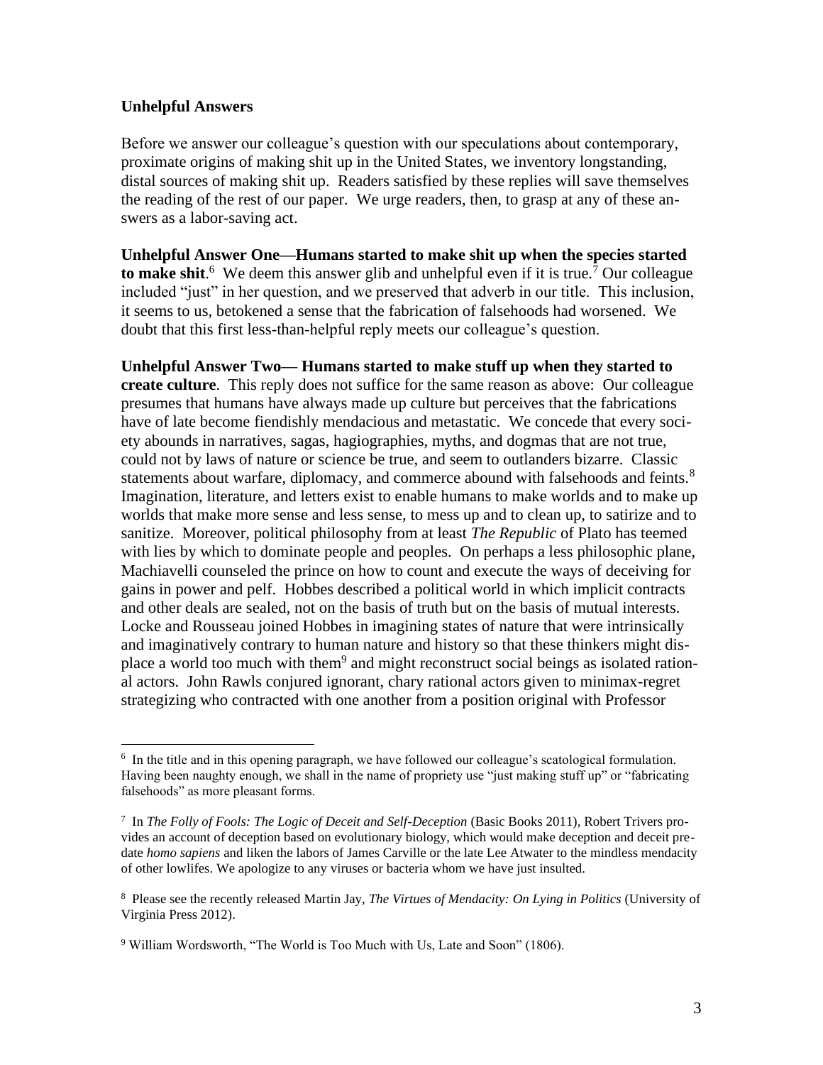## Unhelpful Answers

Before we answer our colleague's question with our speculations about contemporary, proximate origins of making shit up in the United States, we inventory longstanding, distal sources of making shit up. Readers satisfied by these replies will save themselves the reading of the rest of our paper. We urge readers, then, to grasp at any of these answers as a labor-saving act.

**Unhelpful Answer One—Humans started to make shit up when the species started to make shit**.[6] We deem this answer glib and unhelpful even if it is true.[7] Our colleague included "just" in her question, and we preserved that adverb in our title. This inclusion, it seems to us, betokened a sense that the fabrication of falsehoods had worsened. We doubt that this first less-than-helpful reply meets our colleague's question.

**Unhelpful Answer Two— Humans started to make stuff up when they started to create culture**. This reply does not suffice for the same reason as above: Our colleague presumes that humans have always made up culture but perceives that the fabrications have of late become fiendishly mendacious and metastatic. We concede that every society abounds in narratives, sagas, hagiographies, myths, and dogmas that are not true, could not by laws of nature or science be true, and seem to outlanders bizarre. Classic statements about warfare, diplomacy, and commerce abound with falsehoods and feints.[8] Imagination, literature, and letters exist to enable humans to make worlds and to make up worlds that make more sense and less sense, to mess up and to clean up, to satirize and to sanitize. Moreover, political philosophy from at least *The Republic* of Plato has teemed with lies by which to dominate people and peoples. On perhaps a less philosophic plane, Machiavelli counseled the prince on how to count and execute the ways of deceiving for gains in power and pelf. Hobbes described a political world in which implicit contracts and other deals are sealed, not on the basis of truth but on the basis of mutual interests. Locke and Rousseau joined Hobbes in imagining states of nature that were intrinsically and imaginatively contrary to human nature and history so that these thinkers might displace a world too much with them[9] and might reconstruct social beings as isolated rational actors. John Rawls conjured ignorant, chary rational actors given to minimax-regret strategizing who contracted with one another from a position original with Professor

---

[6] In the title and in this opening paragraph, we have followed our colleague's scatological formulation. Having been naughty enough, we shall in the name of propriety use "just making stuff up" or "fabricating falsehoods" as more pleasant forms.

[7] In *The Folly of Fools: The Logic of Deceit and Self-Deception* (Basic Books 2011), Robert Trivers provides an account of deception based on evolutionary biology, which would make deception and deceit predate *homo sapiens* and liken the labors of James Carville or the late Lee Atwater to the mindless mendacity of other lowlifes. We apologize to any viruses or bacteria whom we have just insulted.

[8] Please see the recently released Martin Jay, *The Virtues of Mendacity: On Lying in Politics* (University of Virginia Press 2012).

[9] William Wordsworth, "The World is Too Much with Us, Late and Soon" (1806).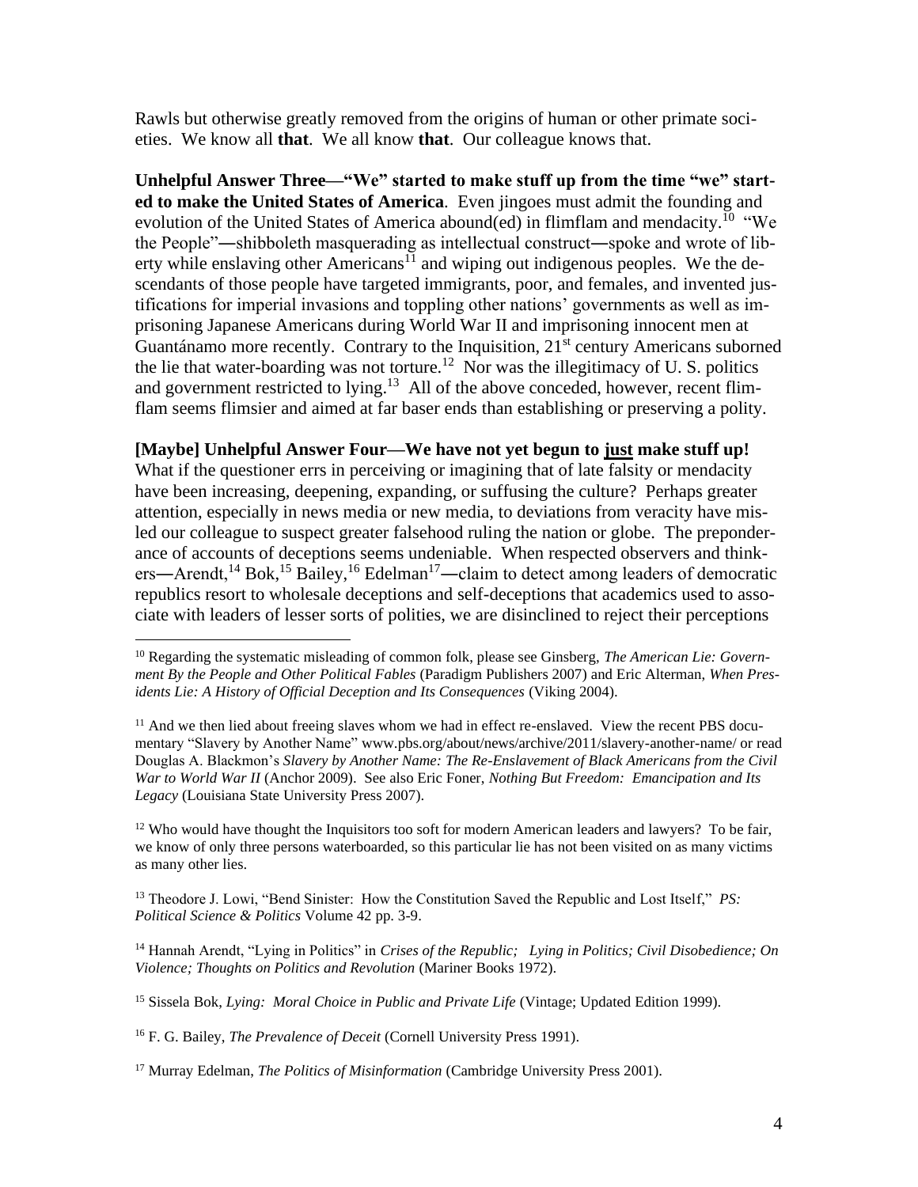Rawls but otherwise greatly removed from the origins of human or other primate societies. We know all **that**. We all know **that**. Our colleague knows that.

**Unhelpful Answer Three—"We" started to make stuff up from the time "we" started to make the United States of America**. Even jingoes must admit the founding and evolution of the United States of America abound(ed) in flimflam and mendacity.[10] "We the People"—shibboleth masquerading as intellectual construct—spoke and wrote of liberty while enslaving other Americans[11] and wiping out indigenous peoples. We the descendants of those people have targeted immigrants, poor, and females, and invented justifications for imperial invasions and toppling other nations' governments as well as imprisoning Japanese Americans during World War II and imprisoning innocent men at Guantánamo more recently. Contrary to the Inquisition, 21st century Americans suborned the lie that water-boarding was not torture.[12] Nor was the illegitimacy of U. S. politics and government restricted to lying.[13] All of the above conceded, however, recent flimflam seems flimsier and aimed at far baser ends than establishing or preserving a polity.

**[Maybe] Unhelpful Answer Four—We have not yet begun to <u>just</u> make stuff up!** What if the questioner errs in perceiving or imagining that of late falsity or mendacity have been increasing, deepening, expanding, or suffusing the culture? Perhaps greater attention, especially in news media or new media, to deviations from veracity have misled our colleague to suspect greater falsehood ruling the nation or globe. The preponderance of accounts of deceptions seems undeniable. When respected observers and thinkers—Arendt,[14] Bok,[15] Bailey,[16] Edelman[17]—claim to detect among leaders of democratic republics resort to wholesale deceptions and self-deceptions that academics used to associate with leaders of lesser sorts of polities, we are disinclined to reject their perceptions

---

[10] Regarding the systematic misleading of common folk, please see Ginsberg, *The American Lie: Government By the People and Other Political Fables* (Paradigm Publishers 2007) and Eric Alterman, *When Presidents Lie: A History of Official Deception and Its Consequences* (Viking 2004).

[11] And we then lied about freeing slaves whom we had in effect re-enslaved. View the recent PBS documentary "Slavery by Another Name" www.pbs.org/about/news/archive/2011/slavery-another-name/ or read Douglas A. Blackmon's *Slavery by Another Name: The Re-Enslavement of Black Americans from the Civil War to World War II* (Anchor 2009). See also Eric Foner, *Nothing But Freedom: Emancipation and Its Legacy* (Louisiana State University Press 2007).

[12] Who would have thought the Inquisitors too soft for modern American leaders and lawyers? To be fair, we know of only three persons waterboarded, so this particular lie has not been visited on as many victims as many other lies.

[13] Theodore J. Lowi, "Bend Sinister: How the Constitution Saved the Republic and Lost Itself," *PS: Political Science & Politics* Volume 42 pp. 3-9.

[14] Hannah Arendt, "Lying in Politics" in *Crises of the Republic; Lying in Politics; Civil Disobedience; On Violence; Thoughts on Politics and Revolution* (Mariner Books 1972).

[15] Sissela Bok, *Lying: Moral Choice in Public and Private Life* (Vintage; Updated Edition 1999).

[16] F. G. Bailey, *The Prevalence of Deceit* (Cornell University Press 1991).

[17] Murray Edelman, *The Politics of Misinformation* (Cambridge University Press 2001).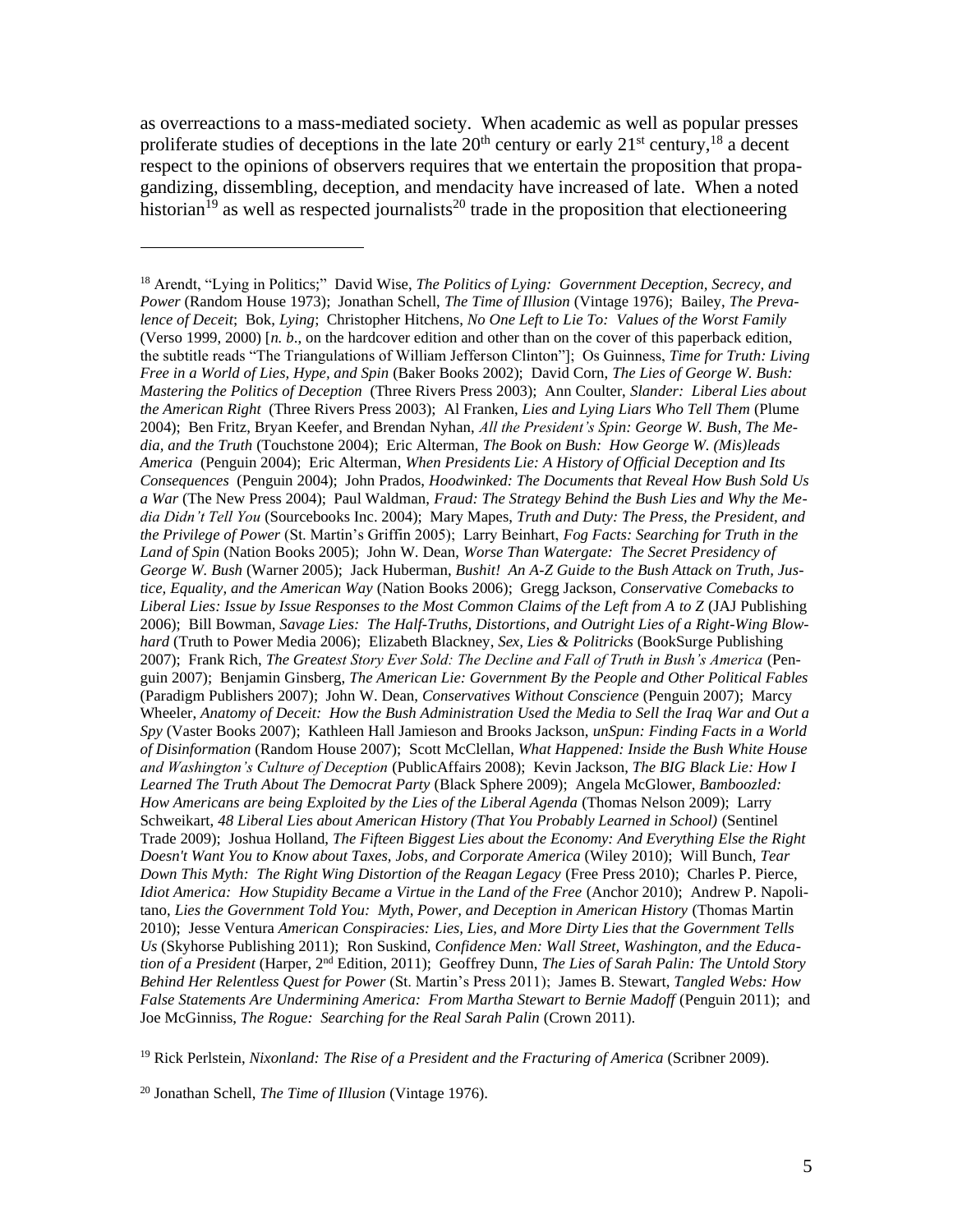as overreactions to a mass-mediated society. When academic as well as popular presses proliferate studies of deceptions in the late 20th century or early 21st century,[18] a decent respect to the opinions of observers requires that we entertain the proposition that propagandizing, dissembling, deception, and mendacity have increased of late. When a noted historian[19] as well as respected journalists[20] trade in the proposition that electioneering

---

[18] Arendt, "Lying in Politics;" David Wise, *The Politics of Lying: Government Deception, Secrecy, and Power* (Random House 1973); Jonathan Schell, *The Time of Illusion* (Vintage 1976); Bailey, *The Prevalence of Deceit*; Bok, *Lying*; Christopher Hitchens, *No One Left to Lie To: Values of the Worst Family* (Verso 1999, 2000) [*n. b*., on the hardcover edition and other than on the cover of this paperback edition, the subtitle reads "The Triangulations of William Jefferson Clinton"]; Os Guinness, *Time for Truth: Living Free in a World of Lies, Hype, and Spin* (Baker Books 2002); David Corn, *The Lies of George W. Bush: Mastering the Politics of Deception* (Three Rivers Press 2003); Ann Coulter, *Slander: Liberal Lies about the American Right* (Three Rivers Press 2003); Al Franken, *Lies and Lying Liars Who Tell Them* (Plume 2004); Ben Fritz, Bryan Keefer, and Brendan Nyhan, *All the President's Spin: George W. Bush, The Media, and the Truth* (Touchstone 2004); Eric Alterman, *The Book on Bush: How George W. (Mis)leads America* (Penguin 2004); Eric Alterman, *When Presidents Lie: A History of Official Deception and Its Consequences* (Penguin 2004); John Prados, *Hoodwinked: The Documents that Reveal How Bush Sold Us a War* (The New Press 2004); Paul Waldman, *Fraud: The Strategy Behind the Bush Lies and Why the Media Didn't Tell You* (Sourcebooks Inc. 2004); Mary Mapes, *Truth and Duty: The Press, the President, and the Privilege of Power* (St. Martin's Griffin 2005); Larry Beinhart, *Fog Facts: Searching for Truth in the Land of Spin* (Nation Books 2005); John W. Dean, *Worse Than Watergate: The Secret Presidency of George W. Bush* (Warner 2005); Jack Huberman, *Bushit! An A-Z Guide to the Bush Attack on Truth, Justice, Equality, and the American Way* (Nation Books 2006); Gregg Jackson, *Conservative Comebacks to Liberal Lies: Issue by Issue Responses to the Most Common Claims of the Left from A to Z* (JAJ Publishing 2006); Bill Bowman, *Savage Lies: The Half-Truths, Distortions, and Outright Lies of a Right-Wing Blowhard* (Truth to Power Media 2006); Elizabeth Blackney, *Sex, Lies & Politricks* (BookSurge Publishing 2007); Frank Rich, *The Greatest Story Ever Sold: The Decline and Fall of Truth in Bush's America* (Penguin 2007); Benjamin Ginsberg, *The American Lie: Government By the People and Other Political Fables* (Paradigm Publishers 2007); John W. Dean, *Conservatives Without Conscience* (Penguin 2007); Marcy Wheeler, *Anatomy of Deceit: How the Bush Administration Used the Media to Sell the Iraq War and Out a Spy* (Vaster Books 2007); Kathleen Hall Jamieson and Brooks Jackson, *unSpun: Finding Facts in a World of Disinformation* (Random House 2007); Scott McClellan, *What Happened: Inside the Bush White House and Washington's Culture of Deception* (PublicAffairs 2008); Kevin Jackson, *The BIG Black Lie: How I Learned The Truth About The Democrat Party* (Black Sphere 2009); Angela McGlower, *Bamboozled: How Americans are being Exploited by the Lies of the Liberal Agenda* (Thomas Nelson 2009); Larry Schweikart, *48 Liberal Lies about American History (That You Probably Learned in School)* (Sentinel Trade 2009); Joshua Holland, *The Fifteen Biggest Lies about the Economy: And Everything Else the Right Doesn't Want You to Know about Taxes, Jobs, and Corporate America* (Wiley 2010); Will Bunch, *Tear Down This Myth: The Right Wing Distortion of the Reagan Legacy* (Free Press 2010); Charles P. Pierce, *Idiot America: How Stupidity Became a Virtue in the Land of the Free* (Anchor 2010); Andrew P. Napolitano, *Lies the Government Told You: Myth, Power, and Deception in American History* (Thomas Martin 2010); Jesse Ventura *American Conspiracies: Lies, Lies, and More Dirty Lies that the Government Tells Us* (Skyhorse Publishing 2011); Ron Suskind, *Confidence Men: Wall Street, Washington, and the Education of a President* (Harper, 2nd Edition, 2011); Geoffrey Dunn, *The Lies of Sarah Palin: The Untold Story Behind Her Relentless Quest for Power* (St. Martin's Press 2011); James B. Stewart, *Tangled Webs: How False Statements Are Undermining America: From Martha Stewart to Bernie Madoff* (Penguin 2011); and Joe McGinniss, *The Rogue: Searching for the Real Sarah Palin* (Crown 2011).

[19] Rick Perlstein, *Nixonland: The Rise of a President and the Fracturing of America* (Scribner 2009).

[20] Jonathan Schell, *The Time of Illusion* (Vintage 1976).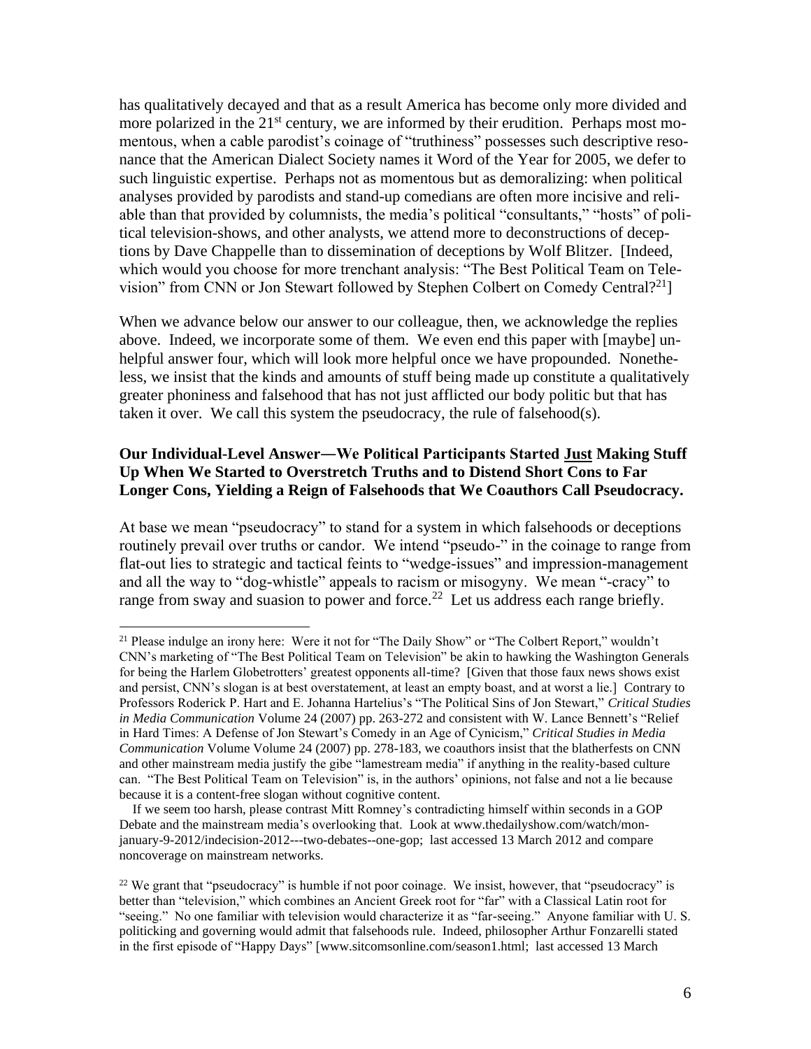has qualitatively decayed and that as a result America has become only more divided and more polarized in the 21st century, we are informed by their erudition. Perhaps most momentous, when a cable parodist's coinage of "truthiness" possesses such descriptive resonance that the American Dialect Society names it Word of the Year for 2005, we defer to such linguistic expertise. Perhaps not as momentous but as demoralizing: when political analyses provided by parodists and stand-up comedians are often more incisive and reliable than that provided by columnists, the media's political "consultants," "hosts" of political television-shows, and other analysts, we attend more to deconstructions of deceptions by Dave Chappelle than to dissemination of deceptions by Wolf Blitzer. [Indeed, which would you choose for more trenchant analysis: "The Best Political Team on Television" from CNN or Jon Stewart followed by Stephen Colbert on Comedy Central?[21]]

When we advance below our answer to our colleague, then, we acknowledge the replies above. Indeed, we incorporate some of them. We even end this paper with [maybe] unhelpful answer four, which will look more helpful once we have propounded. Nonetheless, we insist that the kinds and amounts of stuff being made up constitute a qualitatively greater phoniness and falsehood that has not just afflicted our body politic but that has taken it over. We call this system the pseudocracy, the rule of falsehood(s).

### Our Individual-Level Answer—We Political Participants Started Just Making Stuff Up When We Started to Overstretch Truths and to Distend Short Cons to Far Longer Cons, Yielding a Reign of Falsehoods that We Coauthors Call Pseudocracy.

At base we mean "pseudocracy" to stand for a system in which falsehoods or deceptions routinely prevail over truths or candor. We intend "pseudo-" in the coinage to range from flat-out lies to strategic and tactical feints to "wedge-issues" and impression-management and all the way to "dog-whistle" appeals to racism or misogyny. We mean "-cracy" to range from sway and suasion to power and force.[22] Let us address each range briefly.

---

[21] Please indulge an irony here: Were it not for "The Daily Show" or "The Colbert Report," wouldn't CNN's marketing of "The Best Political Team on Television" be akin to hawking the Washington Generals for being the Harlem Globetrotters' greatest opponents all-time? [Given that those faux news shows exist and persist, CNN's slogan is at best overstatement, at least an empty boast, and at worst a lie.] Contrary to Professors Roderick P. Hart and E. Johanna Hartelius's "The Political Sins of Jon Stewart," *Critical Studies in Media Communication* Volume 24 (2007) pp. 263-272 and consistent with W. Lance Bennett's "Relief in Hard Times: A Defense of Jon Stewart's Comedy in an Age of Cynicism," *Critical Studies in Media Communication* Volume Volume 24 (2007) pp. 278-183, we coauthors insist that the blatherfests on CNN and other mainstream media justify the gibe "lamestream media" if anything in the reality-based culture can. "The Best Political Team on Television" is, in the authors' opinions, not false and not a lie because because it is a content-free slogan without cognitive content.

If we seem too harsh, please contrast Mitt Romney's contradicting himself within seconds in a GOP Debate and the mainstream media's overlooking that. Look at www.thedailyshow.com/watch/mon-january-9-2012/indecision-2012---two-debates--one-gop; last accessed 13 March 2012 and compare noncoverage on mainstream networks.

[22] We grant that "pseudocracy" is humble if not poor coinage. We insist, however, that "pseudocracy" is better than "television," which combines an Ancient Greek root for "far" with a Classical Latin root for "seeing." No one familiar with television would characterize it as "far-seeing." Anyone familiar with U. S. politicking and governing would admit that falsehoods rule. Indeed, philosopher Arthur Fonzarelli stated in the first episode of "Happy Days" [www.sitcomsonline.com/season1.html; last accessed 13 March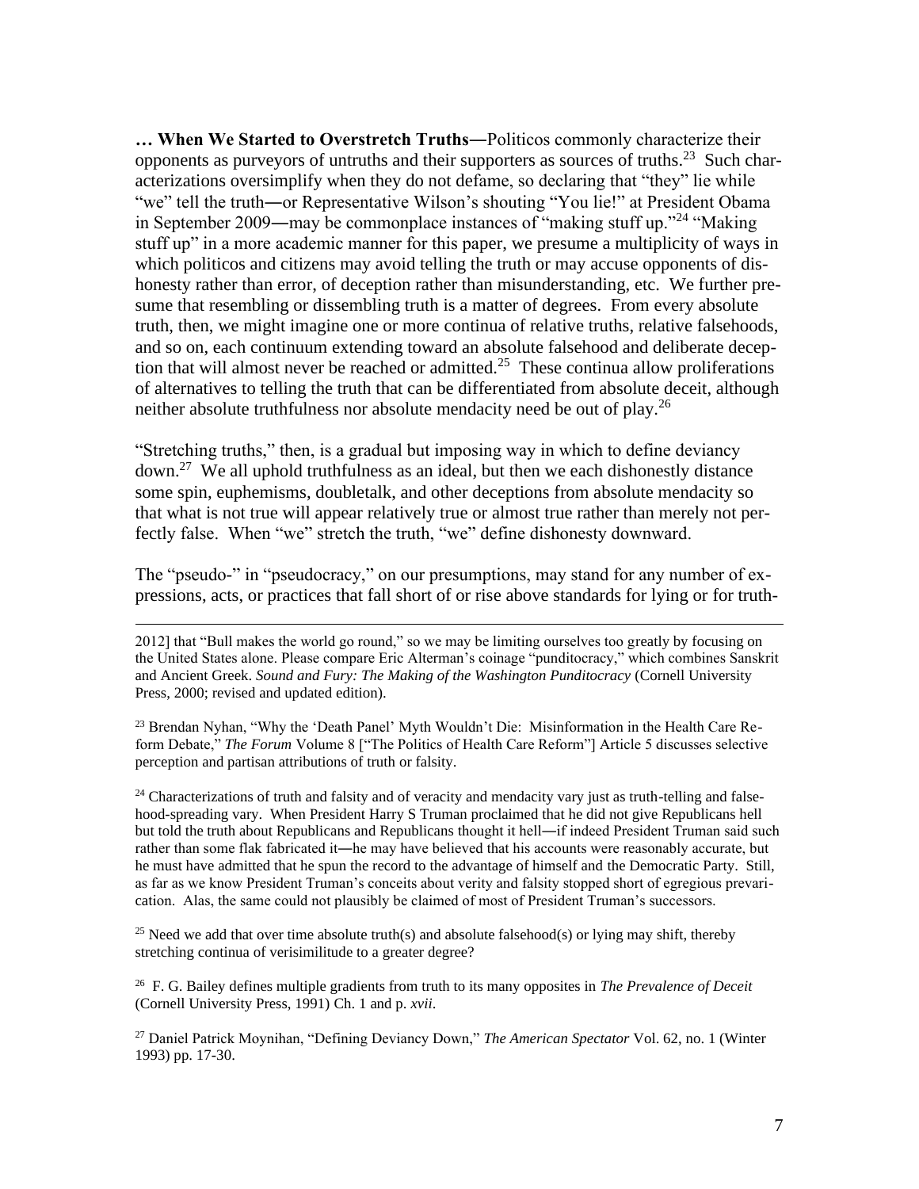**… When We Started to Overstretch Truths**—Politicos commonly characterize their opponents as purveyors of untruths and their supporters as sources of truths.[23] Such characterizations oversimplify when they do not defame, so declaring that "they" lie while "we" tell the truth—or Representative Wilson's shouting "You lie!" at President Obama in September 2009—may be commonplace instances of "making stuff up."[24] "Making stuff up" in a more academic manner for this paper, we presume a multiplicity of ways in which politicos and citizens may avoid telling the truth or may accuse opponents of dishonesty rather than error, of deception rather than misunderstanding, etc. We further presume that resembling or dissembling truth is a matter of degrees. From every absolute truth, then, we might imagine one or more continua of relative truths, relative falsehoods, and so on, each continuum extending toward an absolute falsehood and deliberate deception that will almost never be reached or admitted.[25] These continua allow proliferations of alternatives to telling the truth that can be differentiated from absolute deceit, although neither absolute truthfulness nor absolute mendacity need be out of play.[26]

"Stretching truths," then, is a gradual but imposing way in which to define deviancy down.[27] We all uphold truthfulness as an ideal, but then we each dishonestly distance some spin, euphemisms, doubletalk, and other deceptions from absolute mendacity so that what is not true will appear relatively true or almost true rather than merely not perfectly false. When "we" stretch the truth, "we" define dishonesty downward.

The "pseudo-" in "pseudocracy," on our presumptions, may stand for any number of expressions, acts, or practices that fall short of or rise above standards for lying or for truth-

---

2012] that "Bull makes the world go round," so we may be limiting ourselves too greatly by focusing on the United States alone. Please compare Eric Alterman's coinage "punditocracy," which combines Sanskrit and Ancient Greek. *Sound and Fury: The Making of the Washington Punditocracy* (Cornell University Press, 2000; revised and updated edition).

[23] Brendan Nyhan, "Why the 'Death Panel' Myth Wouldn't Die: Misinformation in the Health Care Reform Debate," *The Forum* Volume 8 ["The Politics of Health Care Reform"] Article 5 discusses selective perception and partisan attributions of truth or falsity.

[24] Characterizations of truth and falsity and of veracity and mendacity vary just as truth-telling and falsehood-spreading vary. When President Harry S Truman proclaimed that he did not give Republicans hell but told the truth about Republicans and Republicans thought it hell—if indeed President Truman said such rather than some flak fabricated it—he may have believed that his accounts were reasonably accurate, but he must have admitted that he spun the record to the advantage of himself and the Democratic Party. Still, as far as we know President Truman's conceits about verity and falsity stopped short of egregious prevarication. Alas, the same could not plausibly be claimed of most of President Truman's successors.

[25] Need we add that over time absolute truth(s) and absolute falsehood(s) or lying may shift, thereby stretching continua of verisimilitude to a greater degree?

[26] F. G. Bailey defines multiple gradients from truth to its many opposites in *The Prevalence of Deceit* (Cornell University Press, 1991) Ch. 1 and p. *xvii*.

[27] Daniel Patrick Moynihan, "Defining Deviancy Down," *The American Spectator* Vol. 62, no. 1 (Winter 1993) pp. 17-30.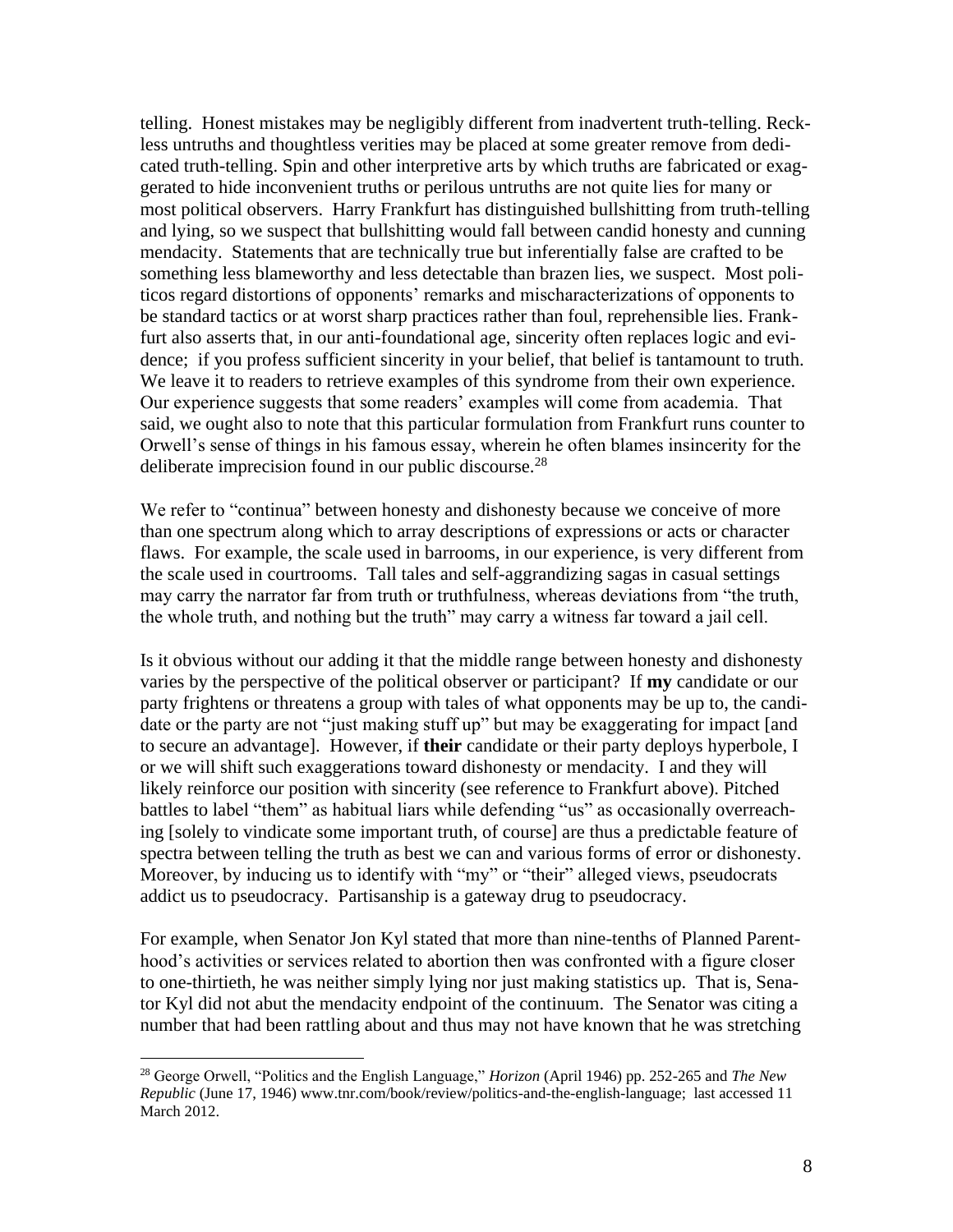telling. Honest mistakes may be negligibly different from inadvertent truth-telling. Reckless untruths and thoughtless verities may be placed at some greater remove from dedicated truth-telling. Spin and other interpretive arts by which truths are fabricated or exaggerated to hide inconvenient truths or perilous untruths are not quite lies for many or most political observers. Harry Frankfurt has distinguished bullshitting from truth-telling and lying, so we suspect that bullshitting would fall between candid honesty and cunning mendacity. Statements that are technically true but inferentially false are crafted to be something less blameworthy and less detectable than brazen lies, we suspect. Most politicos regard distortions of opponents' remarks and mischaracterizations of opponents to be standard tactics or at worst sharp practices rather than foul, reprehensible lies. Frankfurt also asserts that, in our anti-foundational age, sincerity often replaces logic and evidence; if you profess sufficient sincerity in your belief, that belief is tantamount to truth. We leave it to readers to retrieve examples of this syndrome from their own experience. Our experience suggests that some readers' examples will come from academia. That said, we ought also to note that this particular formulation from Frankfurt runs counter to Orwell's sense of things in his famous essay, wherein he often blames insincerity for the deliberate imprecision found in our public discourse.[28]

We refer to "continua" between honesty and dishonesty because we conceive of more than one spectrum along which to array descriptions of expressions or acts or character flaws. For example, the scale used in barrooms, in our experience, is very different from the scale used in courtrooms. Tall tales and self-aggrandizing sagas in casual settings may carry the narrator far from truth or truthfulness, whereas deviations from "the truth, the whole truth, and nothing but the truth" may carry a witness far toward a jail cell.

Is it obvious without our adding it that the middle range between honesty and dishonesty varies by the perspective of the political observer or participant? If **my** candidate or our party frightens or threatens a group with tales of what opponents may be up to, the candidate or the party are not "just making stuff up" but may be exaggerating for impact [and to secure an advantage]. However, if **their** candidate or their party deploys hyperbole, I or we will shift such exaggerations toward dishonesty or mendacity. I and they will likely reinforce our position with sincerity (see reference to Frankfurt above). Pitched battles to label "them" as habitual liars while defending "us" as occasionally overreaching [solely to vindicate some important truth, of course] are thus a predictable feature of spectra between telling the truth as best we can and various forms of error or dishonesty. Moreover, by inducing us to identify with "my" or "their" alleged views, pseudocrats addict us to pseudocracy. Partisanship is a gateway drug to pseudocracy.

For example, when Senator Jon Kyl stated that more than nine-tenths of Planned Parenthood's activities or services related to abortion then was confronted with a figure closer to one-thirtieth, he was neither simply lying nor just making statistics up. That is, Senator Kyl did not abut the mendacity endpoint of the continuum. The Senator was citing a number that had been rattling about and thus may not have known that he was stretching

---

[28] George Orwell, "Politics and the English Language," *Horizon* (April 1946) pp. 252-265 and *The New Republic* (June 17, 1946) www.tnr.com/book/review/politics-and-the-english-language; last accessed 11 March 2012.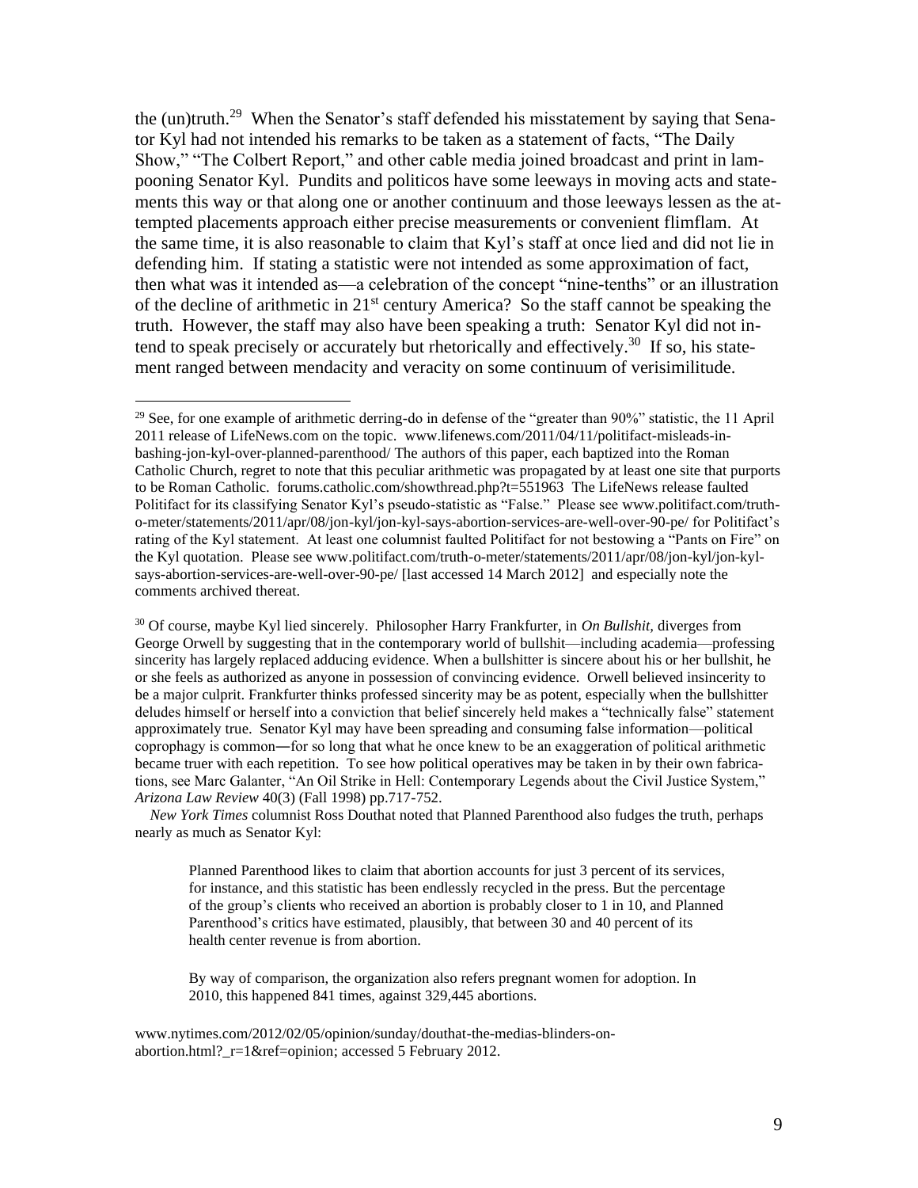the (un)truth.[29] When the Senator's staff defended his misstatement by saying that Senator Kyl had not intended his remarks to be taken as a statement of facts, "The Daily Show," "The Colbert Report," and other cable media joined broadcast and print in lampooning Senator Kyl. Pundits and politicos have some leeways in moving acts and statements this way or that along one or another continuum and those leeways lessen as the attempted placements approach either precise measurements or convenient flimflam. At the same time, it is also reasonable to claim that Kyl's staff at once lied and did not lie in defending him. If stating a statistic were not intended as some approximation of fact, then what was it intended as—a celebration of the concept "nine-tenths" or an illustration of the decline of arithmetic in 21st century America? So the staff cannot be speaking the truth. However, the staff may also have been speaking a truth: Senator Kyl did not intend to speak precisely or accurately but rhetorically and effectively.[30] If so, his statement ranged between mendacity and veracity on some continuum of verisimilitude.

---

[29] See, for one example of arithmetic derring-do in defense of the "greater than 90%" statistic, the 11 April 2011 release of LifeNews.com on the topic. www.lifenews.com/2011/04/11/politifact-misleads-in-bashing-jon-kyl-over-planned-parenthood/ The authors of this paper, each baptized into the Roman Catholic Church, regret to note that this peculiar arithmetic was propagated by at least one site that purports to be Roman Catholic. forums.catholic.com/showthread.php?t=551963 The LifeNews release faulted Politifact for its classifying Senator Kyl's pseudo-statistic as "False." Please see www.politifact.com/truth-o-meter/statements/2011/apr/08/jon-kyl/jon-kyl-says-abortion-services-are-well-over-90-pe/ for Politifact's rating of the Kyl statement. At least one columnist faulted Politifact for not bestowing a "Pants on Fire" on the Kyl quotation. Please see www.politifact.com/truth-o-meter/statements/2011/apr/08/jon-kyl/jon-kyl-says-abortion-services-are-well-over-90-pe/ [last accessed 14 March 2012] and especially note the comments archived thereat.

[30] Of course, maybe Kyl lied sincerely. Philosopher Harry Frankfurter, in *On Bullshit,* diverges from George Orwell by suggesting that in the contemporary world of bullshit—including academia—professing sincerity has largely replaced adducing evidence. When a bullshitter is sincere about his or her bullshit, he or she feels as authorized as anyone in possession of convincing evidence. Orwell believed insincerity to be a major culprit. Frankfurter thinks professed sincerity may be as potent, especially when the bullshitter deludes himself or herself into a conviction that belief sincerely held makes a "technically false" statement approximately true. Senator Kyl may have been spreading and consuming false information—political coprophagy is common—for so long that what he once knew to be an exaggeration of political arithmetic became truer with each repetition. To see how political operatives may be taken in by their own fabrications, see Marc Galanter, "An Oil Strike in Hell: Contemporary Legends about the Civil Justice System," *Arizona Law Review* 40(3) (Fall 1998) pp.717-752.

*New York Times* columnist Ross Douthat noted that Planned Parenthood also fudges the truth, perhaps nearly as much as Senator Kyl:

> Planned Parenthood likes to claim that abortion accounts for just 3 percent of its services, for instance, and this statistic has been endlessly recycled in the press. But the percentage of the group's clients who received an abortion is probably closer to 1 in 10, and Planned Parenthood's critics have estimated, plausibly, that between 30 and 40 percent of its health center revenue is from abortion.
>
> By way of comparison, the organization also refers pregnant women for adoption. In 2010, this happened 841 times, against 329,445 abortions.

www.nytimes.com/2012/02/05/opinion/sunday/douthat-the-medias-blinders-on-abortion.html?_r=1&ref=opinion; accessed 5 February 2012.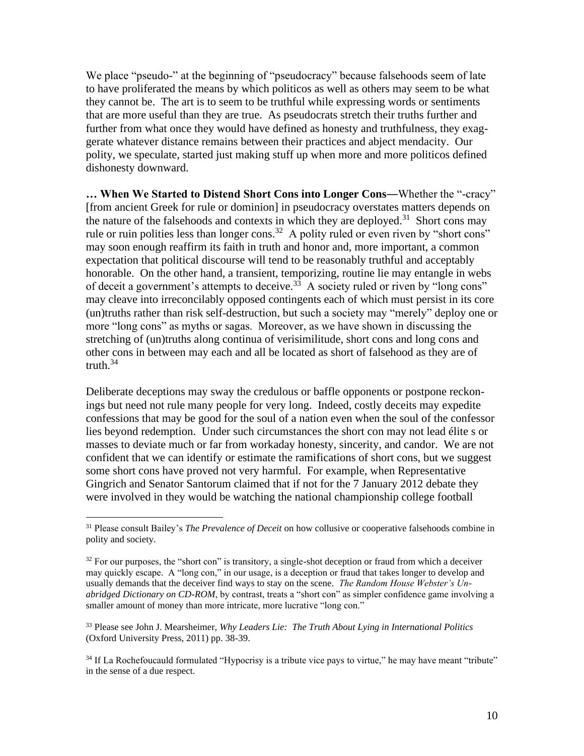We place "pseudo-" at the beginning of "pseudocracy" because falsehoods seem of late to have proliferated the means by which politicos as well as others may seem to be what they cannot be. The art is to seem to be truthful while expressing words or sentiments that are more useful than they are true. As pseudocrats stretch their truths further and further from what once they would have defined as honesty and truthfulness, they exaggerate whatever distance remains between their practices and abject mendacity. Our polity, we speculate, started just making stuff up when more and more politicos defined dishonesty downward.

**… When We Started to Distend Short Cons into Longer Cons—**Whether the "-cracy" [from ancient Greek for rule or dominion] in pseudocracy overstates matters depends on the nature of the falsehoods and contexts in which they are deployed.[31] Short cons may rule or ruin polities less than longer cons.[32] A polity ruled or even riven by "short cons" may soon enough reaffirm its faith in truth and honor and, more important, a common expectation that political discourse will tend to be reasonably truthful and acceptably honorable. On the other hand, a transient, temporizing, routine lie may entangle in webs of deceit a government's attempts to deceive.[33] A society ruled or riven by "long cons" may cleave into irreconcilably opposed contingents each of which must persist in its core (un)truths rather than risk self-destruction, but such a society may "merely" deploy one or more "long cons" as myths or sagas. Moreover, as we have shown in discussing the stretching of (un)truths along continua of verisimilitude, short cons and long cons and other cons in between may each and all be located as short of falsehood as they are of truth.[34]

Deliberate deceptions may sway the credulous or baffle opponents or postpone reckonings but need not rule many people for very long. Indeed, costly deceits may expedite confessions that may be good for the soul of a nation even when the soul of the confessor lies beyond redemption. Under such circumstances the short con may not lead élite s or masses to deviate much or far from workaday honesty, sincerity, and candor. We are not confident that we can identify or estimate the ramifications of short cons, but we suggest some short cons have proved not very harmful. For example, when Representative Gingrich and Senator Santorum claimed that if not for the 7 January 2012 debate they were involved in they would be watching the national championship college football

---

[31] Please consult Bailey's *The Prevalence of Deceit* on how collusive or cooperative falsehoods combine in polity and society.

[32] For our purposes, the "short con" is transitory, a single-shot deception or fraud from which a deceiver may quickly escape. A "long con," in our usage, is a deception or fraud that takes longer to develop and usually demands that the deceiver find ways to stay on the scene. *The Random House Webster's Unabridged Dictionary on CD-ROM*, by contrast, treats a "short con" as simpler confidence game involving a smaller amount of money than more intricate, more lucrative "long con."

[33] Please see John J. Mearsheimer, *Why Leaders Lie: The Truth About Lying in International Politics* (Oxford University Press, 2011) pp. 38-39.

[34] If La Rochefoucauld formulated "Hypocrisy is a tribute vice pays to virtue," he may have meant "tribute" in the sense of a due respect.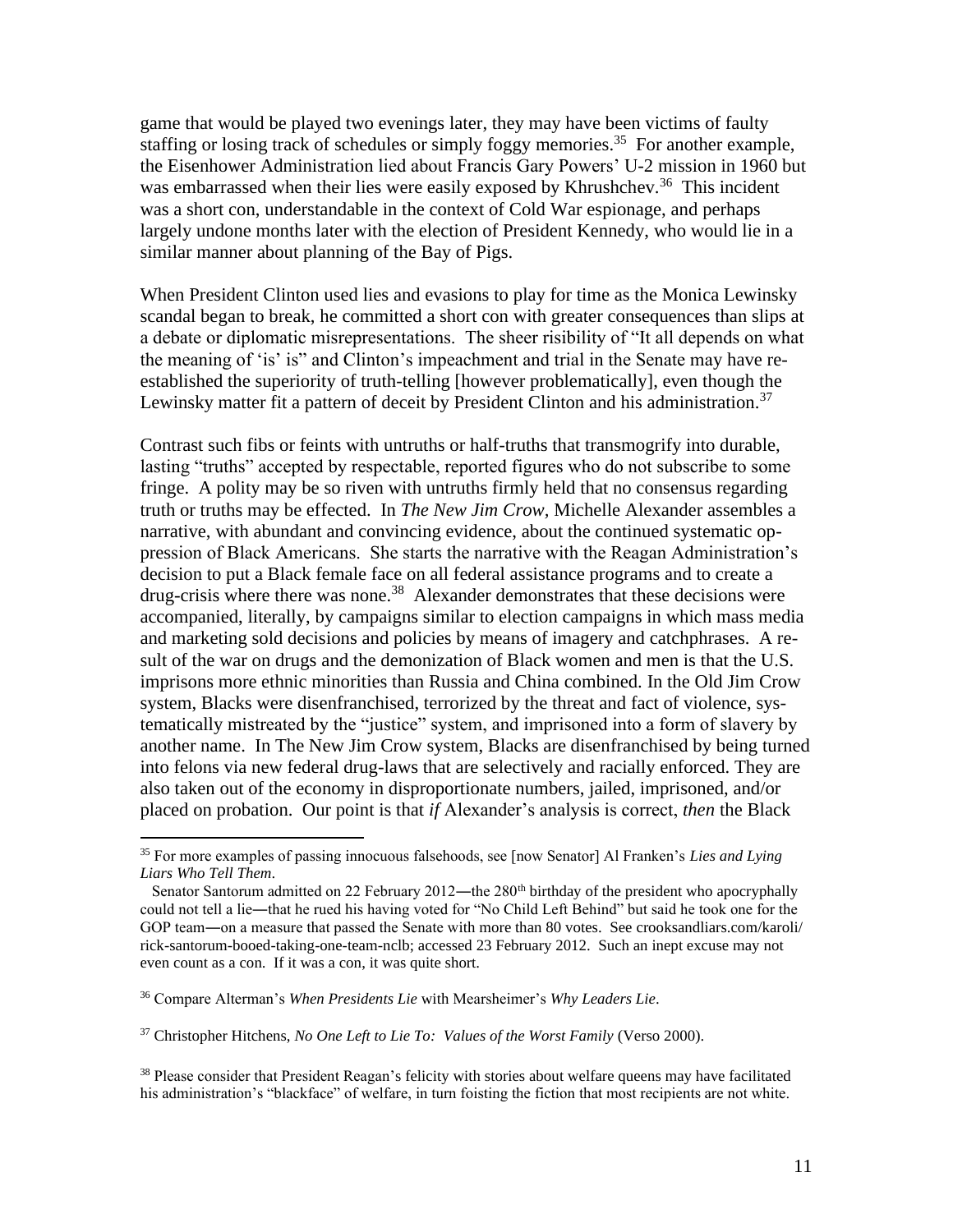game that would be played two evenings later, they may have been victims of faulty staffing or losing track of schedules or simply foggy memories.[35] For another example, the Eisenhower Administration lied about Francis Gary Powers' U-2 mission in 1960 but was embarrassed when their lies were easily exposed by Khrushchev.[36] This incident was a short con, understandable in the context of Cold War espionage, and perhaps largely undone months later with the election of President Kennedy, who would lie in a similar manner about planning of the Bay of Pigs.

When President Clinton used lies and evasions to play for time as the Monica Lewinsky scandal began to break, he committed a short con with greater consequences than slips at a debate or diplomatic misrepresentations. The sheer risibility of "It all depends on what the meaning of 'is' is" and Clinton's impeachment and trial in the Senate may have re-established the superiority of truth-telling [however problematically], even though the Lewinsky matter fit a pattern of deceit by President Clinton and his administration.[37]

Contrast such fibs or feints with untruths or half-truths that transmogrify into durable, lasting "truths" accepted by respectable, reported figures who do not subscribe to some fringe. A polity may be so riven with untruths firmly held that no consensus regarding truth or truths may be effected. In *The New Jim Crow*, Michelle Alexander assembles a narrative, with abundant and convincing evidence, about the continued systematic oppression of Black Americans. She starts the narrative with the Reagan Administration's decision to put a Black female face on all federal assistance programs and to create a drug-crisis where there was none.[38] Alexander demonstrates that these decisions were accompanied, literally, by campaigns similar to election campaigns in which mass media and marketing sold decisions and policies by means of imagery and catchphrases. A result of the war on drugs and the demonization of Black women and men is that the U.S. imprisons more ethnic minorities than Russia and China combined. In the Old Jim Crow system, Blacks were disenfranchised, terrorized by the threat and fact of violence, systematically mistreated by the "justice" system, and imprisoned into a form of slavery by another name. In The New Jim Crow system, Blacks are disenfranchised by being turned into felons via new federal drug-laws that are selectively and racially enforced. They are also taken out of the economy in disproportionate numbers, jailed, imprisoned, and/or placed on probation. Our point is that *if* Alexander's analysis is correct, *then* the Black

---

[35] For more examples of passing innocuous falsehoods, see [now Senator] Al Franken's *Lies and Lying Liars Who Tell Them*.

Senator Santorum admitted on 22 February 2012—the 280th birthday of the president who apocryphally could not tell a lie—that he rued his having voted for "No Child Left Behind" but said he took one for the GOP team—on a measure that passed the Senate with more than 80 votes. See crooksandliars.com/karoli/rick-santorum-booed-taking-one-team-nclb; accessed 23 February 2012. Such an inept excuse may not even count as a con. If it was a con, it was quite short.

[36] Compare Alterman's *When Presidents Lie* with Mearsheimer's *Why Leaders Lie*.

[37] Christopher Hitchens, *No One Left to Lie To: Values of the Worst Family* (Verso 2000).

[38] Please consider that President Reagan's felicity with stories about welfare queens may have facilitated his administration's "blackface" of welfare, in turn foisting the fiction that most recipients are not white.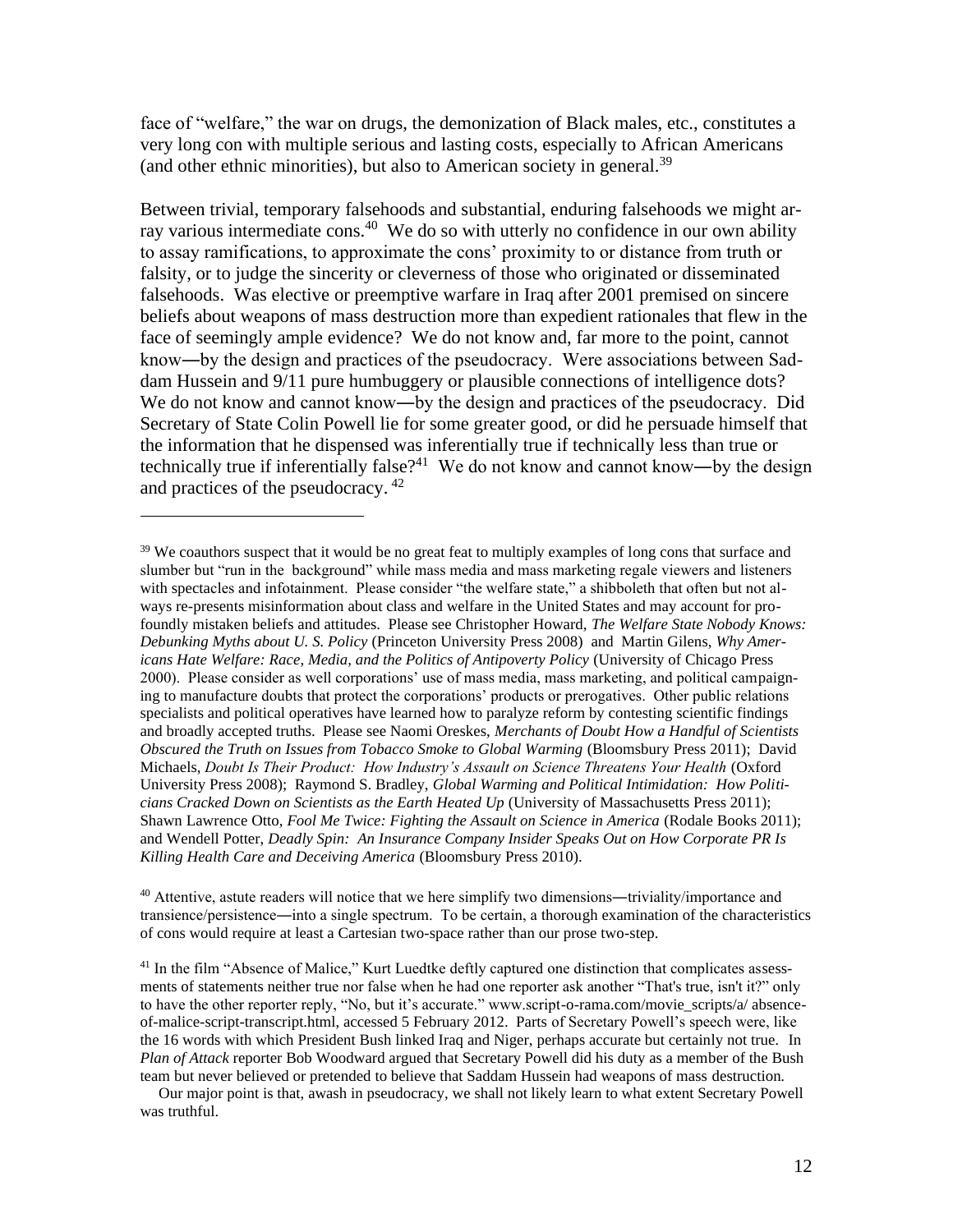face of "welfare," the war on drugs, the demonization of Black males, etc., constitutes a very long con with multiple serious and lasting costs, especially to African Americans (and other ethnic minorities), but also to American society in general.[39]

Between trivial, temporary falsehoods and substantial, enduring falsehoods we might array various intermediate cons.[40] We do so with utterly no confidence in our own ability to assay ramifications, to approximate the cons' proximity to or distance from truth or falsity, or to judge the sincerity or cleverness of those who originated or disseminated falsehoods. Was elective or preemptive warfare in Iraq after 2001 premised on sincere beliefs about weapons of mass destruction more than expedient rationales that flew in the face of seemingly ample evidence? We do not know and, far more to the point, cannot know―by the design and practices of the pseudocracy. Were associations between Saddam Hussein and 9/11 pure humbuggery or plausible connections of intelligence dots? We do not know and cannot know―by the design and practices of the pseudocracy. Did Secretary of State Colin Powell lie for some greater good, or did he persuade himself that the information that he dispensed was inferentially true if technically less than true or technically true if inferentially false?[41] We do not know and cannot know―by the design and practices of the pseudocracy.[42]

---

[39] We coauthors suspect that it would be no great feat to multiply examples of long cons that surface and slumber but "run in the background" while mass media and mass marketing regale viewers and listeners with spectacles and infotainment. Please consider "the welfare state," a shibboleth that often but not always re-presents misinformation about class and welfare in the United States and may account for profoundly mistaken beliefs and attitudes. Please see Christopher Howard, *The Welfare State Nobody Knows: Debunking Myths about U. S. Policy* (Princeton University Press 2008) and Martin Gilens, *Why Americans Hate Welfare: Race, Media, and the Politics of Antipoverty Policy* (University of Chicago Press 2000). Please consider as well corporations' use of mass media, mass marketing, and political campaigning to manufacture doubts that protect the corporations' products or prerogatives. Other public relations specialists and political operatives have learned how to paralyze reform by contesting scientific findings and broadly accepted truths. Please see Naomi Oreskes, *Merchants of Doubt How a Handful of Scientists Obscured the Truth on Issues from Tobacco Smoke to Global Warming* (Bloomsbury Press 2011); David Michaels, *Doubt Is Their Product: How Industry's Assault on Science Threatens Your Health* (Oxford University Press 2008); Raymond S. Bradley, *Global Warming and Political Intimidation: How Politicians Cracked Down on Scientists as the Earth Heated Up* (University of Massachusetts Press 2011); Shawn Lawrence Otto, *Fool Me Twice: Fighting the Assault on Science in America* (Rodale Books 2011); and Wendell Potter, *Deadly Spin: An Insurance Company Insider Speaks Out on How Corporate PR Is Killing Health Care and Deceiving America* (Bloomsbury Press 2010).

[40] Attentive, astute readers will notice that we here simplify two dimensions―triviality/importance and transience/persistence―into a single spectrum. To be certain, a thorough examination of the characteristics of cons would require at least a Cartesian two-space rather than our prose two-step.

[41] In the film "Absence of Malice," Kurt Luedtke deftly captured one distinction that complicates assessments of statements neither true nor false when he had one reporter ask another "That's true, isn't it?" only to have the other reporter reply, "No, but it's accurate." www.script-o-rama.com/movie_scripts/a/ absence-of-malice-script-transcript.html, accessed 5 February 2012. Parts of Secretary Powell's speech were, like the 16 words with which President Bush linked Iraq and Niger, perhaps accurate but certainly not true. In *Plan of Attack* reporter Bob Woodward argued that Secretary Powell did his duty as a member of the Bush team but never believed or pretended to believe that Saddam Hussein had weapons of mass destruction.

Our major point is that, awash in pseudocracy, we shall not likely learn to what extent Secretary Powell was truthful.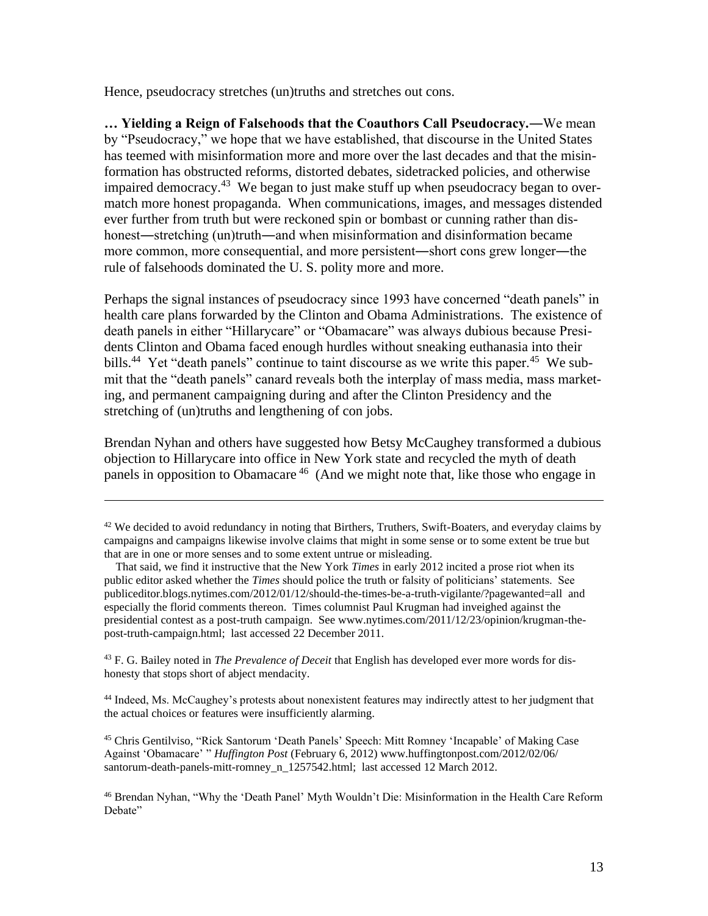Hence, pseudocracy stretches (un)truths and stretches out cons.

**… Yielding a Reign of Falsehoods that the Coauthors Call Pseudocracy.—**We mean by "Pseudocracy," we hope that we have established, that discourse in the United States has teemed with misinformation more and more over the last decades and that the misinformation has obstructed reforms, distorted debates, sidetracked policies, and otherwise impaired democracy.[43] We began to just make stuff up when pseudocracy began to overmatch more honest propaganda. When communications, images, and messages distended ever further from truth but were reckoned spin or bombast or cunning rather than dishonest—stretching (un)truth—and when misinformation and disinformation became more common, more consequential, and more persistent—short cons grew longer—the rule of falsehoods dominated the U. S. polity more and more.

Perhaps the signal instances of pseudocracy since 1993 have concerned "death panels" in health care plans forwarded by the Clinton and Obama Administrations. The existence of death panels in either "Hillarycare" or "Obamacare" was always dubious because Presidents Clinton and Obama faced enough hurdles without sneaking euthanasia into their bills.[44] Yet "death panels" continue to taint discourse as we write this paper.[45] We submit that the "death panels" canard reveals both the interplay of mass media, mass marketing, and permanent campaigning during and after the Clinton Presidency and the stretching of (un)truths and lengthening of con jobs.

Brendan Nyhan and others have suggested how Betsy McCaughey transformed a dubious objection to Hillarycare into office in New York state and recycled the myth of death panels in opposition to Obamacare [46] (And we might note that, like those who engage in

---

[42] We decided to avoid redundancy in noting that Birthers, Truthers, Swift-Boaters, and everyday claims by campaigns and campaigns likewise involve claims that might in some sense or to some extent be true but that are in one or more senses and to some extent untrue or misleading.

That said, we find it instructive that the New York *Times* in early 2012 incited a prose riot when its public editor asked whether the *Times* should police the truth or falsity of politicians' statements. See publiceditor.blogs.nytimes.com/2012/01/12/should-the-times-be-a-truth-vigilante/?pagewanted=all and especially the florid comments thereon. Times columnist Paul Krugman had inveighed against the presidential contest as a post-truth campaign. See www.nytimes.com/2011/12/23/opinion/krugman-the-post-truth-campaign.html; last accessed 22 December 2011.

[43] F. G. Bailey noted in *The Prevalence of Deceit* that English has developed ever more words for dishonesty that stops short of abject mendacity.

[44] Indeed, Ms. McCaughey's protests about nonexistent features may indirectly attest to her judgment that the actual choices or features were insufficiently alarming.

[45] Chris Gentilviso, "Rick Santorum 'Death Panels' Speech: Mitt Romney 'Incapable' of Making Case Against 'Obamacare' " *Huffington Post* (February 6, 2012) www.huffingtonpost.com/2012/02/06/santorum-death-panels-mitt-romney_n_1257542.html; last accessed 12 March 2012.

[46] Brendan Nyhan, "Why the 'Death Panel' Myth Wouldn't Die: Misinformation in the Health Care Reform Debate"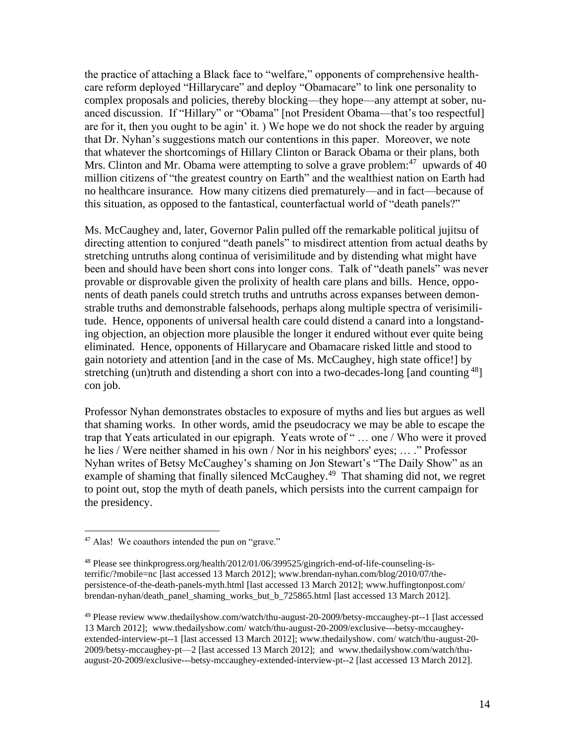the practice of attaching a Black face to "welfare," opponents of comprehensive healthcare reform deployed "Hillarycare" and deploy "Obamacare" to link one personality to complex proposals and policies, thereby blocking—they hope—any attempt at sober, nuanced discussion. If "Hillary" or "Obama" [not President Obama—that's too respectful] are for it, then you ought to be agin' it. ) We hope we do not shock the reader by arguing that Dr. Nyhan's suggestions match our contentions in this paper. Moreover, we note that whatever the shortcomings of Hillary Clinton or Barack Obama or their plans, both Mrs. Clinton and Mr. Obama were attempting to solve a grave problem:[47] upwards of 40 million citizens of "the greatest country on Earth" and the wealthiest nation on Earth had no healthcare insurance. How many citizens died prematurely—and in fact—because of this situation, as opposed to the fantastical, counterfactual world of "death panels?"

Ms. McCaughey and, later, Governor Palin pulled off the remarkable political jujitsu of directing attention to conjured "death panels" to misdirect attention from actual deaths by stretching untruths along continua of verisimilitude and by distending what might have been and should have been short cons into longer cons. Talk of "death panels" was never provable or disprovable given the prolixity of health care plans and bills. Hence, opponents of death panels could stretch truths and untruths across expanses between demonstrable truths and demonstrable falsehoods, perhaps along multiple spectra of verisimilitude. Hence, opponents of universal health care could distend a canard into a longstanding objection, an objection more plausible the longer it endured without ever quite being eliminated. Hence, opponents of Hillarycare and Obamacare risked little and stood to gain notoriety and attention [and in the case of Ms. McCaughey, high state office!] by stretching (un)truth and distending a short con into a two-decades-long [and counting [48]] con job.

Professor Nyhan demonstrates obstacles to exposure of myths and lies but argues as well that shaming works. In other words, amid the pseudocracy we may be able to escape the trap that Yeats articulated in our epigraph. Yeats wrote of " … one / Who were it proved he lies / Were neither shamed in his own / Nor in his neighbors' eyes; … ." Professor Nyhan writes of Betsy McCaughey's shaming on Jon Stewart's "The Daily Show" as an example of shaming that finally silenced McCaughey.[49] That shaming did not, we regret to point out, stop the myth of death panels, which persists into the current campaign for the presidency.

---

[47] Alas! We coauthors intended the pun on "grave."

[48] Please see thinkprogress.org/health/2012/01/06/399525/gingrich-end-of-life-counseling-is-terrific/?mobile=nc [last accessed 13 March 2012]; www.brendan-nyhan.com/blog/2010/07/the-persistence-of-the-death-panels-myth.html [last accessed 13 March 2012]; www.huffingtonpost.com/ brendan-nyhan/death_panel_shaming_works_but_b_725865.html [last accessed 13 March 2012].

[49] Please review www.thedailyshow.com/watch/thu-august-20-2009/betsy-mccaughey-pt--1 [last accessed 13 March 2012]; www.thedailyshow.com/ watch/thu-august-20-2009/exclusive---betsy-mccaughey-extended-interview-pt--1 [last accessed 13 March 2012]; www.thedailyshow. com/ watch/thu-august-20-2009/betsy-mccaughey-pt—2 [last accessed 13 March 2012]; and www.thedailyshow.com/watch/thu-august-20-2009/exclusive---betsy-mccaughey-extended-interview-pt--2 [last accessed 13 March 2012].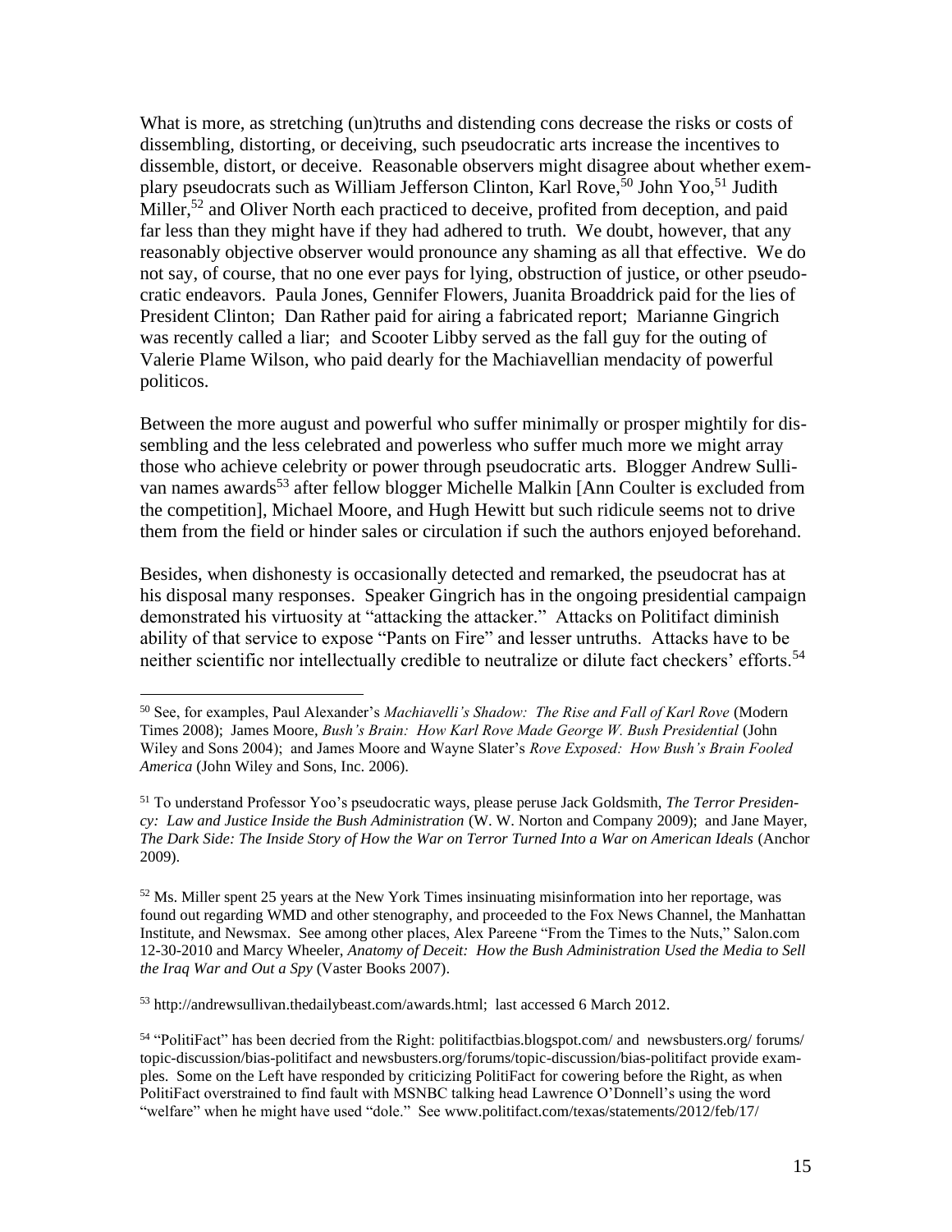What is more, as stretching (un)truths and distending cons decrease the risks or costs of dissembling, distorting, or deceiving, such pseudocratic arts increase the incentives to dissemble, distort, or deceive. Reasonable observers might disagree about whether exemplary pseudocrats such as William Jefferson Clinton, Karl Rove,[50] John Yoo,[51] Judith Miller,[52] and Oliver North each practiced to deceive, profited from deception, and paid far less than they might have if they had adhered to truth. We doubt, however, that any reasonably objective observer would pronounce any shaming as all that effective. We do not say, of course, that no one ever pays for lying, obstruction of justice, or other pseudocratic endeavors. Paula Jones, Gennifer Flowers, Juanita Broaddrick paid for the lies of President Clinton; Dan Rather paid for airing a fabricated report; Marianne Gingrich was recently called a liar; and Scooter Libby served as the fall guy for the outing of Valerie Plame Wilson, who paid dearly for the Machiavellian mendacity of powerful politicos.

Between the more august and powerful who suffer minimally or prosper mightily for dissembling and the less celebrated and powerless who suffer much more we might array those who achieve celebrity or power through pseudocratic arts. Blogger Andrew Sullivan names awards[53] after fellow blogger Michelle Malkin [Ann Coulter is excluded from the competition], Michael Moore, and Hugh Hewitt but such ridicule seems not to drive them from the field or hinder sales or circulation if such the authors enjoyed beforehand.

Besides, when dishonesty is occasionally detected and remarked, the pseudocrat has at his disposal many responses. Speaker Gingrich has in the ongoing presidential campaign demonstrated his virtuosity at "attacking the attacker." Attacks on Politifact diminish ability of that service to expose "Pants on Fire" and lesser untruths. Attacks have to be neither scientific nor intellectually credible to neutralize or dilute fact checkers' efforts.[54]

---

[50] See, for examples, Paul Alexander's *Machiavelli's Shadow: The Rise and Fall of Karl Rove* (Modern Times 2008); James Moore, *Bush's Brain: How Karl Rove Made George W. Bush Presidential* (John Wiley and Sons 2004); and James Moore and Wayne Slater's *Rove Exposed: How Bush's Brain Fooled America* (John Wiley and Sons, Inc. 2006).

[51] To understand Professor Yoo's pseudocratic ways, please peruse Jack Goldsmith, *The Terror Presidency: Law and Justice Inside the Bush Administration* (W. W. Norton and Company 2009); and Jane Mayer, *The Dark Side: The Inside Story of How the War on Terror Turned Into a War on American Ideals* (Anchor 2009).

[52] Ms. Miller spent 25 years at the New York Times insinuating misinformation into her reportage, was found out regarding WMD and other stenography, and proceeded to the Fox News Channel, the Manhattan Institute, and Newsmax. See among other places, Alex Pareene "From the Times to the Nuts," Salon.com 12-30-2010 and Marcy Wheeler, *Anatomy of Deceit: How the Bush Administration Used the Media to Sell the Iraq War and Out a Spy* (Vaster Books 2007).

[53] http://andrewsullivan.thedailybeast.com/awards.html; last accessed 6 March 2012.

[54] "PolitiFact" has been decried from the Right: politifactbias.blogspot.com/ and newsbusters.org/ forums/ topic-discussion/bias-politifact and newsbusters.org/forums/topic-discussion/bias-politifact provide examples. Some on the Left have responded by criticizing PolitiFact for cowering before the Right, as when PolitiFact overstrained to find fault with MSNBC talking head Lawrence O'Donnell's using the word "welfare" when he might have used "dole." See www.politifact.com/texas/statements/2012/feb/17/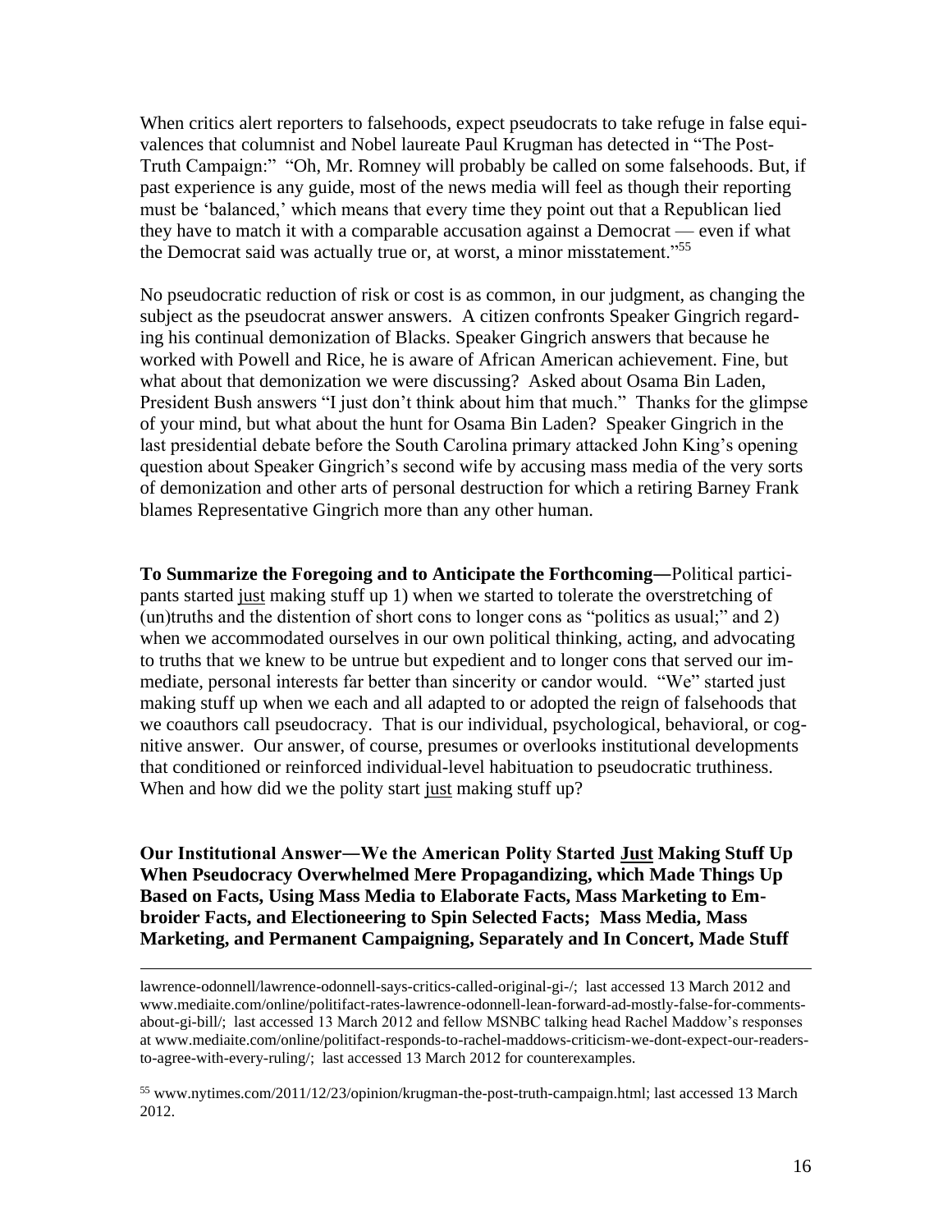When critics alert reporters to falsehoods, expect pseudocrats to take refuge in false equivalences that columnist and Nobel laureate Paul Krugman has detected in "The Post-Truth Campaign:" "Oh, Mr. Romney will probably be called on some falsehoods. But, if past experience is any guide, most of the news media will feel as though their reporting must be 'balanced,' which means that every time they point out that a Republican lied they have to match it with a comparable accusation against a Democrat — even if what the Democrat said was actually true or, at worst, a minor misstatement."[55]

No pseudocratic reduction of risk or cost is as common, in our judgment, as changing the subject as the pseudocrat answer answers. A citizen confronts Speaker Gingrich regarding his continual demonization of Blacks. Speaker Gingrich answers that because he worked with Powell and Rice, he is aware of African American achievement. Fine, but what about that demonization we were discussing? Asked about Osama Bin Laden, President Bush answers "I just don't think about him that much." Thanks for the glimpse of your mind, but what about the hunt for Osama Bin Laden? Speaker Gingrich in the last presidential debate before the South Carolina primary attacked John King's opening question about Speaker Gingrich's second wife by accusing mass media of the very sorts of demonization and other arts of personal destruction for which a retiring Barney Frank blames Representative Gingrich more than any other human.

**To Summarize the Foregoing and to Anticipate the Forthcoming—**Political participants started <u>just</u> making stuff up 1) when we started to tolerate the overstretching of (un)truths and the distention of short cons to longer cons as "politics as usual;" and 2) when we accommodated ourselves in our own political thinking, acting, and advocating to truths that we knew to be untrue but expedient and to longer cons that served our immediate, personal interests far better than sincerity or candor would. "We" started just making stuff up when we each and all adapted to or adopted the reign of falsehoods that we coauthors call pseudocracy. That is our individual, psychological, behavioral, or cognitive answer. Our answer, of course, presumes or overlooks institutional developments that conditioned or reinforced individual-level habituation to pseudocratic truthiness. When and how did we the polity start <u>just</u> making stuff up?

**Our Institutional Answer—We the American Polity Started <u>Just</u> Making Stuff Up When Pseudocracy Overwhelmed Mere Propagandizing, which Made Things Up Based on Facts, Using Mass Media to Elaborate Facts, Mass Marketing to Embroider Facts, and Electioneering to Spin Selected Facts; Mass Media, Mass Marketing, and Permanent Campaigning, Separately and In Concert, Made Stuff**

---

lawrence-odonnell/lawrence-odonnell-says-critics-called-original-gi-/; last accessed 13 March 2012 and www.mediaite.com/online/politifact-rates-lawrence-odonnell-lean-forward-ad-mostly-false-for-comments-about-gi-bill/; last accessed 13 March 2012 and fellow MSNBC talking head Rachel Maddow's responses at www.mediaite.com/online/politifact-responds-to-rachel-maddows-criticism-we-dont-expect-our-readers-to-agree-with-every-ruling/; last accessed 13 March 2012 for counterexamples.

[55] www.nytimes.com/2011/12/23/opinion/krugman-the-post-truth-campaign.html; last accessed 13 March 2012.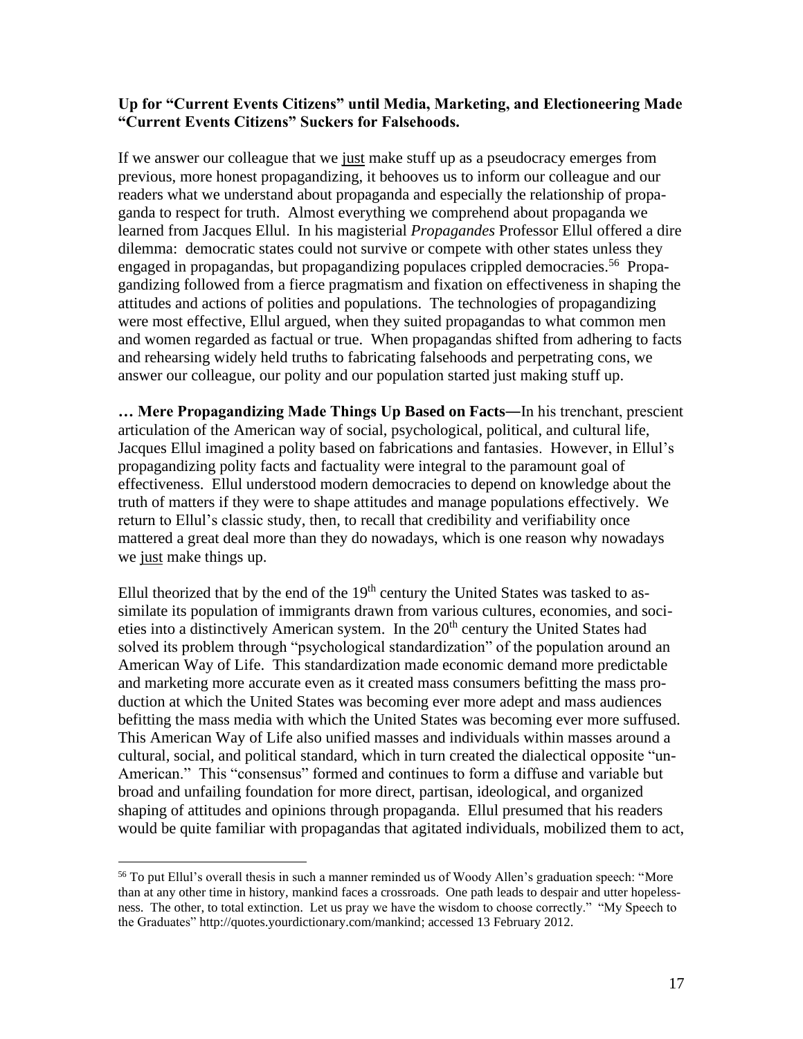**Up for "Current Events Citizens" until Media, Marketing, and Electioneering Made "Current Events Citizens" Suckers for Falsehoods.**

If we answer our colleague that we just make stuff up as a pseudocracy emerges from previous, more honest propagandizing, it behooves us to inform our colleague and our readers what we understand about propaganda and especially the relationship of propaganda to respect for truth. Almost everything we comprehend about propaganda we learned from Jacques Ellul. In his magisterial *Propagandes* Professor Ellul offered a dire dilemma: democratic states could not survive or compete with other states unless they engaged in propagandas, but propagandizing populaces crippled democracies.[56] Propagandizing followed from a fierce pragmatism and fixation on effectiveness in shaping the attitudes and actions of polities and populations. The technologies of propagandizing were most effective, Ellul argued, when they suited propagandas to what common men and women regarded as factual or true. When propagandas shifted from adhering to facts and rehearsing widely held truths to fabricating falsehoods and perpetrating cons, we answer our colleague, our polity and our population started just making stuff up.

**… Mere Propagandizing Made Things Up Based on Facts—**In his trenchant, prescient articulation of the American way of social, psychological, political, and cultural life, Jacques Ellul imagined a polity based on fabrications and fantasies. However, in Ellul's propagandizing polity facts and factuality were integral to the paramount goal of effectiveness. Ellul understood modern democracies to depend on knowledge about the truth of matters if they were to shape attitudes and manage populations effectively. We return to Ellul's classic study, then, to recall that credibility and verifiability once mattered a great deal more than they do nowadays, which is one reason why nowadays we just make things up.

Ellul theorized that by the end of the 19th century the United States was tasked to assimilate its population of immigrants drawn from various cultures, economies, and societies into a distinctively American system. In the 20th century the United States had solved its problem through "psychological standardization" of the population around an American Way of Life. This standardization made economic demand more predictable and marketing more accurate even as it created mass consumers befitting the mass production at which the United States was becoming ever more adept and mass audiences befitting the mass media with which the United States was becoming ever more suffused. This American Way of Life also unified masses and individuals within masses around a cultural, social, and political standard, which in turn created the dialectical opposite "un-American." This "consensus" formed and continues to form a diffuse and variable but broad and unfailing foundation for more direct, partisan, ideological, and organized shaping of attitudes and opinions through propaganda. Ellul presumed that his readers would be quite familiar with propagandas that agitated individuals, mobilized them to act,

[56] To put Ellul's overall thesis in such a manner reminded us of Woody Allen's graduation speech: "More than at any other time in history, mankind faces a crossroads. One path leads to despair and utter hopelessness. The other, to total extinction. Let us pray we have the wisdom to choose correctly." "My Speech to the Graduates" http://quotes.yourdictionary.com/mankind; accessed 13 February 2012.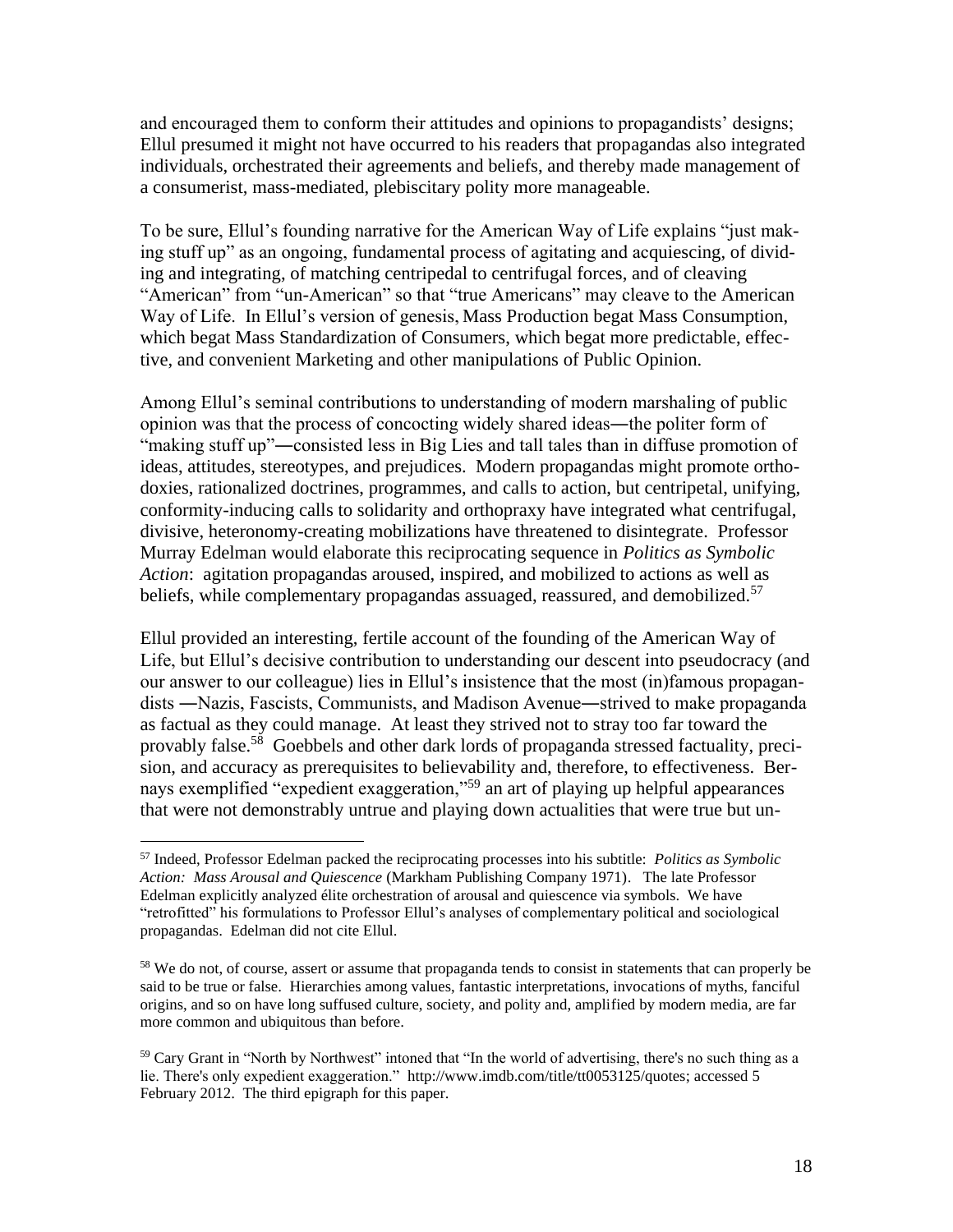and encouraged them to conform their attitudes and opinions to propagandists' designs; Ellul presumed it might not have occurred to his readers that propagandas also integrated individuals, orchestrated their agreements and beliefs, and thereby made management of a consumerist, mass-mediated, plebiscitary polity more manageable.

To be sure, Ellul's founding narrative for the American Way of Life explains "just making stuff up" as an ongoing, fundamental process of agitating and acquiescing, of dividing and integrating, of matching centripedal to centrifugal forces, and of cleaving "American" from "un-American" so that "true Americans" may cleave to the American Way of Life. In Ellul's version of genesis, Mass Production begat Mass Consumption, which begat Mass Standardization of Consumers, which begat more predictable, effective, and convenient Marketing and other manipulations of Public Opinion.

Among Ellul's seminal contributions to understanding of modern marshaling of public opinion was that the process of concocting widely shared ideas—the politer form of "making stuff up"—consisted less in Big Lies and tall tales than in diffuse promotion of ideas, attitudes, stereotypes, and prejudices. Modern propagandas might promote orthodoxies, rationalized doctrines, programmes, and calls to action, but centripetal, unifying, conformity-inducing calls to solidarity and orthopraxy have integrated what centrifugal, divisive, heteronomy-creating mobilizations have threatened to disintegrate. Professor Murray Edelman would elaborate this reciprocating sequence in *Politics as Symbolic Action*: agitation propagandas aroused, inspired, and mobilized to actions as well as beliefs, while complementary propagandas assuaged, reassured, and demobilized.[57]

Ellul provided an interesting, fertile account of the founding of the American Way of Life, but Ellul's decisive contribution to understanding our descent into pseudocracy (and our answer to our colleague) lies in Ellul's insistence that the most (in)famous propagandists —Nazis, Fascists, Communists, and Madison Avenue—strived to make propaganda as factual as they could manage. At least they strived not to stray too far toward the provably false.[58] Goebbels and other dark lords of propaganda stressed factuality, precision, and accuracy as prerequisites to believability and, therefore, to effectiveness. Bernays exemplified "expedient exaggeration,"[59] an art of playing up helpful appearances that were not demonstrably untrue and playing down actualities that were true but un-

---

[57] Indeed, Professor Edelman packed the reciprocating processes into his subtitle: *Politics as Symbolic Action: Mass Arousal and Quiescence* (Markham Publishing Company 1971). The late Professor Edelman explicitly analyzed élite orchestration of arousal and quiescence via symbols. We have "retrofitted" his formulations to Professor Ellul's analyses of complementary political and sociological propagandas. Edelman did not cite Ellul.

[58] We do not, of course, assert or assume that propaganda tends to consist in statements that can properly be said to be true or false. Hierarchies among values, fantastic interpretations, invocations of myths, fanciful origins, and so on have long suffused culture, society, and polity and, amplified by modern media, are far more common and ubiquitous than before.

[59] Cary Grant in "North by Northwest" intoned that "In the world of advertising, there's no such thing as a lie. There's only expedient exaggeration." http://www.imdb.com/title/tt0053125/quotes; accessed 5 February 2012. The third epigraph for this paper.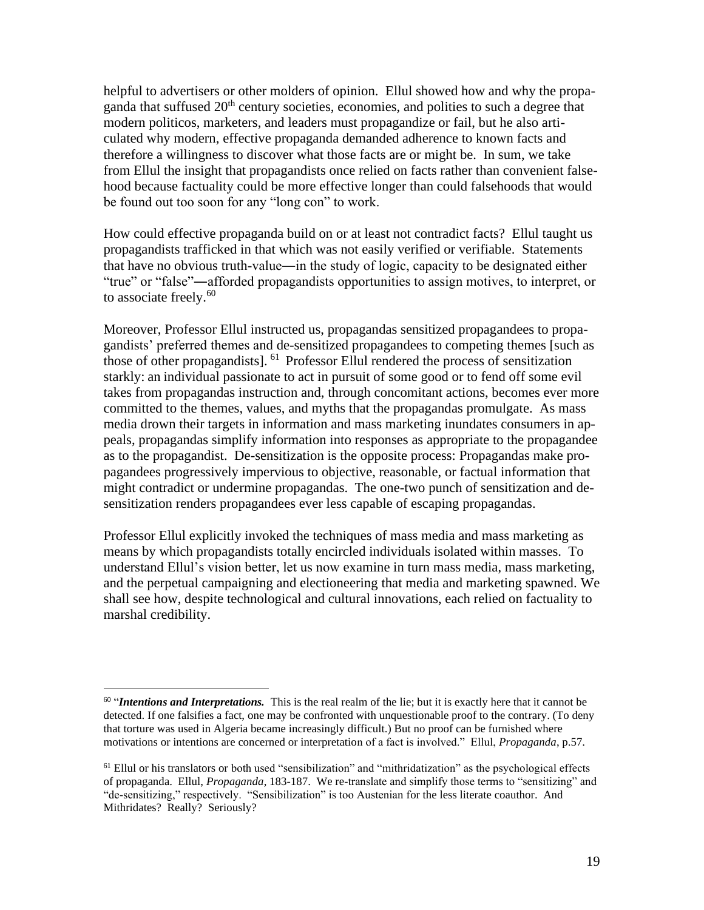helpful to advertisers or other molders of opinion. Ellul showed how and why the propaganda that suffused 20th century societies, economies, and polities to such a degree that modern politicos, marketers, and leaders must propagandize or fail, but he also articulated why modern, effective propaganda demanded adherence to known facts and therefore a willingness to discover what those facts are or might be. In sum, we take from Ellul the insight that propagandists once relied on facts rather than convenient falsehood because factuality could be more effective longer than could falsehoods that would be found out too soon for any "long con" to work.

How could effective propaganda build on or at least not contradict facts? Ellul taught us propagandists trafficked in that which was not easily verified or verifiable. Statements that have no obvious truth-value—in the study of logic, capacity to be designated either "true" or "false"—afforded propagandists opportunities to assign motives, to interpret, or to associate freely.[60]

Moreover, Professor Ellul instructed us, propagandas sensitized propagandees to propagandists' preferred themes and de-sensitized propagandees to competing themes [such as those of other propagandists].[61] Professor Ellul rendered the process of sensitization starkly: an individual passionate to act in pursuit of some good or to fend off some evil takes from propagandas instruction and, through concomitant actions, becomes ever more committed to the themes, values, and myths that the propagandas promulgate. As mass media drown their targets in information and mass marketing inundates consumers in appeals, propagandas simplify information into responses as appropriate to the propagandee as to the propagandist. De-sensitization is the opposite process: Propagandas make propagandees progressively impervious to objective, reasonable, or factual information that might contradict or undermine propagandas. The one-two punch of sensitization and de-sensitization renders propagandees ever less capable of escaping propagandas.

Professor Ellul explicitly invoked the techniques of mass media and mass marketing as means by which propagandists totally encircled individuals isolated within masses. To understand Ellul's vision better, let us now examine in turn mass media, mass marketing, and the perpetual campaigning and electioneering that media and marketing spawned. We shall see how, despite technological and cultural innovations, each relied on factuality to marshal credibility.

---

[60] "***Intentions and Interpretations.*** This is the real realm of the lie; but it is exactly here that it cannot be detected. If one falsifies a fact, one may be confronted with unquestionable proof to the contrary. (To deny that torture was used in Algeria became increasingly difficult.) But no proof can be furnished where motivations or intentions are concerned or interpretation of a fact is involved." Ellul, *Propaganda*, p.57.

[61] Ellul or his translators or both used "sensibilization" and "mithridatization" as the psychological effects of propaganda. Ellul, *Propaganda*, 183-187. We re-translate and simplify those terms to "sensitizing" and "de-sensitizing," respectively. "Sensibilization" is too Austenian for the less literate coauthor. And Mithridates? Really? Seriously?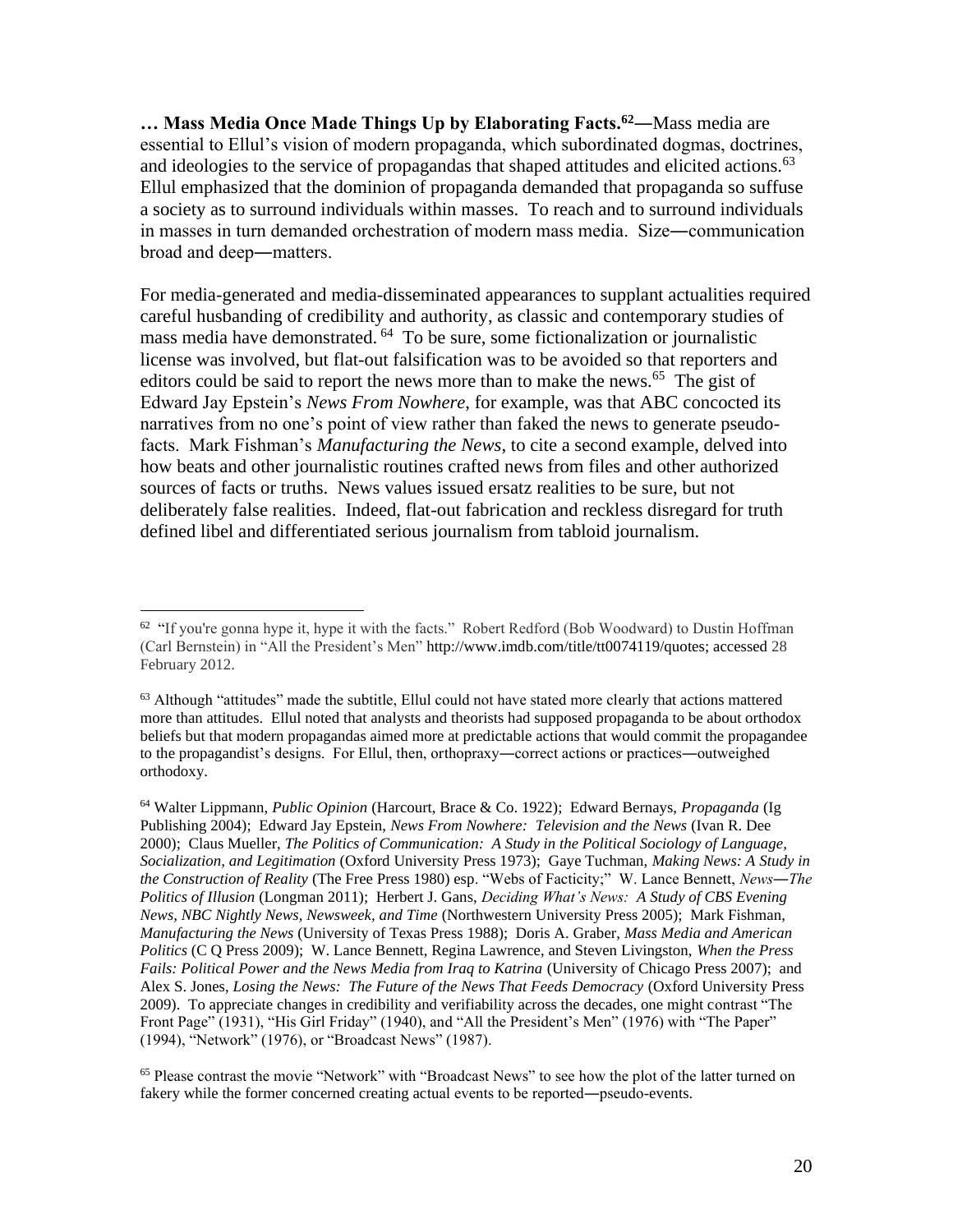**… Mass Media Once Made Things Up by Elaborating Facts.[62]—**Mass media are essential to Ellul's vision of modern propaganda, which subordinated dogmas, doctrines, and ideologies to the service of propagandas that shaped attitudes and elicited actions.[63] Ellul emphasized that the dominion of propaganda demanded that propaganda so suffuse a society as to surround individuals within masses. To reach and to surround individuals in masses in turn demanded orchestration of modern mass media. Size―communication broad and deep―matters.

For media-generated and media-disseminated appearances to supplant actualities required careful husbanding of credibility and authority, as classic and contemporary studies of mass media have demonstrated.[64] To be sure, some fictionalization or journalistic license was involved, but flat-out falsification was to be avoided so that reporters and editors could be said to report the news more than to make the news.[65] The gist of Edward Jay Epstein's *News From Nowhere*, for example, was that ABC concocted its narratives from no one's point of view rather than faked the news to generate pseudo-facts. Mark Fishman's *Manufacturing the News*, to cite a second example, delved into how beats and other journalistic routines crafted news from files and other authorized sources of facts or truths. News values issued ersatz realities to be sure, but not deliberately false realities. Indeed, flat-out fabrication and reckless disregard for truth defined libel and differentiated serious journalism from tabloid journalism.

---

[62] "If you're gonna hype it, hype it with the facts." Robert Redford (Bob Woodward) to Dustin Hoffman (Carl Bernstein) in "All the President's Men" http://www.imdb.com/title/tt0074119/quotes; accessed 28 February 2012.

[63] Although "attitudes" made the subtitle, Ellul could not have stated more clearly that actions mattered more than attitudes. Ellul noted that analysts and theorists had supposed propaganda to be about orthodox beliefs but that modern propagandas aimed more at predictable actions that would commit the propagandee to the propagandist's designs. For Ellul, then, orthopraxy―correct actions or practices―outweighed orthodoxy.

[64] Walter Lippmann, *Public Opinion* (Harcourt, Brace & Co. 1922); Edward Bernays, *Propaganda* (Ig Publishing 2004); Edward Jay Epstein, *News From Nowhere: Television and the News* (Ivan R. Dee 2000); Claus Mueller, *The Politics of Communication: A Study in the Political Sociology of Language, Socialization, and Legitimation* (Oxford University Press 1973); Gaye Tuchman, *Making News: A Study in the Construction of Reality* (The Free Press 1980) esp. "Webs of Facticity;" W. Lance Bennett, *News―The Politics of Illusion* (Longman 2011); Herbert J. Gans, *Deciding What's News: A Study of CBS Evening News, NBC Nightly News, Newsweek, and Time* (Northwestern University Press 2005); Mark Fishman, *Manufacturing the News* (University of Texas Press 1988); Doris A. Graber, *Mass Media and American Politics* (C Q Press 2009); W. Lance Bennett, Regina Lawrence, and Steven Livingston, *When the Press Fails: Political Power and the News Media from Iraq to Katrina* (University of Chicago Press 2007); and Alex S. Jones, *Losing the News: The Future of the News That Feeds Democracy* (Oxford University Press 2009). To appreciate changes in credibility and verifiability across the decades, one might contrast "The Front Page" (1931), "His Girl Friday" (1940), and "All the President's Men" (1976) with "The Paper" (1994), "Network" (1976), or "Broadcast News" (1987).

[65] Please contrast the movie "Network" with "Broadcast News" to see how the plot of the latter turned on fakery while the former concerned creating actual events to be reported―pseudo-events.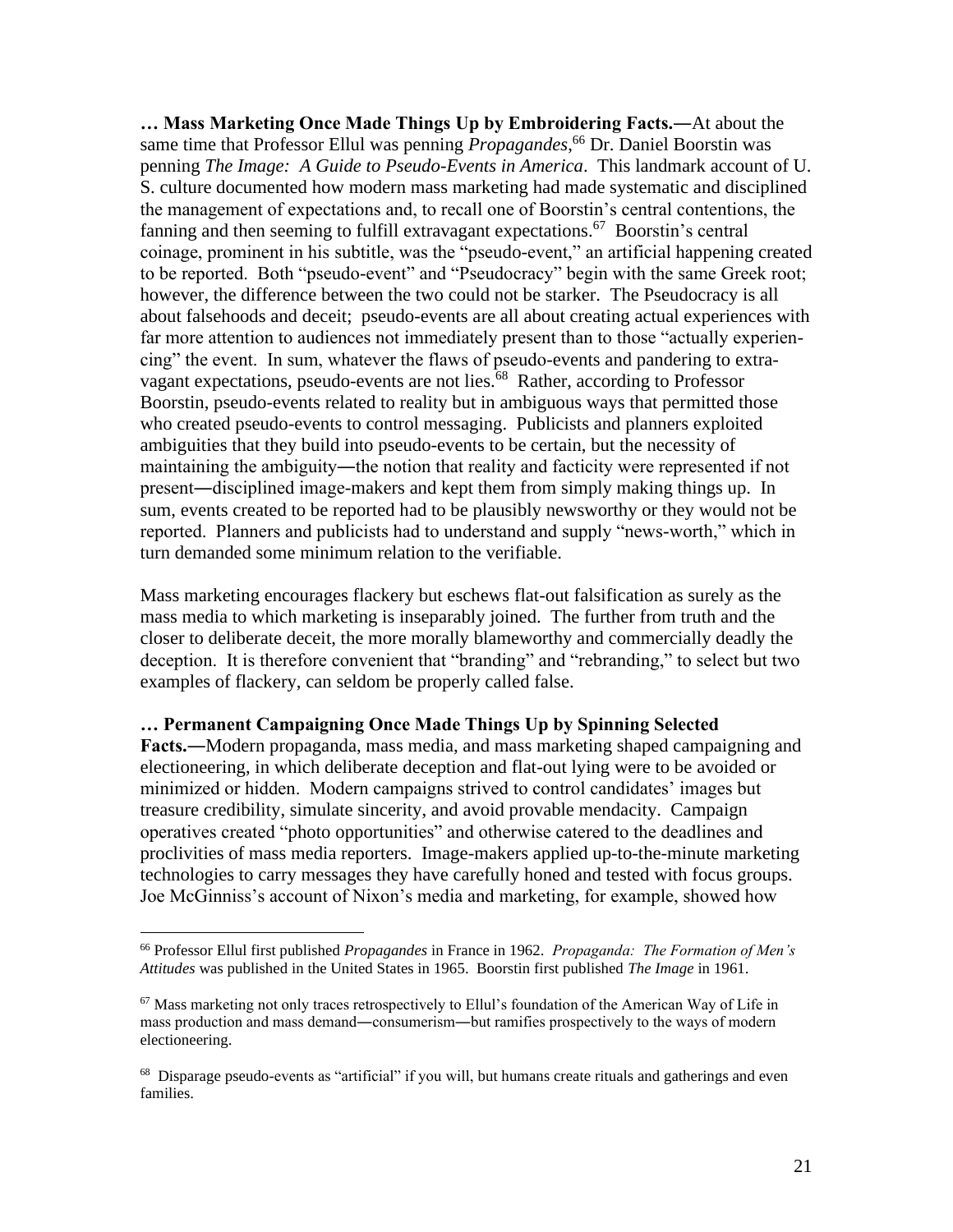**… Mass Marketing Once Made Things Up by Embroidering Facts.—**At about the same time that Professor Ellul was penning *Propagandes*,[66] Dr. Daniel Boorstin was penning *The Image: A Guide to Pseudo-Events in America*. This landmark account of U. S. culture documented how modern mass marketing had made systematic and disciplined the management of expectations and, to recall one of Boorstin's central contentions, the fanning and then seeming to fulfill extravagant expectations.[67] Boorstin's central coinage, prominent in his subtitle, was the "pseudo-event," an artificial happening created to be reported. Both "pseudo-event" and "Pseudocracy" begin with the same Greek root; however, the difference between the two could not be starker. The Pseudocracy is all about falsehoods and deceit; pseudo-events are all about creating actual experiences with far more attention to audiences not immediately present than to those "actually experiencing" the event. In sum, whatever the flaws of pseudo-events and pandering to extravagant expectations, pseudo-events are not lies.[68] Rather, according to Professor Boorstin, pseudo-events related to reality but in ambiguous ways that permitted those who created pseudo-events to control messaging. Publicists and planners exploited ambiguities that they build into pseudo-events to be certain, but the necessity of maintaining the ambiguity—the notion that reality and facticity were represented if not present—disciplined image-makers and kept them from simply making things up. In sum, events created to be reported had to be plausibly newsworthy or they would not be reported. Planners and publicists had to understand and supply "news-worth," which in turn demanded some minimum relation to the verifiable.

Mass marketing encourages flackery but eschews flat-out falsification as surely as the mass media to which marketing is inseparably joined. The further from truth and the closer to deliberate deceit, the more morally blameworthy and commercially deadly the deception. It is therefore convenient that "branding" and "rebranding," to select but two examples of flackery, can seldom be properly called false.

**… Permanent Campaigning Once Made Things Up by Spinning Selected Facts.—**Modern propaganda, mass media, and mass marketing shaped campaigning and electioneering, in which deliberate deception and flat-out lying were to be avoided or minimized or hidden. Modern campaigns strived to control candidates' images but treasure credibility, simulate sincerity, and avoid provable mendacity. Campaign operatives created "photo opportunities" and otherwise catered to the deadlines and proclivities of mass media reporters. Image-makers applied up-to-the-minute marketing technologies to carry messages they have carefully honed and tested with focus groups. Joe McGinniss's account of Nixon's media and marketing, for example, showed how

---

[66] Professor Ellul first published *Propagandes* in France in 1962. *Propaganda: The Formation of Men's Attitudes* was published in the United States in 1965. Boorstin first published *The Image* in 1961.

[67] Mass marketing not only traces retrospectively to Ellul's foundation of the American Way of Life in mass production and mass demand—consumerism—but ramifies prospectively to the ways of modern electioneering.

[68] Disparage pseudo-events as "artificial" if you will, but humans create rituals and gatherings and even families.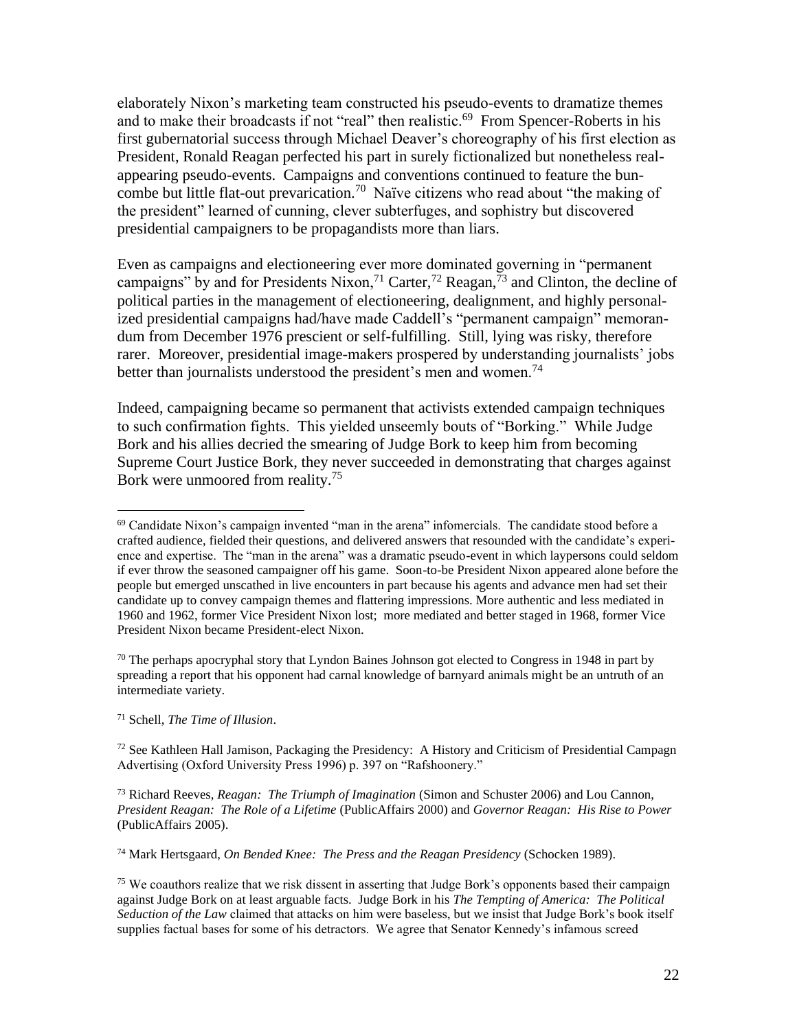elaborately Nixon's marketing team constructed his pseudo-events to dramatize themes and to make their broadcasts if not "real" then realistic.[69] From Spencer-Roberts in his first gubernatorial success through Michael Deaver's choreography of his first election as President, Ronald Reagan perfected his part in surely fictionalized but nonetheless real-appearing pseudo-events. Campaigns and conventions continued to feature the buncombe but little flat-out prevarication.[70] Naïve citizens who read about "the making of the president" learned of cunning, clever subterfuges, and sophistry but discovered presidential campaigners to be propagandists more than liars.

Even as campaigns and electioneering ever more dominated governing in "permanent campaigns" by and for Presidents Nixon,[71] Carter,[72] Reagan,[73] and Clinton, the decline of political parties in the management of electioneering, dealignment, and highly personalized presidential campaigns had/have made Caddell's "permanent campaign" memorandum from December 1976 prescient or self-fulfilling. Still, lying was risky, therefore rarer. Moreover, presidential image-makers prospered by understanding journalists' jobs better than journalists understood the president's men and women.[74]

Indeed, campaigning became so permanent that activists extended campaign techniques to such confirmation fights. This yielded unseemly bouts of "Borking." While Judge Bork and his allies decried the smearing of Judge Bork to keep him from becoming Supreme Court Justice Bork, they never succeeded in demonstrating that charges against Bork were unmoored from reality.[75]

---

[69] Candidate Nixon's campaign invented "man in the arena" infomercials. The candidate stood before a crafted audience, fielded their questions, and delivered answers that resounded with the candidate's experience and expertise. The "man in the arena" was a dramatic pseudo-event in which laypersons could seldom if ever throw the seasoned campaigner off his game. Soon-to-be President Nixon appeared alone before the people but emerged unscathed in live encounters in part because his agents and advance men had set their candidate up to convey campaign themes and flattering impressions. More authentic and less mediated in 1960 and 1962, former Vice President Nixon lost; more mediated and better staged in 1968, former Vice President Nixon became President-elect Nixon.

[70] The perhaps apocryphal story that Lyndon Baines Johnson got elected to Congress in 1948 in part by spreading a report that his opponent had carnal knowledge of barnyard animals might be an untruth of an intermediate variety.

[71] Schell, *The Time of Illusion*.

[72] See Kathleen Hall Jamison, Packaging the Presidency: A History and Criticism of Presidential Campagn Advertising (Oxford University Press 1996) p. 397 on "Rafshoonery."

[73] Richard Reeves, *Reagan: The Triumph of Imagination* (Simon and Schuster 2006) and Lou Cannon, *President Reagan: The Role of a Lifetime* (PublicAffairs 2000) and *Governor Reagan: His Rise to Power* (PublicAffairs 2005).

[74] Mark Hertsgaard, *On Bended Knee: The Press and the Reagan Presidency* (Schocken 1989).

[75] We coauthors realize that we risk dissent in asserting that Judge Bork's opponents based their campaign against Judge Bork on at least arguable facts. Judge Bork in his *The Tempting of America: The Political Seduction of the Law* claimed that attacks on him were baseless, but we insist that Judge Bork's book itself supplies factual bases for some of his detractors. We agree that Senator Kennedy's infamous screed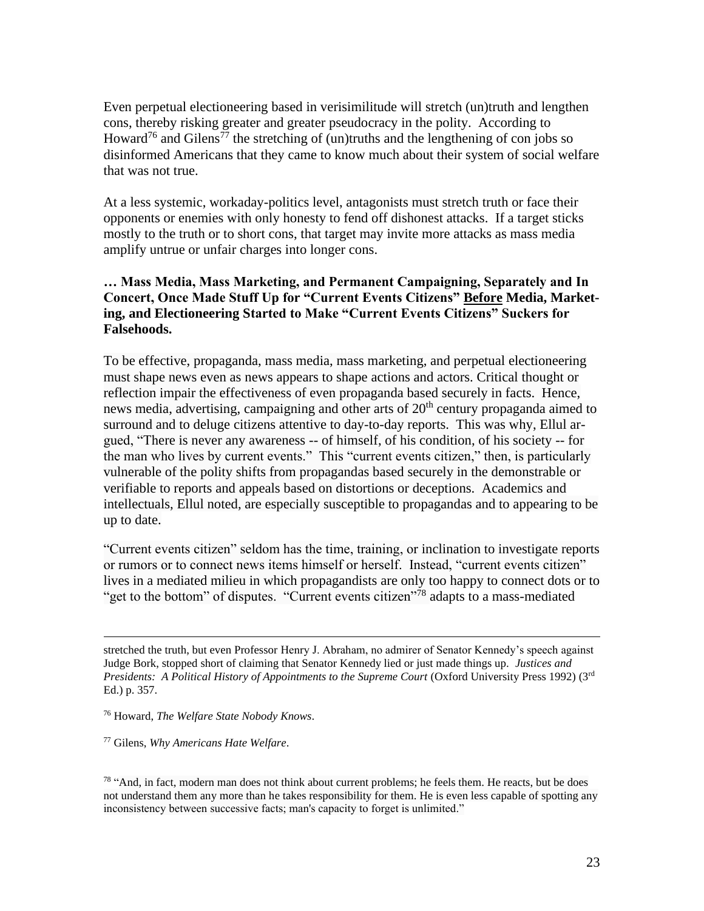Even perpetual electioneering based in verisimilitude will stretch (un)truth and lengthen cons, thereby risking greater and greater pseudocracy in the polity. According to Howard[76] and Gilens[77] the stretching of (un)truths and the lengthening of con jobs so disinformed Americans that they came to know much about their system of social welfare that was not true.

At a less systemic, workaday-politics level, antagonists must stretch truth or face their opponents or enemies with only honesty to fend off dishonest attacks. If a target sticks mostly to the truth or to short cons, that target may invite more attacks as mass media amplify untrue or unfair charges into longer cons.

**… Mass Media, Mass Marketing, and Permanent Campaigning, Separately and In Concert, Once Made Stuff Up for "Current Events Citizens" <u>Before</u> Media, Marketing, and Electioneering Started to Make "Current Events Citizens" Suckers for Falsehoods.**

To be effective, propaganda, mass media, mass marketing, and perpetual electioneering must shape news even as news appears to shape actions and actors. Critical thought or reflection impair the effectiveness of even propaganda based securely in facts. Hence, news media, advertising, campaigning and other arts of 20th century propaganda aimed to surround and to deluge citizens attentive to day-to-day reports. This was why, Ellul argued, "There is never any awareness -- of himself, of his condition, of his society -- for the man who lives by current events." This "current events citizen," then, is particularly vulnerable of the polity shifts from propagandas based securely in the demonstrable or verifiable to reports and appeals based on distortions or deceptions. Academics and intellectuals, Ellul noted, are especially susceptible to propagandas and to appearing to be up to date.

"Current events citizen" seldom has the time, training, or inclination to investigate reports or rumors or to connect news items himself or herself. Instead, "current events citizen" lives in a mediated milieu in which propagandists are only too happy to connect dots or to "get to the bottom" of disputes. "Current events citizen"[78] adapts to a mass-mediated

---

stretched the truth, but even Professor Henry J. Abraham, no admirer of Senator Kennedy's speech against Judge Bork, stopped short of claiming that Senator Kennedy lied or just made things up. *Justices and Presidents: A Political History of Appointments to the Supreme Court* (Oxford University Press 1992) (3rd Ed.) p. 357.

[76] Howard, *The Welfare State Nobody Knows*.

[77] Gilens, *Why Americans Hate Welfare*.

[78] "And, in fact, modern man does not think about current problems; he feels them. He reacts, but be does not understand them any more than he takes responsibility for them. He is even less capable of spotting any inconsistency between successive facts; man's capacity to forget is unlimited."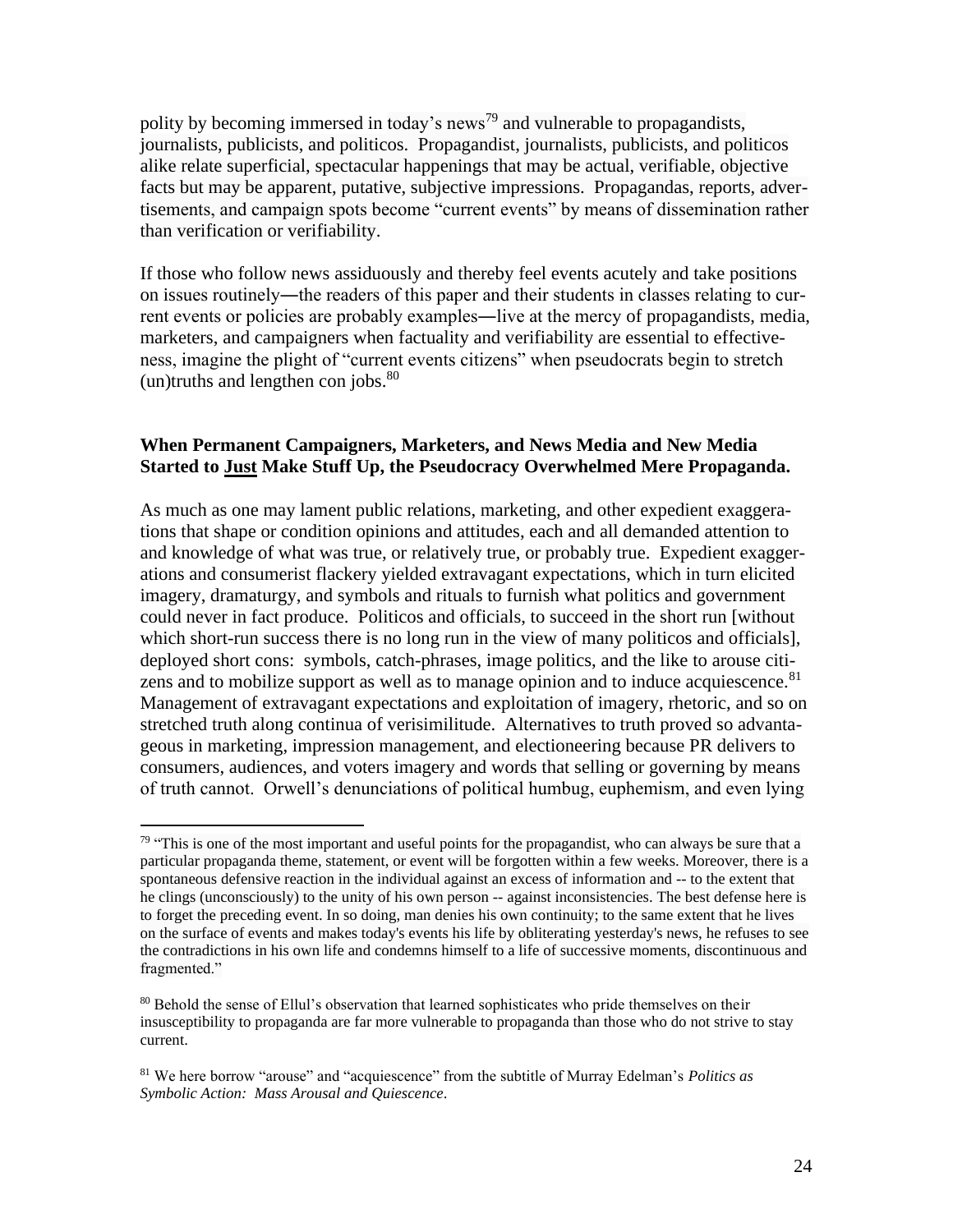polity by becoming immersed in today's news[79] and vulnerable to propagandists, journalists, publicists, and politicos. Propagandist, journalists, publicists, and politicos alike relate superficial, spectacular happenings that may be actual, verifiable, objective facts but may be apparent, putative, subjective impressions. Propagandas, reports, advertisements, and campaign spots become "current events" by means of dissemination rather than verification or verifiability.

If those who follow news assiduously and thereby feel events acutely and take positions on issues routinely—the readers of this paper and their students in classes relating to current events or policies are probably examples—live at the mercy of propagandists, media, marketers, and campaigners when factuality and verifiability are essential to effectiveness, imagine the plight of "current events citizens" when pseudocrats begin to stretch (un)truths and lengthen con jobs.[80]

### When Permanent Campaigners, Marketers, and News Media and New Media Started to <u>Just</u> Make Stuff Up, the Pseudocracy Overwhelmed Mere Propaganda.

As much as one may lament public relations, marketing, and other expedient exaggerations that shape or condition opinions and attitudes, each and all demanded attention to and knowledge of what was true, or relatively true, or probably true. Expedient exaggerations and consumerist flackery yielded extravagant expectations, which in turn elicited imagery, dramaturgy, and symbols and rituals to furnish what politics and government could never in fact produce. Politicos and officials, to succeed in the short run [without which short-run success there is no long run in the view of many politicos and officials], deployed short cons: symbols, catch-phrases, image politics, and the like to arouse citizens and to mobilize support as well as to manage opinion and to induce acquiescence.[81] Management of extravagant expectations and exploitation of imagery, rhetoric, and so on stretched truth along continua of verisimilitude. Alternatives to truth proved so advantageous in marketing, impression management, and electioneering because PR delivers to consumers, audiences, and voters imagery and words that selling or governing by means of truth cannot. Orwell's denunciations of political humbug, euphemism, and even lying

---

[79] "This is one of the most important and useful points for the propagandist, who can always be sure that a particular propaganda theme, statement, or event will be forgotten within a few weeks. Moreover, there is a spontaneous defensive reaction in the individual against an excess of information and -- to the extent that he clings (unconsciously) to the unity of his own person -- against inconsistencies. The best defense here is to forget the preceding event. In so doing, man denies his own continuity; to the same extent that he lives on the surface of events and makes today's events his life by obliterating yesterday's news, he refuses to see the contradictions in his own life and condemns himself to a life of successive moments, discontinuous and fragmented."

[80] Behold the sense of Ellul's observation that learned sophisticates who pride themselves on their insusceptibility to propaganda are far more vulnerable to propaganda than those who do not strive to stay current.

[81] We here borrow "arouse" and "acquiescence" from the subtitle of Murray Edelman's *Politics as Symbolic Action: Mass Arousal and Quiescence*.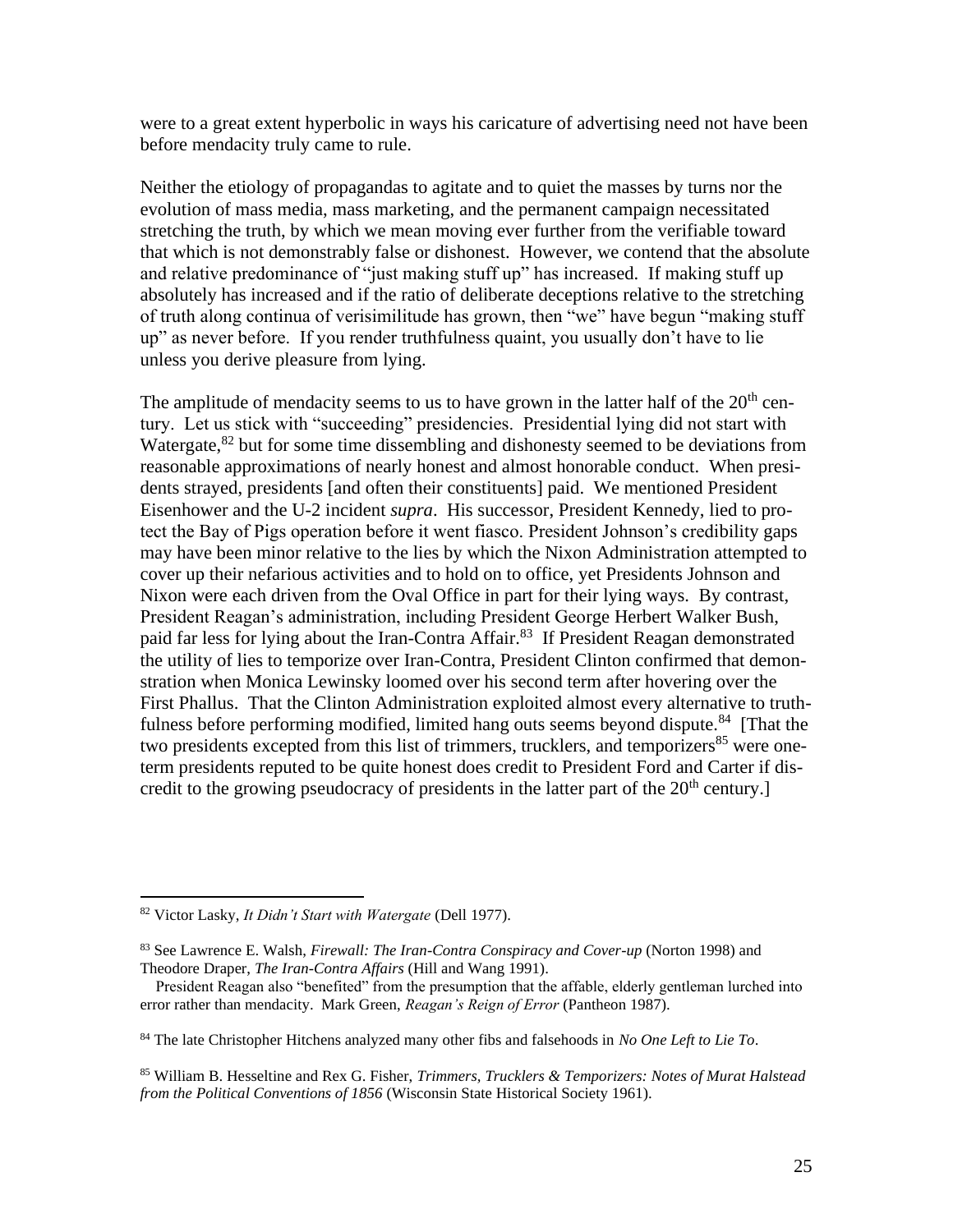were to a great extent hyperbolic in ways his caricature of advertising need not have been before mendacity truly came to rule.

Neither the etiology of propagandas to agitate and to quiet the masses by turns nor the evolution of mass media, mass marketing, and the permanent campaign necessitated stretching the truth, by which we mean moving ever further from the verifiable toward that which is not demonstrably false or dishonest. However, we contend that the absolute and relative predominance of "just making stuff up" has increased. If making stuff up absolutely has increased and if the ratio of deliberate deceptions relative to the stretching of truth along continua of verisimilitude has grown, then "we" have begun "making stuff up" as never before. If you render truthfulness quaint, you usually don't have to lie unless you derive pleasure from lying.

The amplitude of mendacity seems to us to have grown in the latter half of the 20th century. Let us stick with "succeeding" presidencies. Presidential lying did not start with Watergate,[82] but for some time dissembling and dishonesty seemed to be deviations from reasonable approximations of nearly honest and almost honorable conduct. When presidents strayed, presidents [and often their constituents] paid. We mentioned President Eisenhower and the U-2 incident *supra*. His successor, President Kennedy, lied to protect the Bay of Pigs operation before it went fiasco. President Johnson's credibility gaps may have been minor relative to the lies by which the Nixon Administration attempted to cover up their nefarious activities and to hold on to office, yet Presidents Johnson and Nixon were each driven from the Oval Office in part for their lying ways. By contrast, President Reagan's administration, including President George Herbert Walker Bush, paid far less for lying about the Iran-Contra Affair.[83] If President Reagan demonstrated the utility of lies to temporize over Iran-Contra, President Clinton confirmed that demonstration when Monica Lewinsky loomed over his second term after hovering over the First Phallus. That the Clinton Administration exploited almost every alternative to truthfulness before performing modified, limited hang outs seems beyond dispute.[84] [That the two presidents excepted from this list of trimmers, trucklers, and temporizers[85] were one-term presidents reputed to be quite honest does credit to President Ford and Carter if discredit to the growing pseudocracy of presidents in the latter part of the 20th century.]

---

[82] Victor Lasky, *It Didn't Start with Watergate* (Dell 1977).

[83] See Lawrence E. Walsh, *Firewall: The Iran-Contra Conspiracy and Cover-up* (Norton 1998) and Theodore Draper, *The Iran-Contra Affairs* (Hill and Wang 1991).

President Reagan also "benefited" from the presumption that the affable, elderly gentleman lurched into error rather than mendacity. Mark Green, *Reagan's Reign of Error* (Pantheon 1987).

[84] The late Christopher Hitchens analyzed many other fibs and falsehoods in *No One Left to Lie To*.

[85] William B. Hesseltine and Rex G. Fisher, *Trimmers, Trucklers & Temporizers: Notes of Murat Halstead from the Political Conventions of 1856* (Wisconsin State Historical Society 1961).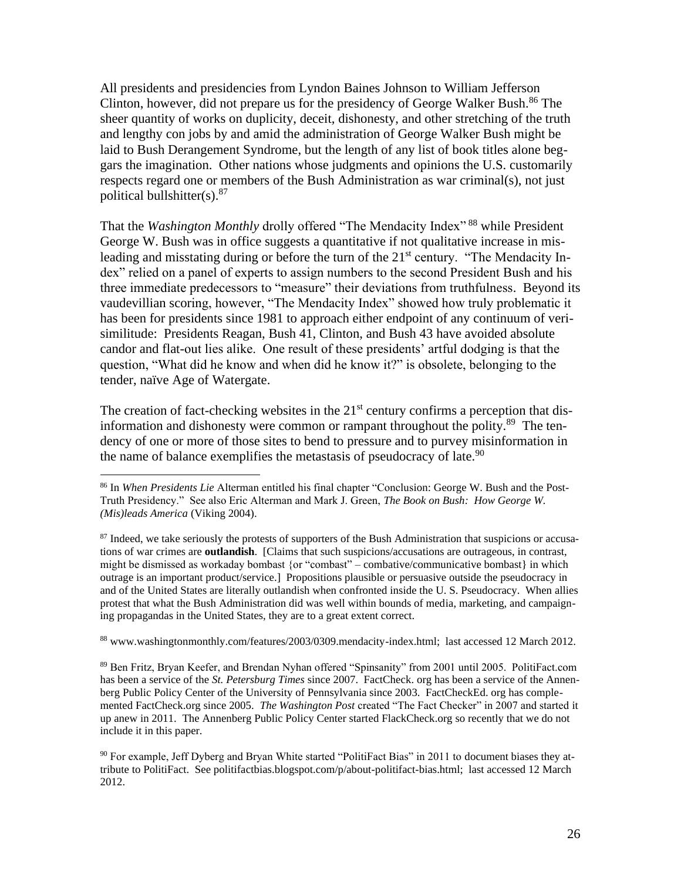All presidents and presidencies from Lyndon Baines Johnson to William Jefferson Clinton, however, did not prepare us for the presidency of George Walker Bush.[86] The sheer quantity of works on duplicity, deceit, dishonesty, and other stretching of the truth and lengthy con jobs by and amid the administration of George Walker Bush might be laid to Bush Derangement Syndrome, but the length of any list of book titles alone beggars the imagination. Other nations whose judgments and opinions the U.S. customarily respects regard one or members of the Bush Administration as war criminal(s), not just political bullshitter(s).[87]

That the *Washington Monthly* drolly offered "The Mendacity Index"[88] while President George W. Bush was in office suggests a quantitative if not qualitative increase in misleading and misstating during or before the turn of the 21st century. "The Mendacity Index" relied on a panel of experts to assign numbers to the second President Bush and his three immediate predecessors to "measure" their deviations from truthfulness. Beyond its vaudevillian scoring, however, "The Mendacity Index" showed how truly problematic it has been for presidents since 1981 to approach either endpoint of any continuum of verisimilitude: Presidents Reagan, Bush 41, Clinton, and Bush 43 have avoided absolute candor and flat-out lies alike. One result of these presidents' artful dodging is that the question, "What did he know and when did he know it?" is obsolete, belonging to the tender, naïve Age of Watergate.

The creation of fact-checking websites in the 21st century confirms a perception that disinformation and dishonesty were common or rampant throughout the polity.[89] The tendency of one or more of those sites to bend to pressure and to purvey misinformation in the name of balance exemplifies the metastasis of pseudocracy of late.[90]

---

[86] In *When Presidents Lie* Alterman entitled his final chapter "Conclusion: George W. Bush and the Post-Truth Presidency." See also Eric Alterman and Mark J. Green, *The Book on Bush: How George W. (Mis)leads America* (Viking 2004).

[87] Indeed, we take seriously the protests of supporters of the Bush Administration that suspicions or accusations of war crimes are **outlandish**. [Claims that such suspicions/accusations are outrageous, in contrast, might be dismissed as workaday bombast {or "combast" – combative/communicative bombast} in which outrage is an important product/service.] Propositions plausible or persuasive outside the pseudocracy in and of the United States are literally outlandish when confronted inside the U. S. Pseudocracy. When allies protest that what the Bush Administration did was well within bounds of media, marketing, and campaigning propagandas in the United States, they are to a great extent correct.

[88] www.washingtonmonthly.com/features/2003/0309.mendacity-index.html; last accessed 12 March 2012.

[89] Ben Fritz, Bryan Keefer, and Brendan Nyhan offered "Spinsanity" from 2001 until 2005. PolitiFact.com has been a service of the *St. Petersburg Times* since 2007. FactCheck. org has been a service of the Annenberg Public Policy Center of the University of Pennsylvania since 2003. FactCheckEd. org has complemented FactCheck.org since 2005. *The Washington Post* created "The Fact Checker" in 2007 and started it up anew in 2011. The Annenberg Public Policy Center started FlackCheck.org so recently that we do not include it in this paper.

[90] For example, Jeff Dyberg and Bryan White started "PolitiFact Bias" in 2011 to document biases they attribute to PolitiFact. See politifactbias.blogspot.com/p/about-politifact-bias.html; last accessed 12 March 2012.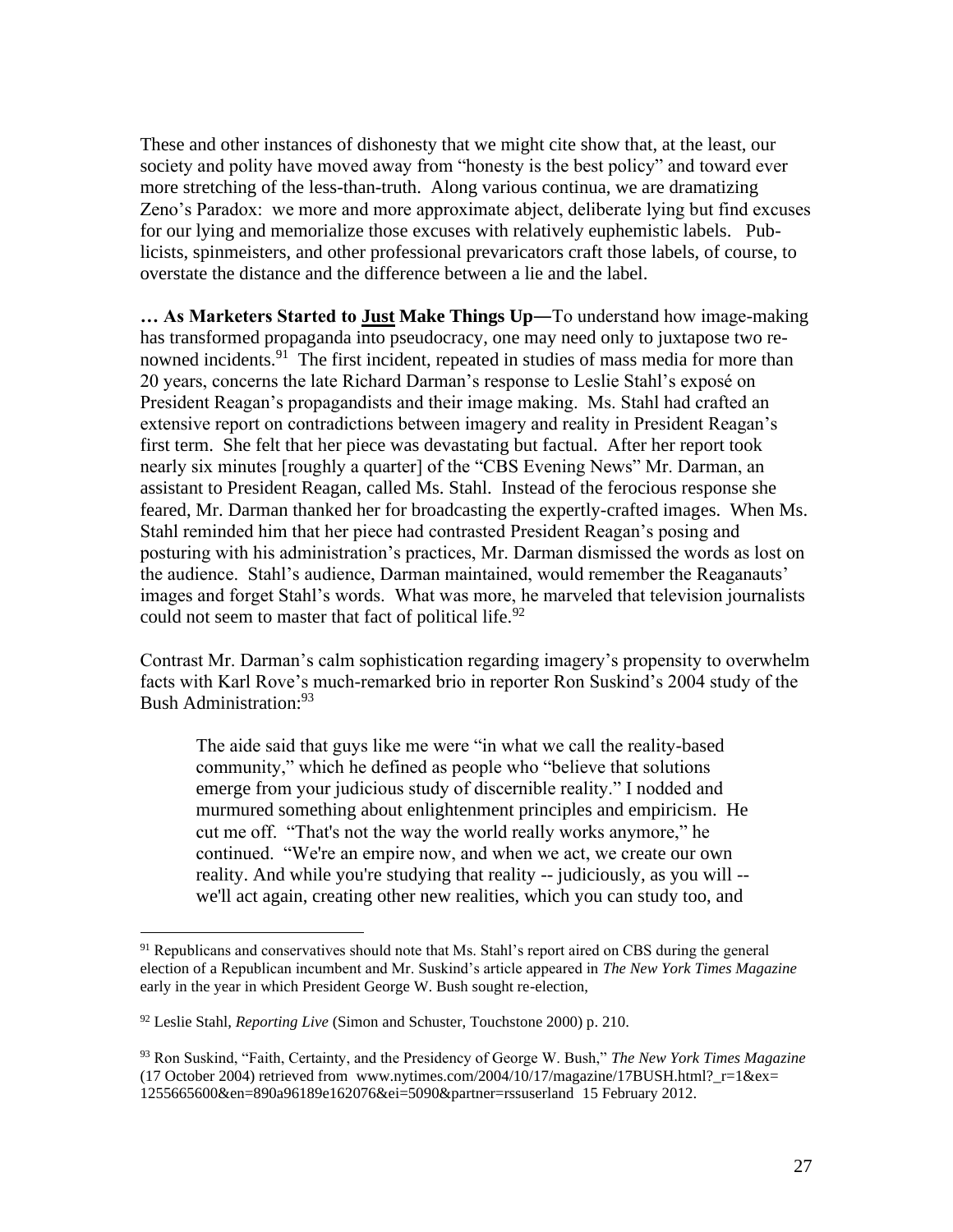These and other instances of dishonesty that we might cite show that, at the least, our society and polity have moved away from "honesty is the best policy" and toward ever more stretching of the less-than-truth. Along various continua, we are dramatizing Zeno's Paradox: we more and more approximate abject, deliberate lying but find excuses for our lying and memorialize those excuses with relatively euphemistic labels. Publicists, spinmeisters, and other professional prevaricators craft those labels, of course, to overstate the distance and the difference between a lie and the label.

**… As Marketers Started to <u>Just</u> Make Things Up—**To understand how image-making has transformed propaganda into pseudocracy, one may need only to juxtapose two renowned incidents.[91] The first incident, repeated in studies of mass media for more than 20 years, concerns the late Richard Darman's response to Leslie Stahl's exposé on President Reagan's propagandists and their image making. Ms. Stahl had crafted an extensive report on contradictions between imagery and reality in President Reagan's first term. She felt that her piece was devastating but factual. After her report took nearly six minutes [roughly a quarter] of the "CBS Evening News" Mr. Darman, an assistant to President Reagan, called Ms. Stahl. Instead of the ferocious response she feared, Mr. Darman thanked her for broadcasting the expertly-crafted images. When Ms. Stahl reminded him that her piece had contrasted President Reagan's posing and posturing with his administration's practices, Mr. Darman dismissed the words as lost on the audience. Stahl's audience, Darman maintained, would remember the Reaganauts' images and forget Stahl's words. What was more, he marveled that television journalists could not seem to master that fact of political life.[92]

Contrast Mr. Darman's calm sophistication regarding imagery's propensity to overwhelm facts with Karl Rove's much-remarked brio in reporter Ron Suskind's 2004 study of the Bush Administration:[93]

> The aide said that guys like me were "in what we call the reality-based community," which he defined as people who "believe that solutions emerge from your judicious study of discernible reality." I nodded and murmured something about enlightenment principles and empiricism. He cut me off. "That's not the way the world really works anymore," he continued. "We're an empire now, and when we act, we create our own reality. And while you're studying that reality -- judiciously, as you will -- we'll act again, creating other new realities, which you can study too, and

---

[91] Republicans and conservatives should note that Ms. Stahl's report aired on CBS during the general election of a Republican incumbent and Mr. Suskind's article appeared in *The New York Times Magazine* early in the year in which President George W. Bush sought re-election,

[92] Leslie Stahl, *Reporting Live* (Simon and Schuster, Touchstone 2000) p. 210.

[93] Ron Suskind, "Faith, Certainty, and the Presidency of George W. Bush," *The New York Times Magazine* (17 October 2004) retrieved from www.nytimes.com/2004/10/17/magazine/17BUSH.html?_r=1&ex=1255665600&en=890a96189e162076&ei=5090&partner=rssuserland 15 February 2012.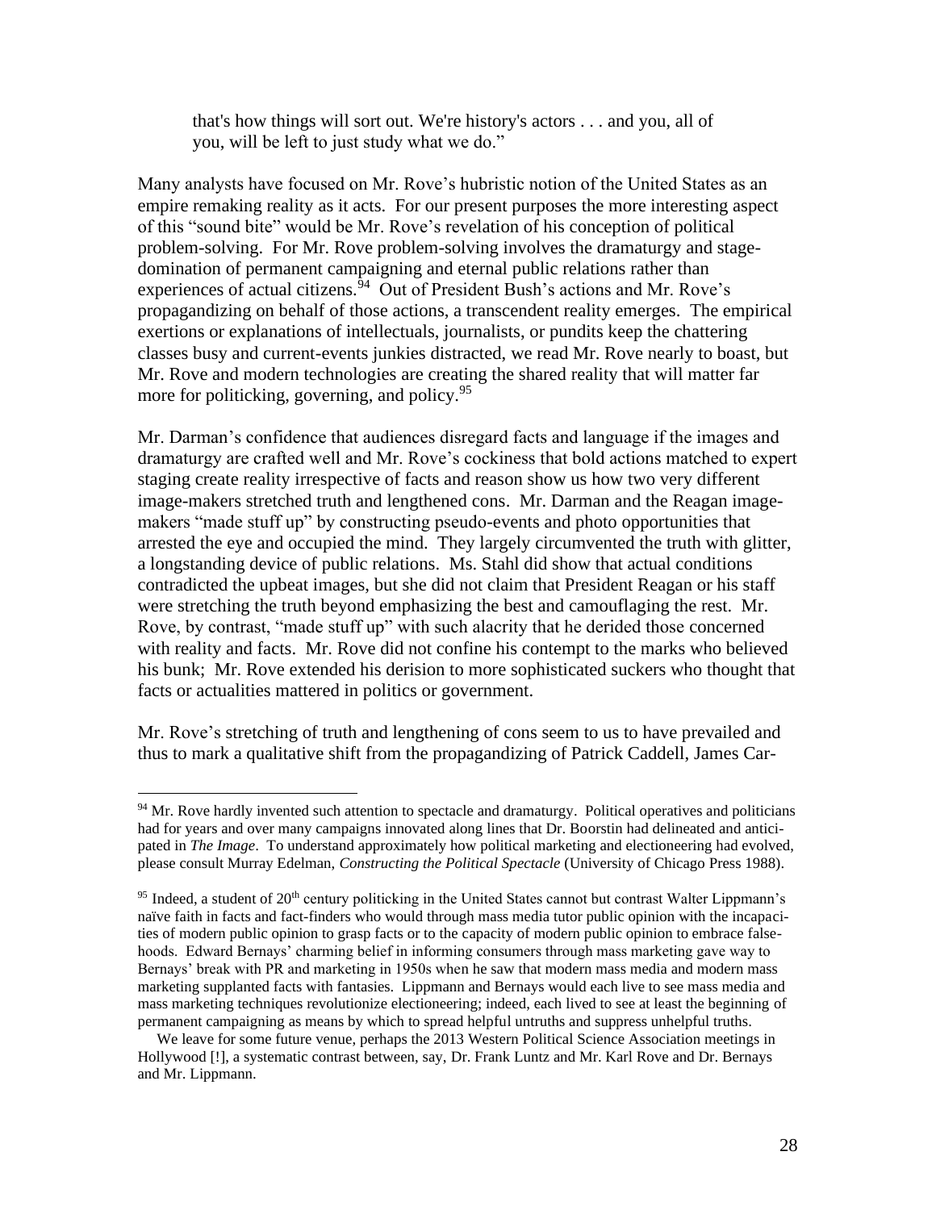> that's how things will sort out. We're history's actors . . . and you, all of you, will be left to just study what we do."

Many analysts have focused on Mr. Rove's hubristic notion of the United States as an empire remaking reality as it acts. For our present purposes the more interesting aspect of this "sound bite" would be Mr. Rove's revelation of his conception of political problem-solving. For Mr. Rove problem-solving involves the dramaturgy and stage-domination of permanent campaigning and eternal public relations rather than experiences of actual citizens.[94] Out of President Bush's actions and Mr. Rove's propagandizing on behalf of those actions, a transcendent reality emerges. The empirical exertions or explanations of intellectuals, journalists, or pundits keep the chattering classes busy and current-events junkies distracted, we read Mr. Rove nearly to boast, but Mr. Rove and modern technologies are creating the shared reality that will matter far more for politicking, governing, and policy.[95]

Mr. Darman's confidence that audiences disregard facts and language if the images and dramaturgy are crafted well and Mr. Rove's cockiness that bold actions matched to expert staging create reality irrespective of facts and reason show us how two very different image-makers stretched truth and lengthened cons. Mr. Darman and the Reagan image-makers "made stuff up" by constructing pseudo-events and photo opportunities that arrested the eye and occupied the mind. They largely circumvented the truth with glitter, a longstanding device of public relations. Ms. Stahl did show that actual conditions contradicted the upbeat images, but she did not claim that President Reagan or his staff were stretching the truth beyond emphasizing the best and camouflaging the rest. Mr. Rove, by contrast, "made stuff up" with such alacrity that he derided those concerned with reality and facts. Mr. Rove did not confine his contempt to the marks who believed his bunk; Mr. Rove extended his derision to more sophisticated suckers who thought that facts or actualities mattered in politics or government.

Mr. Rove's stretching of truth and lengthening of cons seem to us to have prevailed and thus to mark a qualitative shift from the propagandizing of Patrick Caddell, James Car-

---

[94] Mr. Rove hardly invented such attention to spectacle and dramaturgy. Political operatives and politicians had for years and over many campaigns innovated along lines that Dr. Boorstin had delineated and anticipated in *The Image*. To understand approximately how political marketing and electioneering had evolved, please consult Murray Edelman, *Constructing the Political Spectacle* (University of Chicago Press 1988).

[95] Indeed, a student of 20th century politicking in the United States cannot but contrast Walter Lippmann's naïve faith in facts and fact-finders who would through mass media tutor public opinion with the incapacities of modern public opinion to grasp facts or to the capacity of modern public opinion to embrace falsehoods. Edward Bernays' charming belief in informing consumers through mass marketing gave way to Bernays' break with PR and marketing in 1950s when he saw that modern mass media and modern mass marketing supplanted facts with fantasies. Lippmann and Bernays would each live to see mass media and mass marketing techniques revolutionize electioneering; indeed, each lived to see at least the beginning of permanent campaigning as means by which to spread helpful untruths and suppress unhelpful truths.

We leave for some future venue, perhaps the 2013 Western Political Science Association meetings in Hollywood [!], a systematic contrast between, say, Dr. Frank Luntz and Mr. Karl Rove and Dr. Bernays and Mr. Lippmann.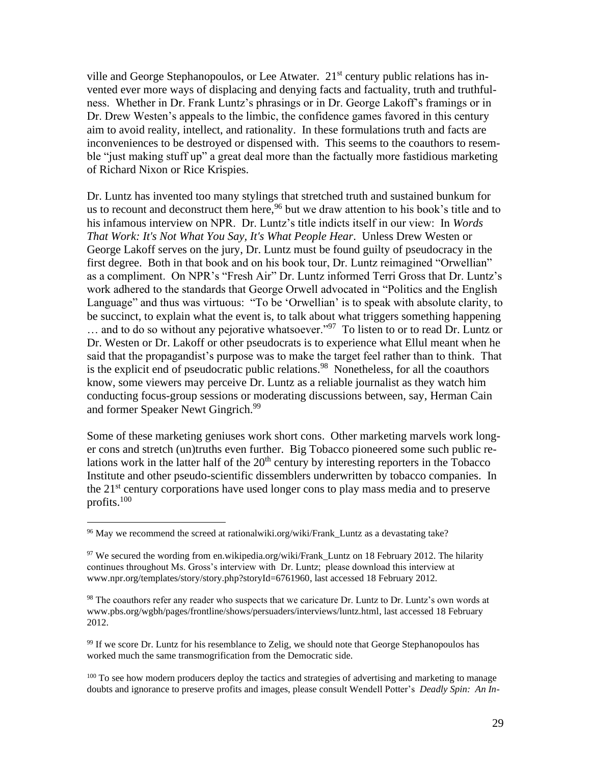ville and George Stephanopoulos, or Lee Atwater. 21st century public relations has invented ever more ways of displacing and denying facts and factuality, truth and truthfulness. Whether in Dr. Frank Luntz's phrasings or in Dr. George Lakoff's framings or in Dr. Drew Westen's appeals to the limbic, the confidence games favored in this century aim to avoid reality, intellect, and rationality. In these formulations truth and facts are inconveniences to be destroyed or dispensed with. This seems to the coauthors to resemble "just making stuff up" a great deal more than the factually more fastidious marketing of Richard Nixon or Rice Krispies.

Dr. Luntz has invented too many stylings that stretched truth and sustained bunkum for us to recount and deconstruct them here,[96] but we draw attention to his book's title and to his infamous interview on NPR. Dr. Luntz's title indicts itself in our view: In *Words That Work: It's Not What You Say, It's What People Hear*. Unless Drew Westen or George Lakoff serves on the jury, Dr. Luntz must be found guilty of pseudocracy in the first degree. Both in that book and on his book tour, Dr. Luntz reimagined "Orwellian" as a compliment. On NPR's "Fresh Air" Dr. Luntz informed Terri Gross that Dr. Luntz's work adhered to the standards that George Orwell advocated in "Politics and the English Language" and thus was virtuous: "To be 'Orwellian' is to speak with absolute clarity, to be succinct, to explain what the event is, to talk about what triggers something happening … and to do so without any pejorative whatsoever."[97] To listen to or to read Dr. Luntz or Dr. Westen or Dr. Lakoff or other pseudocrats is to experience what Ellul meant when he said that the propagandist's purpose was to make the target feel rather than to think. That is the explicit end of pseudocratic public relations.[98] Nonetheless, for all the coauthors know, some viewers may perceive Dr. Luntz as a reliable journalist as they watch him conducting focus-group sessions or moderating discussions between, say, Herman Cain and former Speaker Newt Gingrich.[99]

Some of these marketing geniuses work short cons. Other marketing marvels work longer cons and stretch (un)truths even further. Big Tobacco pioneered some such public relations work in the latter half of the 20th century by interesting reporters in the Tobacco Institute and other pseudo-scientific dissemblers underwritten by tobacco companies. In the 21st century corporations have used longer cons to play mass media and to preserve profits.[100]

---

[96] May we recommend the screed at rationalwiki.org/wiki/Frank_Luntz as a devastating take?

[97] We secured the wording from en.wikipedia.org/wiki/Frank_Luntz on 18 February 2012. The hilarity continues throughout Ms. Gross's interview with Dr. Luntz; please download this interview at www.npr.org/templates/story/story.php?storyId=6761960, last accessed 18 February 2012.

[98] The coauthors refer any reader who suspects that we caricature Dr. Luntz to Dr. Luntz's own words at www.pbs.org/wgbh/pages/frontline/shows/persuaders/interviews/luntz.html, last accessed 18 February 2012.

[99] If we score Dr. Luntz for his resemblance to Zelig, we should note that George Stephanopoulos has worked much the same transmogrification from the Democratic side.

[100] To see how modern producers deploy the tactics and strategies of advertising and marketing to manage doubts and ignorance to preserve profits and images, please consult Wendell Potter's *Deadly Spin: An In-*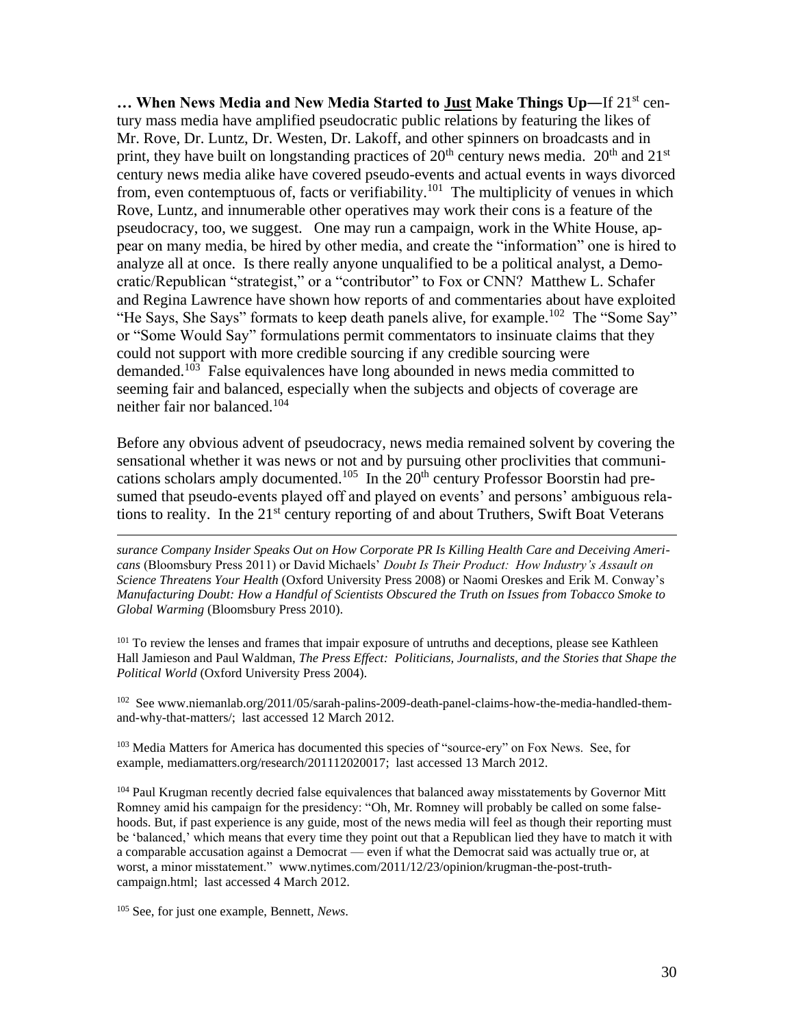**… When News Media and New Media Started to <u>Just</u> Make Things Up—**If 21st century mass media have amplified pseudocratic public relations by featuring the likes of Mr. Rove, Dr. Luntz, Dr. Westen, Dr. Lakoff, and other spinners on broadcasts and in print, they have built on longstanding practices of 20th century news media. 20th and 21st century news media alike have covered pseudo-events and actual events in ways divorced from, even contemptuous of, facts or verifiability.[101] The multiplicity of venues in which Rove, Luntz, and innumerable other operatives may work their cons is a feature of the pseudocracy, too, we suggest. One may run a campaign, work in the White House, appear on many media, be hired by other media, and create the "information" one is hired to analyze all at once. Is there really anyone unqualified to be a political analyst, a Democratic/Republican "strategist," or a "contributor" to Fox or CNN? Matthew L. Schafer and Regina Lawrence have shown how reports of and commentaries about have exploited "He Says, She Says" formats to keep death panels alive, for example.[102] The "Some Say" or "Some Would Say" formulations permit commentators to insinuate claims that they could not support with more credible sourcing if any credible sourcing were demanded.[103] False equivalences have long abounded in news media committed to seeming fair and balanced, especially when the subjects and objects of coverage are neither fair nor balanced.[104]

Before any obvious advent of pseudocracy, news media remained solvent by covering the sensational whether it was news or not and by pursuing other proclivities that communications scholars amply documented.[105] In the 20th century Professor Boorstin had presumed that pseudo-events played off and played on events' and persons' ambiguous relations to reality. In the 21st century reporting of and about Truthers, Swift Boat Veterans

---

*surance Company Insider Speaks Out on How Corporate PR Is Killing Health Care and Deceiving Americans* (Bloomsbury Press 2011) or David Michaels' *Doubt Is Their Product: How Industry's Assault on Science Threatens Your Health* (Oxford University Press 2008) or Naomi Oreskes and Erik M. Conway's *Manufacturing Doubt: How a Handful of Scientists Obscured the Truth on Issues from Tobacco Smoke to Global Warming* (Bloomsbury Press 2010).

[101] To review the lenses and frames that impair exposure of untruths and deceptions, please see Kathleen Hall Jamieson and Paul Waldman, *The Press Effect: Politicians, Journalists, and the Stories that Shape the Political World* (Oxford University Press 2004).

[102] See www.niemanlab.org/2011/05/sarah-palins-2009-death-panel-claims-how-the-media-handled-them-and-why-that-matters/; last accessed 12 March 2012.

[103] Media Matters for America has documented this species of "source-ery" on Fox News. See, for example, mediamatters.org/research/201112020017; last accessed 13 March 2012.

[104] Paul Krugman recently decried false equivalences that balanced away misstatements by Governor Mitt Romney amid his campaign for the presidency: "Oh, Mr. Romney will probably be called on some falsehoods. But, if past experience is any guide, most of the news media will feel as though their reporting must be 'balanced,' which means that every time they point out that a Republican lied they have to match it with a comparable accusation against a Democrat — even if what the Democrat said was actually true or, at worst, a minor misstatement." www.nytimes.com/2011/12/23/opinion/krugman-the-post-truth-campaign.html; last accessed 4 March 2012.

[105] See, for just one example, Bennett, *News*.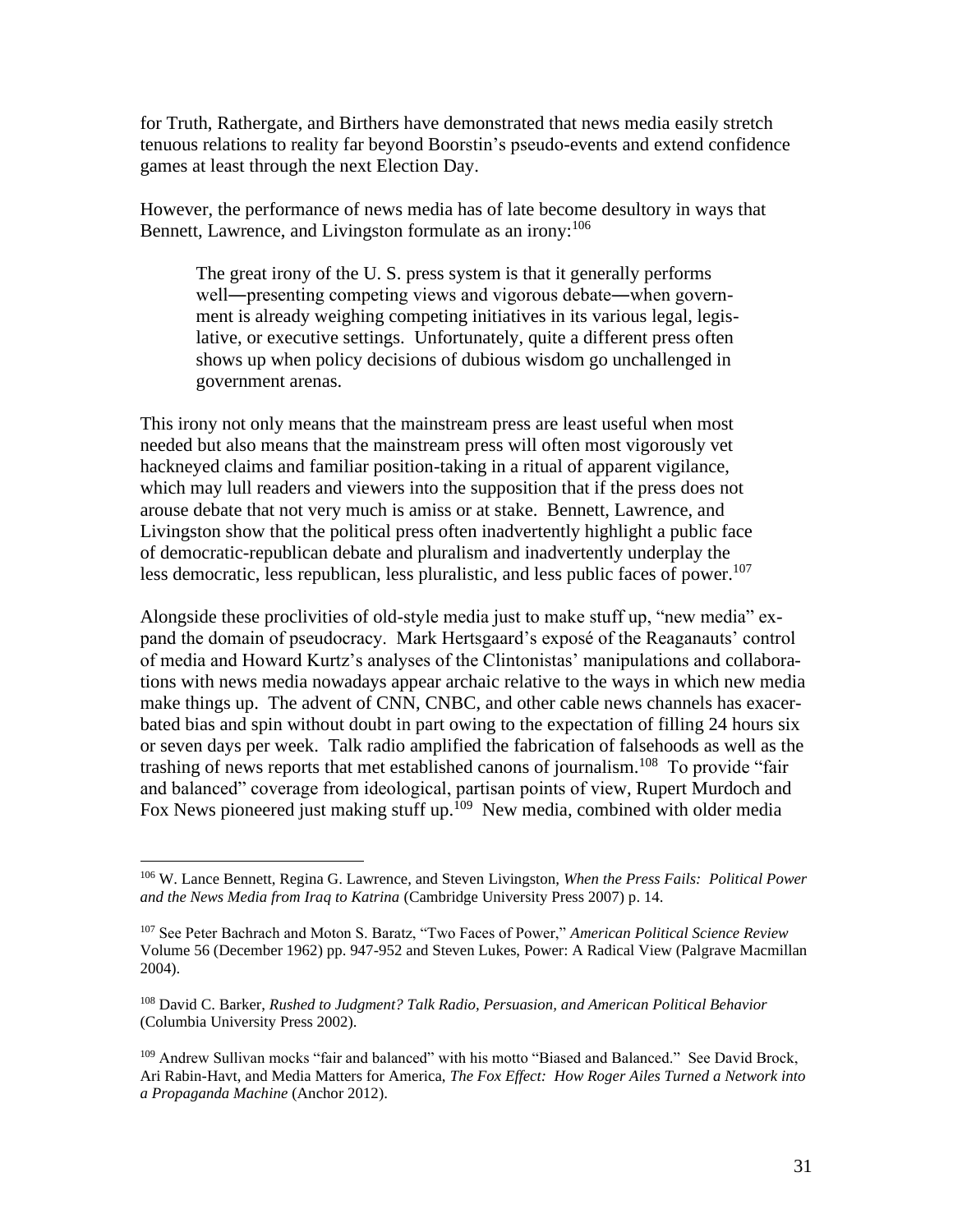for Truth, Rathergate, and Birthers have demonstrated that news media easily stretch tenuous relations to reality far beyond Boorstin's pseudo-events and extend confidence games at least through the next Election Day.

However, the performance of news media has of late become desultory in ways that Bennett, Lawrence, and Livingston formulate as an irony:[106]

> The great irony of the U. S. press system is that it generally performs well—presenting competing views and vigorous debate—when government is already weighing competing initiatives in its various legal, legislative, or executive settings. Unfortunately, quite a different press often shows up when policy decisions of dubious wisdom go unchallenged in government arenas.

This irony not only means that the mainstream press are least useful when most needed but also means that the mainstream press will often most vigorously vet hackneyed claims and familiar position-taking in a ritual of apparent vigilance, which may lull readers and viewers into the supposition that if the press does not arouse debate that not very much is amiss or at stake. Bennett, Lawrence, and Livingston show that the political press often inadvertently highlight a public face of democratic-republican debate and pluralism and inadvertently underplay the less democratic, less republican, less pluralistic, and less public faces of power.[107]

Alongside these proclivities of old-style media just to make stuff up, "new media" expand the domain of pseudocracy. Mark Hertsgaard's exposé of the Reaganauts' control of media and Howard Kurtz's analyses of the Clintonistas' manipulations and collaborations with news media nowadays appear archaic relative to the ways in which new media make things up. The advent of CNN, CNBC, and other cable news channels has exacerbated bias and spin without doubt in part owing to the expectation of filling 24 hours six or seven days per week. Talk radio amplified the fabrication of falsehoods as well as the trashing of news reports that met established canons of journalism.[108] To provide "fair and balanced" coverage from ideological, partisan points of view, Rupert Murdoch and Fox News pioneered just making stuff up.[109] New media, combined with older media

---

[106] W. Lance Bennett, Regina G. Lawrence, and Steven Livingston, *When the Press Fails: Political Power and the News Media from Iraq to Katrina* (Cambridge University Press 2007) p. 14.

[107] See Peter Bachrach and Moton S. Baratz, "Two Faces of Power," *American Political Science Review* Volume 56 (December 1962) pp. 947-952 and Steven Lukes, Power: A Radical View (Palgrave Macmillan 2004).

[108] David C. Barker, *Rushed to Judgment? Talk Radio, Persuasion, and American Political Behavior* (Columbia University Press 2002).

[109] Andrew Sullivan mocks "fair and balanced" with his motto "Biased and Balanced." See David Brock, Ari Rabin-Havt, and Media Matters for America, *The Fox Effect: How Roger Ailes Turned a Network into a Propaganda Machine* (Anchor 2012).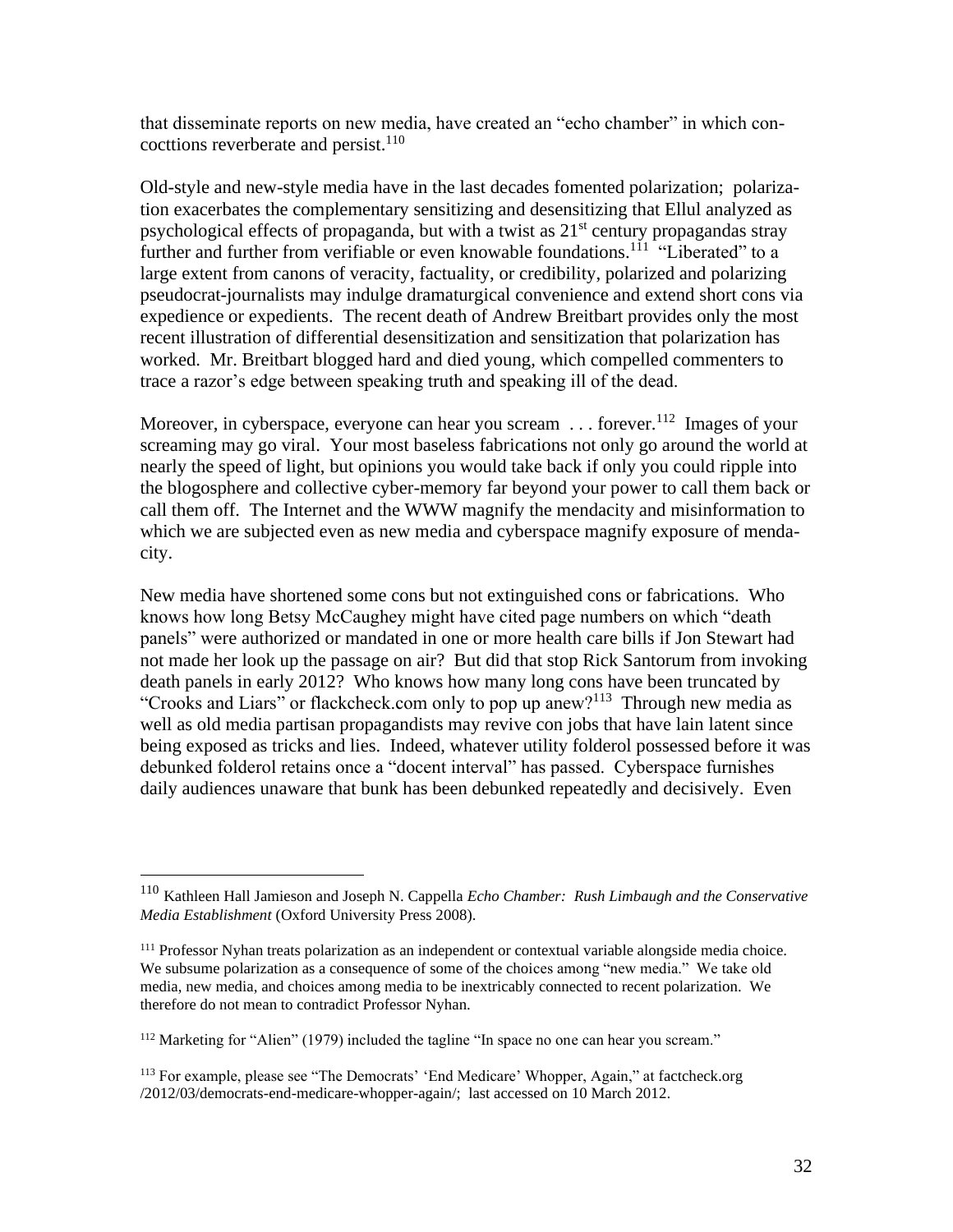that disseminate reports on new media, have created an "echo chamber" in which concocttions reverberate and persist.[110]

Old-style and new-style media have in the last decades fomented polarization; polarization exacerbates the complementary sensitizing and desensitizing that Ellul analyzed as psychological effects of propaganda, but with a twist as 21st century propagandas stray further and further from verifiable or even knowable foundations.[111] "Liberated" to a large extent from canons of veracity, factuality, or credibility, polarized and polarizing pseudocrat-journalists may indulge dramaturgical convenience and extend short cons via expedience or expedients. The recent death of Andrew Breitbart provides only the most recent illustration of differential desensitization and sensitization that polarization has worked. Mr. Breitbart blogged hard and died young, which compelled commenters to trace a razor's edge between speaking truth and speaking ill of the dead.

Moreover, in cyberspace, everyone can hear you scream . . . forever.[112] Images of your screaming may go viral. Your most baseless fabrications not only go around the world at nearly the speed of light, but opinions you would take back if only you could ripple into the blogosphere and collective cyber-memory far beyond your power to call them back or call them off. The Internet and the WWW magnify the mendacity and misinformation to which we are subjected even as new media and cyberspace magnify exposure of mendacity.

New media have shortened some cons but not extinguished cons or fabrications. Who knows how long Betsy McCaughey might have cited page numbers on which "death panels" were authorized or mandated in one or more health care bills if Jon Stewart had not made her look up the passage on air? But did that stop Rick Santorum from invoking death panels in early 2012? Who knows how many long cons have been truncated by "Crooks and Liars" or flackcheck.com only to pop up anew?[113] Through new media as well as old media partisan propagandists may revive con jobs that have lain latent since being exposed as tricks and lies. Indeed, whatever utility folderol possessed before it was debunked folderol retains once a "docent interval" has passed. Cyberspace furnishes daily audiences unaware that bunk has been debunked repeatedly and decisively. Even

---

[110] Kathleen Hall Jamieson and Joseph N. Cappella *Echo Chamber: Rush Limbaugh and the Conservative Media Establishment* (Oxford University Press 2008).

[111] Professor Nyhan treats polarization as an independent or contextual variable alongside media choice. We subsume polarization as a consequence of some of the choices among "new media." We take old media, new media, and choices among media to be inextricably connected to recent polarization. We therefore do not mean to contradict Professor Nyhan.

[112] Marketing for "Alien" (1979) included the tagline "In space no one can hear you scream."

[113] For example, please see "The Democrats' 'End Medicare' Whopper, Again," at factcheck.org /2012/03/democrats-end-medicare-whopper-again/; last accessed on 10 March 2012.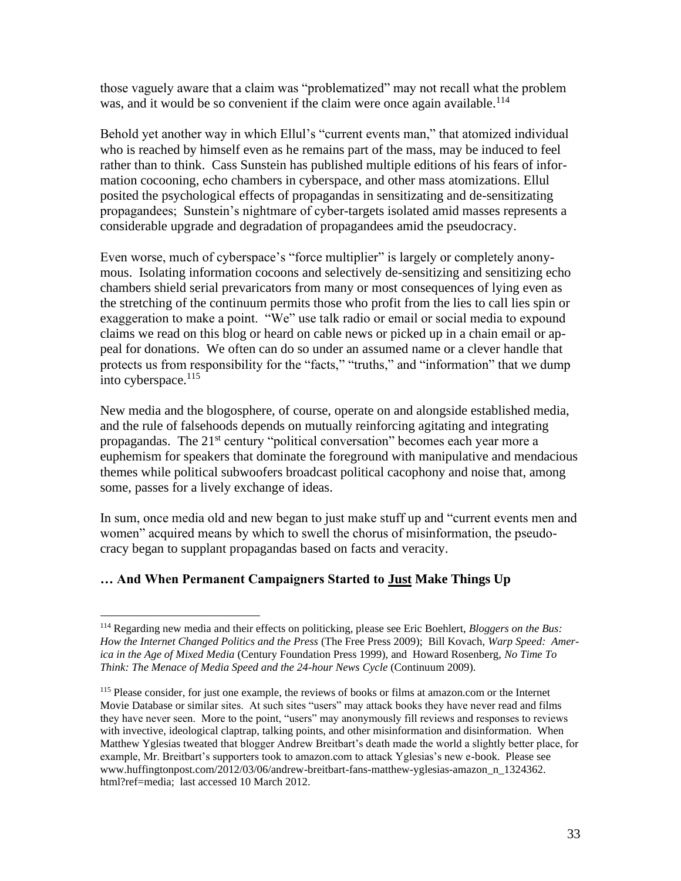those vaguely aware that a claim was "problematized" may not recall what the problem was, and it would be so convenient if the claim were once again available.[114]

Behold yet another way in which Ellul's "current events man," that atomized individual who is reached by himself even as he remains part of the mass, may be induced to feel rather than to think. Cass Sunstein has published multiple editions of his fears of information cocooning, echo chambers in cyberspace, and other mass atomizations. Ellul posited the psychological effects of propagandas in sensitizating and de-sensitizating propagandees; Sunstein's nightmare of cyber-targets isolated amid masses represents a considerable upgrade and degradation of propagandees amid the pseudocracy.

Even worse, much of cyberspace's "force multiplier" is largely or completely anonymous. Isolating information cocoons and selectively de-sensitizing and sensitizing echo chambers shield serial prevaricators from many or most consequences of lying even as the stretching of the continuum permits those who profit from the lies to call lies spin or exaggeration to make a point. "We" use talk radio or email or social media to expound claims we read on this blog or heard on cable news or picked up in a chain email or appeal for donations. We often can do so under an assumed name or a clever handle that protects us from responsibility for the "facts," "truths," and "information" that we dump into cyberspace.[115]

New media and the blogosphere, of course, operate on and alongside established media, and the rule of falsehoods depends on mutually reinforcing agitating and integrating propagandas. The 21st century "political conversation" becomes each year more a euphemism for speakers that dominate the foreground with manipulative and mendacious themes while political subwoofers broadcast political cacophony and noise that, among some, passes for a lively exchange of ideas.

In sum, once media old and new began to just make stuff up and "current events men and women" acquired means by which to swell the chorus of misinformation, the pseudocracy began to supplant propagandas based on facts and veracity.

### … And When Permanent Campaigners Started to <u>Just</u> Make Things Up

---

[114] Regarding new media and their effects on politicking, please see Eric Boehlert, *Bloggers on the Bus: How the Internet Changed Politics and the Press* (The Free Press 2009); Bill Kovach, *Warp Speed: America in the Age of Mixed Media* (Century Foundation Press 1999), and Howard Rosenberg, *No Time To Think: The Menace of Media Speed and the 24-hour News Cycle* (Continuum 2009).

[115] Please consider, for just one example, the reviews of books or films at amazon.com or the Internet Movie Database or similar sites. At such sites "users" may attack books they have never read and films they have never seen. More to the point, "users" may anonymously fill reviews and responses to reviews with invective, ideological claptrap, talking points, and other misinformation and disinformation. When Matthew Yglesias tweeted that blogger Andrew Breitbart's death made the world a slightly better place, for example, Mr. Breitbart's supporters took to amazon.com to attack Yglesias's new e-book. Please see www.huffingtonpost.com/2012/03/06/andrew-breitbart-fans-matthew-yglesias-amazon_n_1324362.html?ref=media; last accessed 10 March 2012.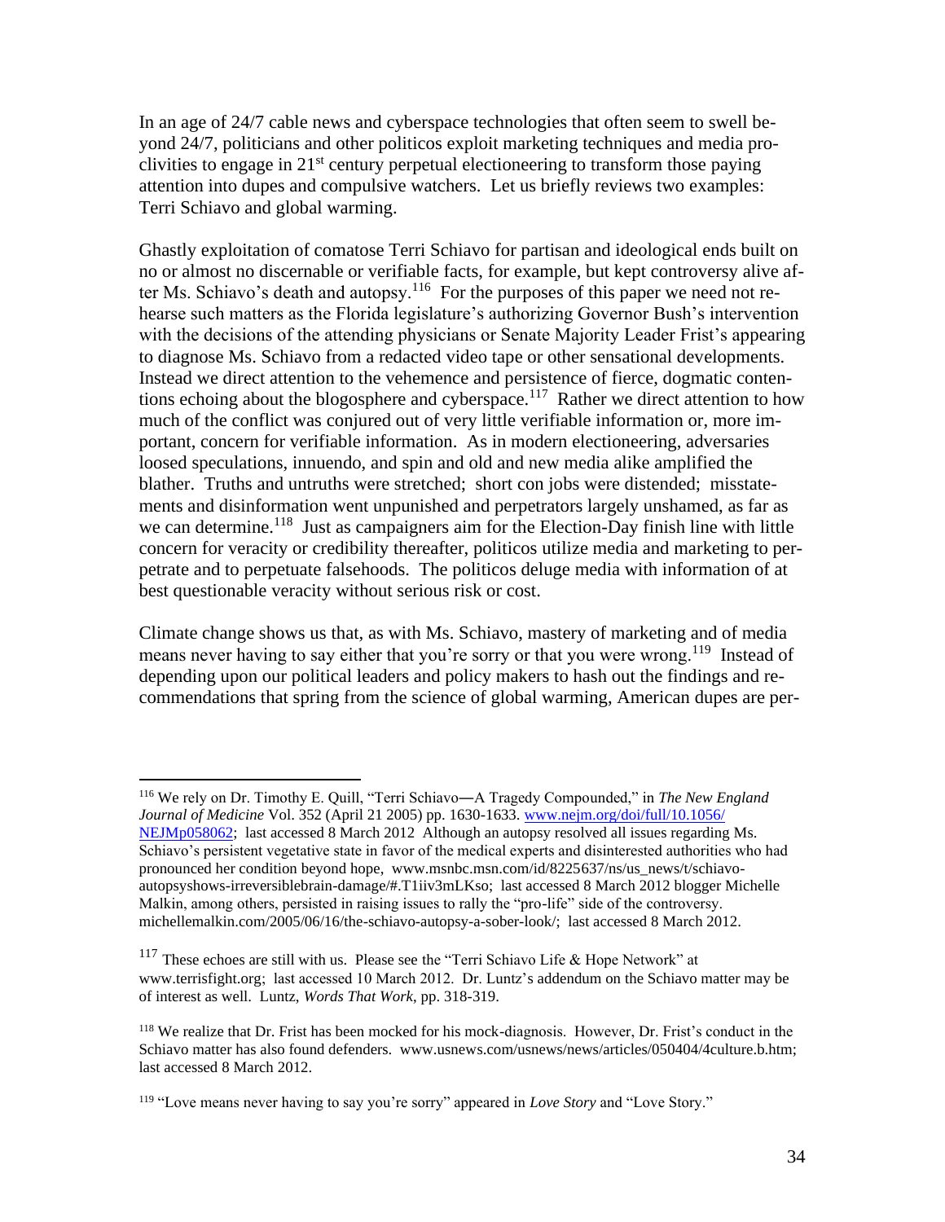In an age of 24/7 cable news and cyberspace technologies that often seem to swell beyond 24/7, politicians and other politicos exploit marketing techniques and media proclivities to engage in 21st century perpetual electioneering to transform those paying attention into dupes and compulsive watchers. Let us briefly reviews two examples: Terri Schiavo and global warming.

Ghastly exploitation of comatose Terri Schiavo for partisan and ideological ends built on no or almost no discernable or verifiable facts, for example, but kept controversy alive after Ms. Schiavo's death and autopsy.[116] For the purposes of this paper we need not rehearse such matters as the Florida legislature's authorizing Governor Bush's intervention with the decisions of the attending physicians or Senate Majority Leader Frist's appearing to diagnose Ms. Schiavo from a redacted video tape or other sensational developments. Instead we direct attention to the vehemence and persistence of fierce, dogmatic contentions echoing about the blogosphere and cyberspace.[117] Rather we direct attention to how much of the conflict was conjured out of very little verifiable information or, more important, concern for verifiable information. As in modern electioneering, adversaries loosed speculations, innuendo, and spin and old and new media alike amplified the blather. Truths and untruths were stretched; short con jobs were distended; misstatements and disinformation went unpunished and perpetrators largely unshamed, as far as we can determine.[118] Just as campaigners aim for the Election-Day finish line with little concern for veracity or credibility thereafter, politicos utilize media and marketing to perpetrate and to perpetuate falsehoods. The politicos deluge media with information of at best questionable veracity without serious risk or cost.

Climate change shows us that, as with Ms. Schiavo, mastery of marketing and of media means never having to say either that you're sorry or that you were wrong.[119] Instead of depending upon our political leaders and policy makers to hash out the findings and recommendations that spring from the science of global warming, American dupes are per-

---

[116] We rely on Dr. Timothy E. Quill, "Terri Schiavo—A Tragedy Compounded," in *The New England Journal of Medicine* Vol. 352 (April 21 2005) pp. 1630-1633. www.nejm.org/doi/full/10.1056/NEJMp058062; last accessed 8 March 2012 Although an autopsy resolved all issues regarding Ms. Schiavo's persistent vegetative state in favor of the medical experts and disinterested authorities who had pronounced her condition beyond hope, www.msnbc.msn.com/id/8225637/ns/us_news/t/schiavo-autopsyshows-irreversiblebrain-damage/#.T1iiv3mLKso; last accessed 8 March 2012 blogger Michelle Malkin, among others, persisted in raising issues to rally the "pro-life" side of the controversy. michellemalkin.com/2005/06/16/the-schiavo-autopsy-a-sober-look/; last accessed 8 March 2012.

[117] These echoes are still with us. Please see the "Terri Schiavo Life & Hope Network" at www.terrisfight.org; last accessed 10 March 2012. Dr. Luntz's addendum on the Schiavo matter may be of interest as well. Luntz, *Words That Work*, pp. 318-319.

[118] We realize that Dr. Frist has been mocked for his mock-diagnosis. However, Dr. Frist's conduct in the Schiavo matter has also found defenders. www.usnews.com/usnews/news/articles/050404/4culture.b.htm; last accessed 8 March 2012.

[119] "Love means never having to say you're sorry" appeared in *Love Story* and "Love Story."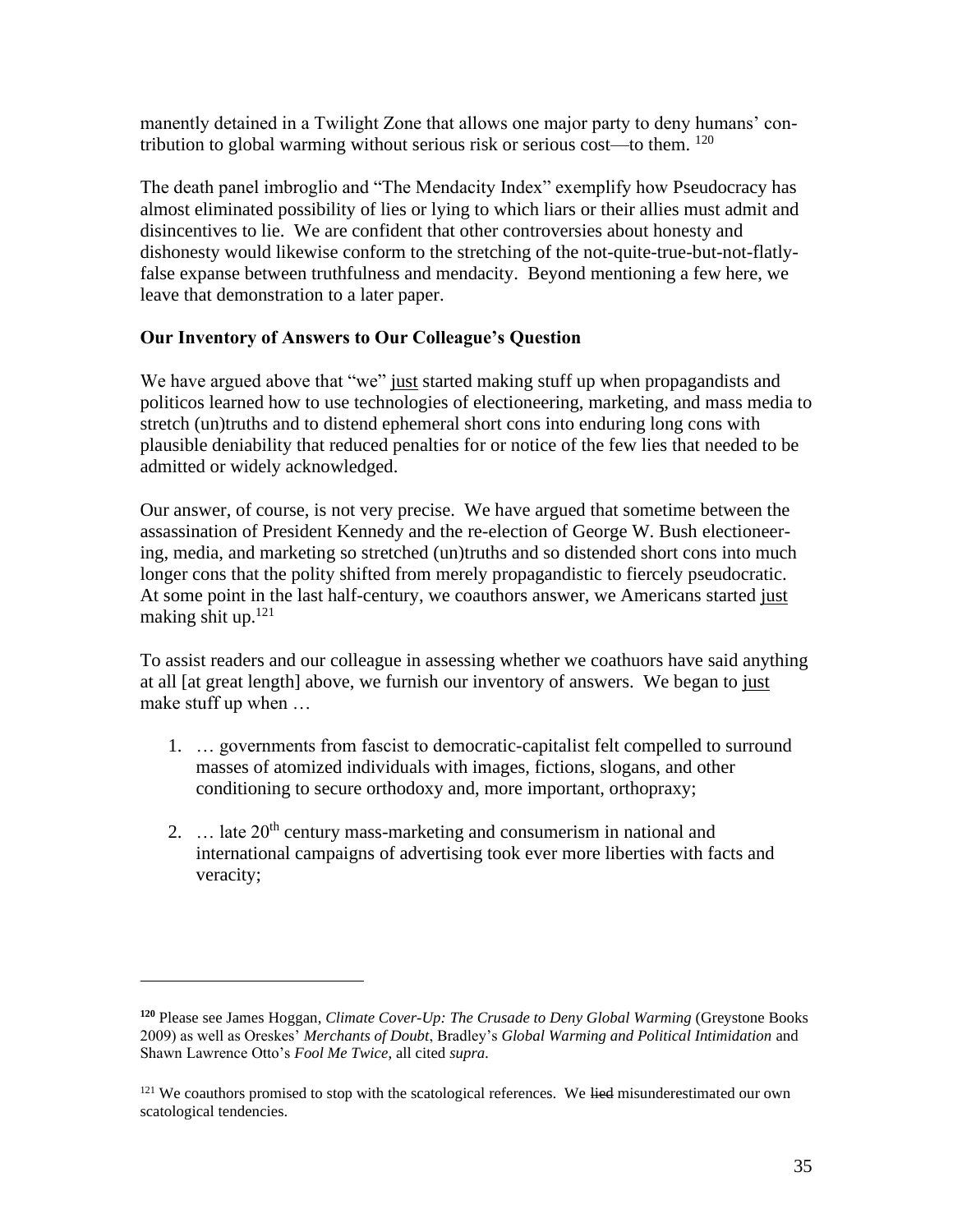manently detained in a Twilight Zone that allows one major party to deny humans' contribution to global warming without serious risk or serious cost—to them. [120]

The death panel imbroglio and "The Mendacity Index" exemplify how Pseudocracy has almost eliminated possibility of lies or lying to which liars or their allies must admit and disincentives to lie. We are confident that other controversies about honesty and dishonesty would likewise conform to the stretching of the not-quite-true-but-not-flatly-false expanse between truthfulness and mendacity. Beyond mentioning a few here, we leave that demonstration to a later paper.

**Our Inventory of Answers to Our Colleague's Question**

We have argued above that "we" <u>just</u> started making stuff up when propagandists and politicos learned how to use technologies of electioneering, marketing, and mass media to stretch (un)truths and to distend ephemeral short cons into enduring long cons with plausible deniability that reduced penalties for or notice of the few lies that needed to be admitted or widely acknowledged.

Our answer, of course, is not very precise. We have argued that sometime between the assassination of President Kennedy and the re-election of George W. Bush electioneering, media, and marketing so stretched (un)truths and so distended short cons into much longer cons that the polity shifted from merely propagandistic to fiercely pseudocratic. At some point in the last half-century, we coauthors answer, we Americans started <u>just</u> making shit up.[121]

To assist readers and our colleague in assessing whether we coathuors have said anything at all [at great length] above, we furnish our inventory of answers. We began to <u>just</u> make stuff up when …

1. … governments from fascist to democratic-capitalist felt compelled to surround masses of atomized individuals with images, fictions, slogans, and other conditioning to secure orthodoxy and, more important, orthopraxy;

2. … late 20th century mass-marketing and consumerism in national and international campaigns of advertising took ever more liberties with facts and veracity;

---

[120] Please see James Hoggan, *Climate Cover-Up: The Crusade to Deny Global Warming* (Greystone Books 2009) as well as Oreskes' *Merchants of Doubt*, Bradley's *Global Warming and Political Intimidation* and Shawn Lawrence Otto's *Fool Me Twice*, all cited *supra*.

[121] We coauthors promised to stop with the scatological references. We ~~lied~~ misunderestimated our own scatological tendencies.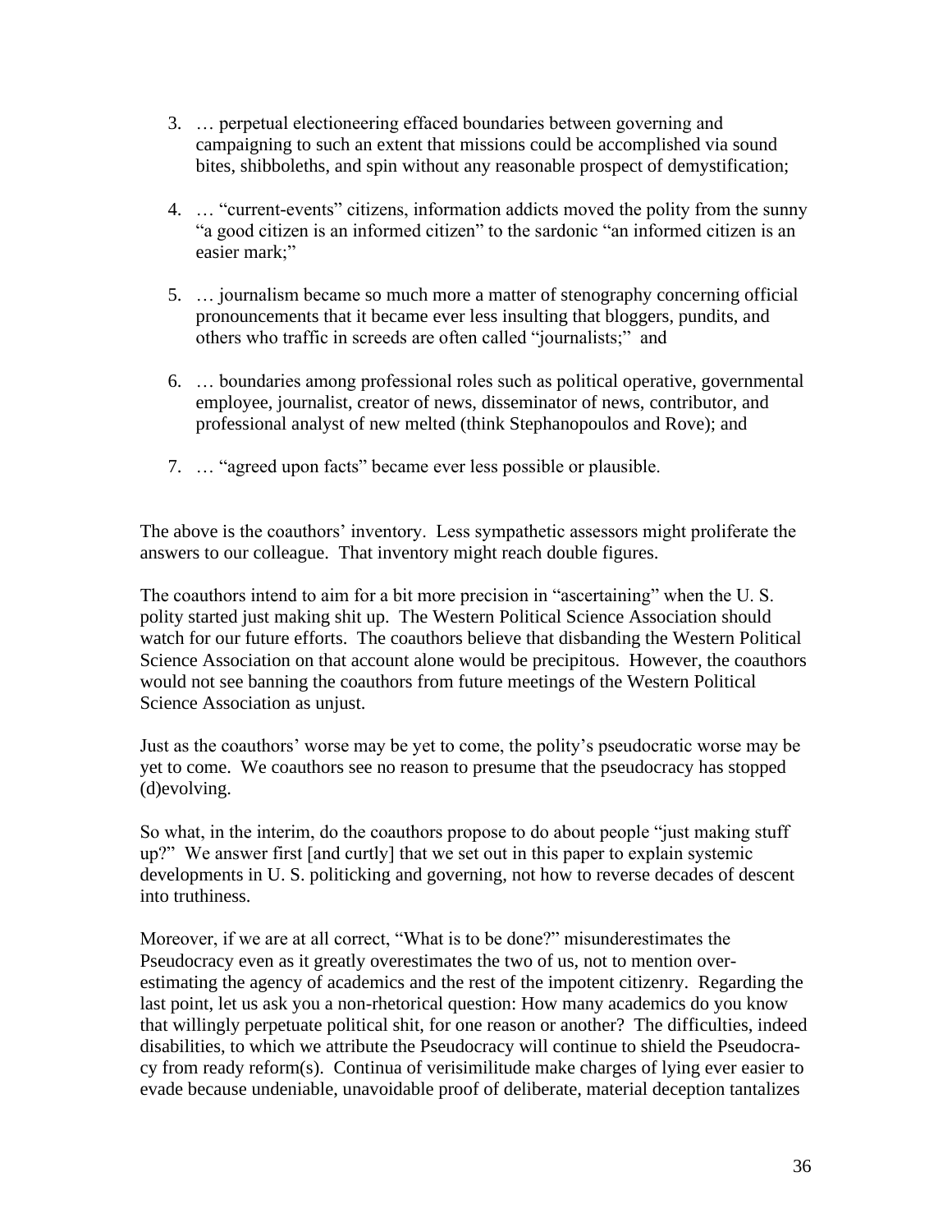3. … perpetual electioneering effaced boundaries between governing and campaigning to such an extent that missions could be accomplished via sound bites, shibboleths, and spin without any reasonable prospect of demystification;

4. … "current-events" citizens, information addicts moved the polity from the sunny "a good citizen is an informed citizen" to the sardonic "an informed citizen is an easier mark;"

5. … journalism became so much more a matter of stenography concerning official pronouncements that it became ever less insulting that bloggers, pundits, and others who traffic in screeds are often called "journalists;" and

6. … boundaries among professional roles such as political operative, governmental employee, journalist, creator of news, disseminator of news, contributor, and professional analyst of new melted (think Stephanopoulos and Rove); and

7. … "agreed upon facts" became ever less possible or plausible.

The above is the coauthors' inventory. Less sympathetic assessors might proliferate the answers to our colleague. That inventory might reach double figures.

The coauthors intend to aim for a bit more precision in "ascertaining" when the U. S. polity started just making shit up. The Western Political Science Association should watch for our future efforts. The coauthors believe that disbanding the Western Political Science Association on that account alone would be precipitous. However, the coauthors would not see banning the coauthors from future meetings of the Western Political Science Association as unjust.

Just as the coauthors' worse may be yet to come, the polity's pseudocratic worse may be yet to come. We coauthors see no reason to presume that the pseudocracy has stopped (d)evolving.

So what, in the interim, do the coauthors propose to do about people "just making stuff up?" We answer first [and curtly] that we set out in this paper to explain systemic developments in U. S. politicking and governing, not how to reverse decades of descent into truthiness.

Moreover, if we are at all correct, "What is to be done?" misunderestimates the Pseudocracy even as it greatly overestimates the two of us, not to mention over-estimating the agency of academics and the rest of the impotent citizenry. Regarding the last point, let us ask you a non-rhetorical question: How many academics do you know that willingly perpetuate political shit, for one reason or another? The difficulties, indeed disabilities, to which we attribute the Pseudocracy will continue to shield the Pseudocracy from ready reform(s). Continua of verisimilitude make charges of lying ever easier to evade because undeniable, unavoidable proof of deliberate, material deception tantalizes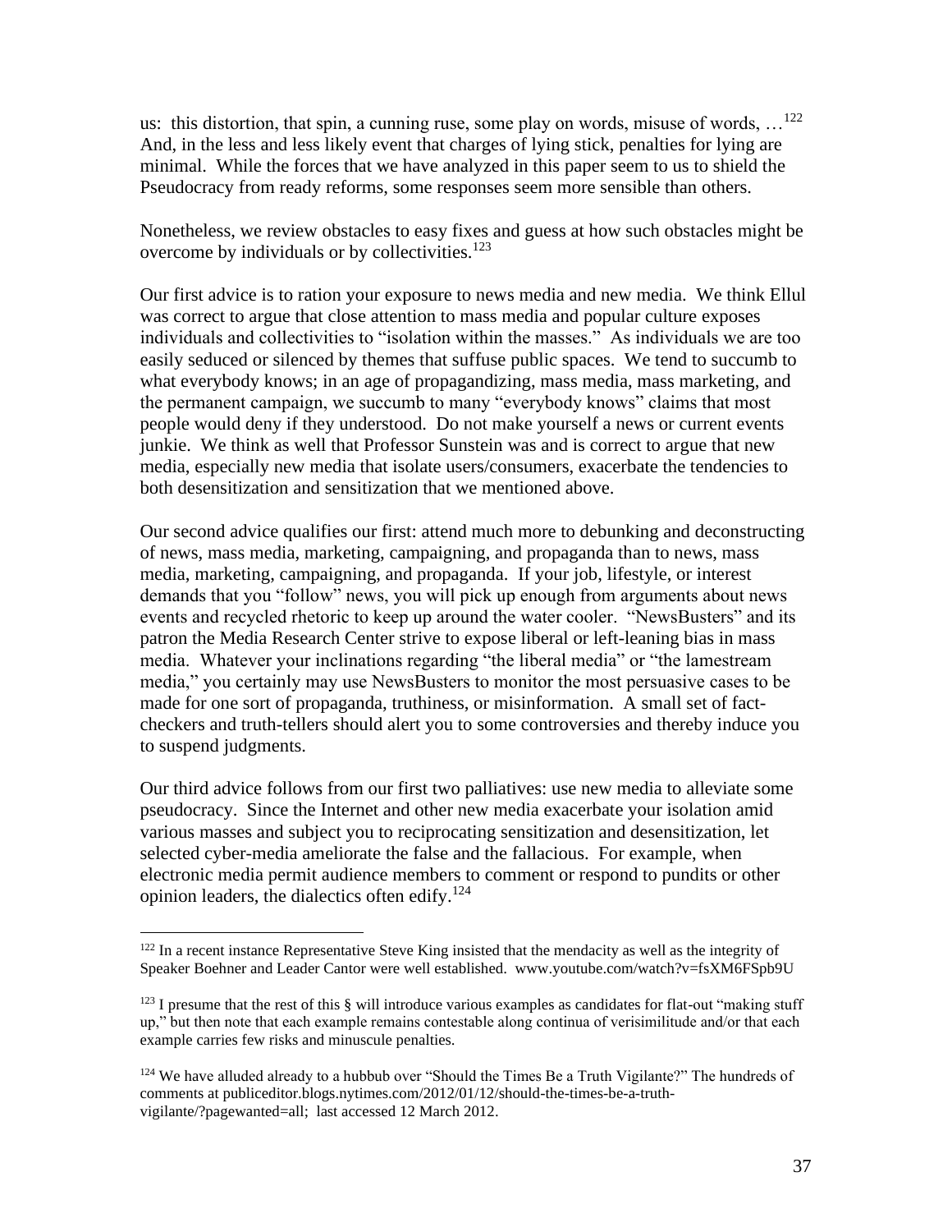us: this distortion, that spin, a cunning ruse, some play on words, misuse of words, …[122] And, in the less and less likely event that charges of lying stick, penalties for lying are minimal. While the forces that we have analyzed in this paper seem to us to shield the Pseudocracy from ready reforms, some responses seem more sensible than others.

Nonetheless, we review obstacles to easy fixes and guess at how such obstacles might be overcome by individuals or by collectivities.[123]

Our first advice is to ration your exposure to news media and new media. We think Ellul was correct to argue that close attention to mass media and popular culture exposes individuals and collectivities to "isolation within the masses." As individuals we are too easily seduced or silenced by themes that suffuse public spaces. We tend to succumb to what everybody knows; in an age of propagandizing, mass media, mass marketing, and the permanent campaign, we succumb to many "everybody knows" claims that most people would deny if they understood. Do not make yourself a news or current events junkie. We think as well that Professor Sunstein was and is correct to argue that new media, especially new media that isolate users/consumers, exacerbate the tendencies to both desensitization and sensitization that we mentioned above.

Our second advice qualifies our first: attend much more to debunking and deconstructing of news, mass media, marketing, campaigning, and propaganda than to news, mass media, marketing, campaigning, and propaganda. If your job, lifestyle, or interest demands that you "follow" news, you will pick up enough from arguments about news events and recycled rhetoric to keep up around the water cooler. "NewsBusters" and its patron the Media Research Center strive to expose liberal or left-leaning bias in mass media. Whatever your inclinations regarding "the liberal media" or "the lamestream media," you certainly may use NewsBusters to monitor the most persuasive cases to be made for one sort of propaganda, truthiness, or misinformation. A small set of fact-checkers and truth-tellers should alert you to some controversies and thereby induce you to suspend judgments.

Our third advice follows from our first two palliatives: use new media to alleviate some pseudocracy. Since the Internet and other new media exacerbate your isolation amid various masses and subject you to reciprocating sensitization and desensitization, let selected cyber-media ameliorate the false and the fallacious. For example, when electronic media permit audience members to comment or respond to pundits or other opinion leaders, the dialectics often edify.[124]

---

[122] In a recent instance Representative Steve King insisted that the mendacity as well as the integrity of Speaker Boehner and Leader Cantor were well established. www.youtube.com/watch?v=fsXM6FSpb9U

[123] I presume that the rest of this § will introduce various examples as candidates for flat-out "making stuff up," but then note that each example remains contestable along continua of verisimilitude and/or that each example carries few risks and minuscule penalties.

[124] We have alluded already to a hubbub over "Should the Times Be a Truth Vigilante?" The hundreds of comments at publiceditor.blogs.nytimes.com/2012/01/12/should-the-times-be-a-truth-vigilante/?pagewanted=all; last accessed 12 March 2012.